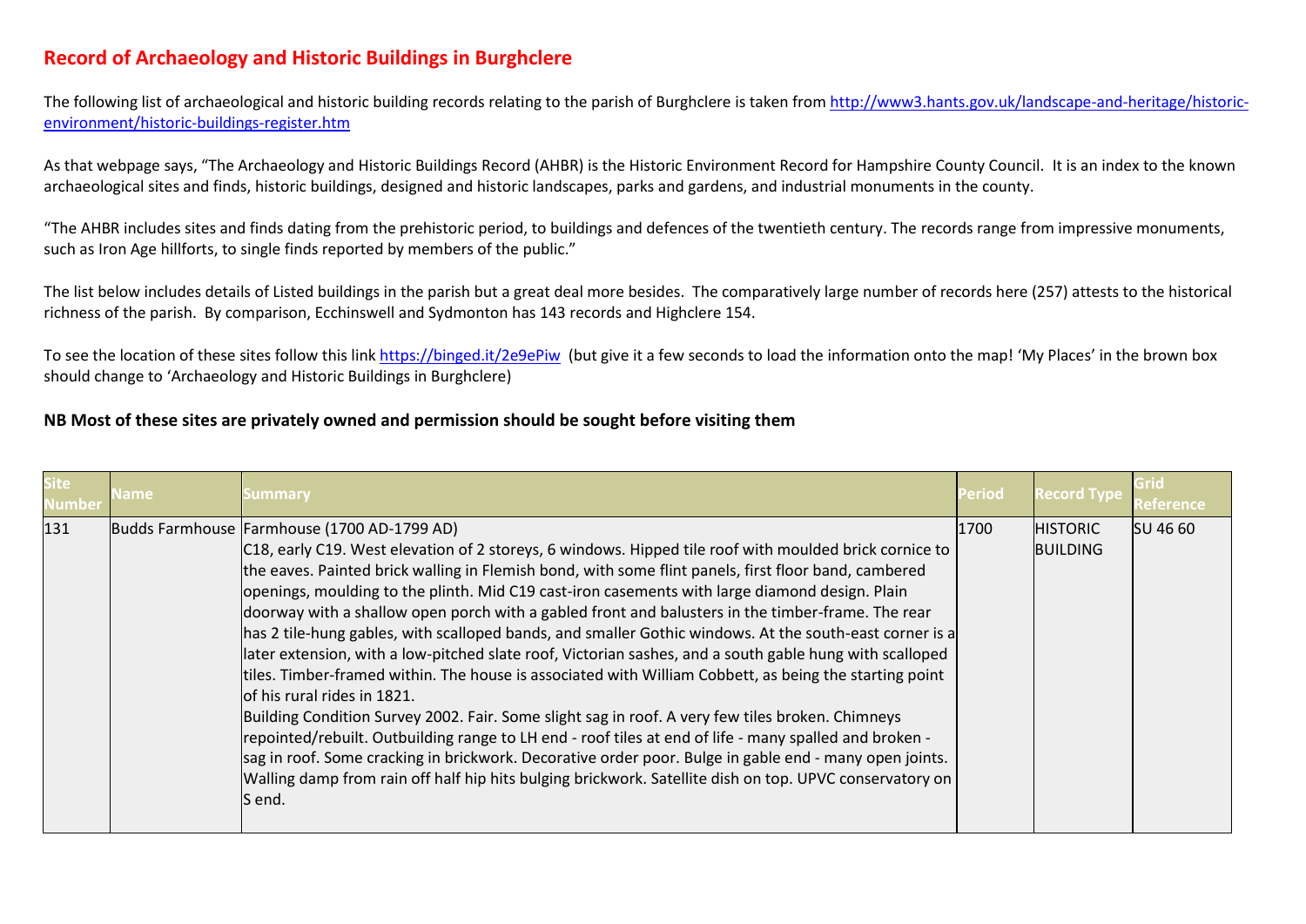# Record of Archaeology and Historic Buildings in Burghclere

The following list of archaeological and historic building records relating to the parish of Burghclere is taken from [http://www3.hants.gov.uk/landscape-and-heritage/historic-environment/historic-buildings-register.htm](http://www3.hants.gov.uk/landscape-and-heritage/historic-environment/historic-buildings-register.htm)

As that webpage says, "The Archaeology and Historic Buildings Record (AHBR) is the Historic Environment Record for Hampshire County Council. It is an index to the known archaeological sites and finds, historic buildings, designed and historic landscapes, parks and gardens, and industrial monuments in the county.

"The AHBR includes sites and finds dating from the prehistoric period, to buildings and defences of the twentieth century. The records range from impressive monuments, such as Iron Age hillforts, to single finds reported by members of the public."

The list below includes details of Listed buildings in the parish but a great deal more besides. The comparatively large number of records here (257) attests to the historical richness of the parish. By comparison, Ecchinswell and Sydmonton has 143 records and Highclere 154.

To see the location of these sites follow this link [https://binged.it/2e9ePiw](https://binged.it/2e9ePiw) (but give it a few seconds to load the information onto the map! 'My Places' in the brown box should change to 'Archaeology and Historic Buildings in Burghclere)

**NB Most of these sites are privately owned and permission should be sought before visiting them**

| Site Number | Name | Summary | Period | Record Type | Grid Reference |
|---|---|---|---|---|---|
| 131 | Budds Farmhouse | Farmhouse (1700 AD-1799 AD)<br>C18, early C19. West elevation of 2 storeys, 6 windows. Hipped tile roof with moulded brick cornice to the eaves. Painted brick walling in Flemish bond, with some flint panels, first floor band, cambered openings, moulding to the plinth. Mid C19 cast-iron casements with large diamond design. Plain doorway with a shallow open porch with a gabled front and balusters in the timber-frame. The rear has 2 tile-hung gables, with scalloped bands, and smaller Gothic windows. At the south-east corner is a later extension, with a low-pitched slate roof, Victorian sashes, and a south gable hung with scalloped tiles. Timber-framed within. The house is associated with William Cobbett, as being the starting point of his rural rides in 1821.<br>Building Condition Survey 2002. Fair. Some slight sag in roof. A very few tiles broken. Chimneys repointed/rebuilt. Outbuilding range to LH end - roof tiles at end of life - many spalled and broken - sag in roof. Some cracking in brickwork. Decorative order poor. Bulge in gable end - many open joints. Walling damp from rain off half hip hits bulging brickwork. Satellite dish on top. UPVC conservatory on S end. | 1700 | HISTORIC BUILDING | SU 46 60 |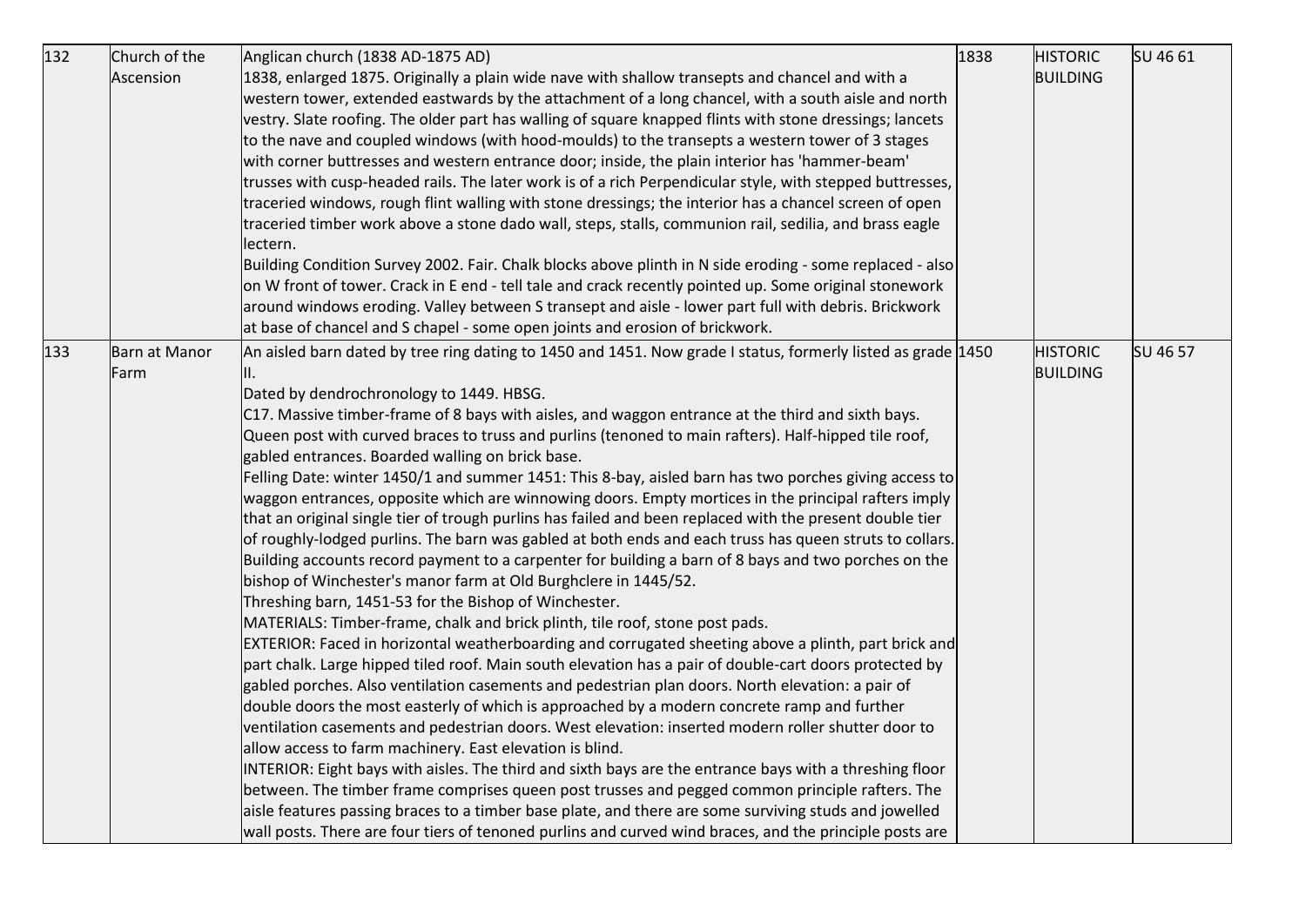| | | | | | |
|---|---|---|---|---|---|
| 132 | Church of the Ascension | Anglican church (1838 AD-1875 AD)<br>1838, enlarged 1875. Originally a plain wide nave with shallow transepts and chancel and with a western tower, extended eastwards by the attachment of a long chancel, with a south aisle and north vestry. Slate roofing. The older part has walling of square knapped flints with stone dressings; lancets to the nave and coupled windows (with hood-moulds) to the transepts a western tower of 3 stages with corner buttresses and western entrance door; inside, the plain interior has 'hammer-beam' trusses with cusp-headed rails. The later work is of a rich Perpendicular style, with stepped buttresses, traceried windows, rough flint walling with stone dressings; the interior has a chancel screen of open traceried timber work above a stone dado wall, steps, stalls, communion rail, sedilia, and brass eagle lectern.<br>Building Condition Survey 2002. Fair. Chalk blocks above plinth in N side eroding - some replaced - also on W front of tower. Crack in E end - tell tale and crack recently pointed up. Some original stonework around windows eroding. Valley between S transept and aisle - lower part full with debris. Brickwork at base of chancel and S chapel - some open joints and erosion of brickwork. | 1838 | HISTORIC BUILDING | SU 46 61 |
| 133 | Barn at Manor Farm | An aisled barn dated by tree ring dating to 1450 and 1451. Now grade I status, formerly listed as grade II.<br>Dated by dendrochronology to 1449. HBSG.<br>C17. Massive timber-frame of 8 bays with aisles, and waggon entrance at the third and sixth bays. Queen post with curved braces to truss and purlins (tenoned to main rafters). Half-hipped tile roof, gabled entrances. Boarded walling on brick base.<br>Felling Date: winter 1450/1 and summer 1451: This 8-bay, aisled barn has two porches giving access to waggon entrances, opposite which are winnowing doors. Empty mortices in the principal rafters imply that an original single tier of trough purlins has failed and been replaced with the present double tier of roughly-lodged purlins. The barn was gabled at both ends and each truss has queen struts to collars. Building accounts record payment to a carpenter for building a barn of 8 bays and two porches on the bishop of Winchester's manor farm at Old Burghclere in 1445/52.<br>Threshing barn, 1451-53 for the Bishop of Winchester.<br>MATERIALS: Timber-frame, chalk and brick plinth, tile roof, stone post pads.<br>EXTERIOR: Faced in horizontal weatherboarding and corrugated sheeting above a plinth, part brick and part chalk. Large hipped tiled roof. Main south elevation has a pair of double-cart doors protected by gabled porches. Also ventilation casements and pedestrian plan doors. North elevation: a pair of double doors the most easterly of which is approached by a modern concrete ramp and further ventilation casements and pedestrian doors. West elevation: inserted modern roller shutter door to allow access to farm machinery. East elevation is blind.<br>INTERIOR: Eight bays with aisles. The third and sixth bays are the entrance bays with a threshing floor between. The timber frame comprises queen post trusses and pegged common principle rafters. The aisle features passing braces to a timber base plate, and there are some surviving studs and jowelled wall posts. There are four tiers of tenoned purlins and curved wind braces, and the principle posts are | 1450 | HISTORIC BUILDING | SU 46 57 |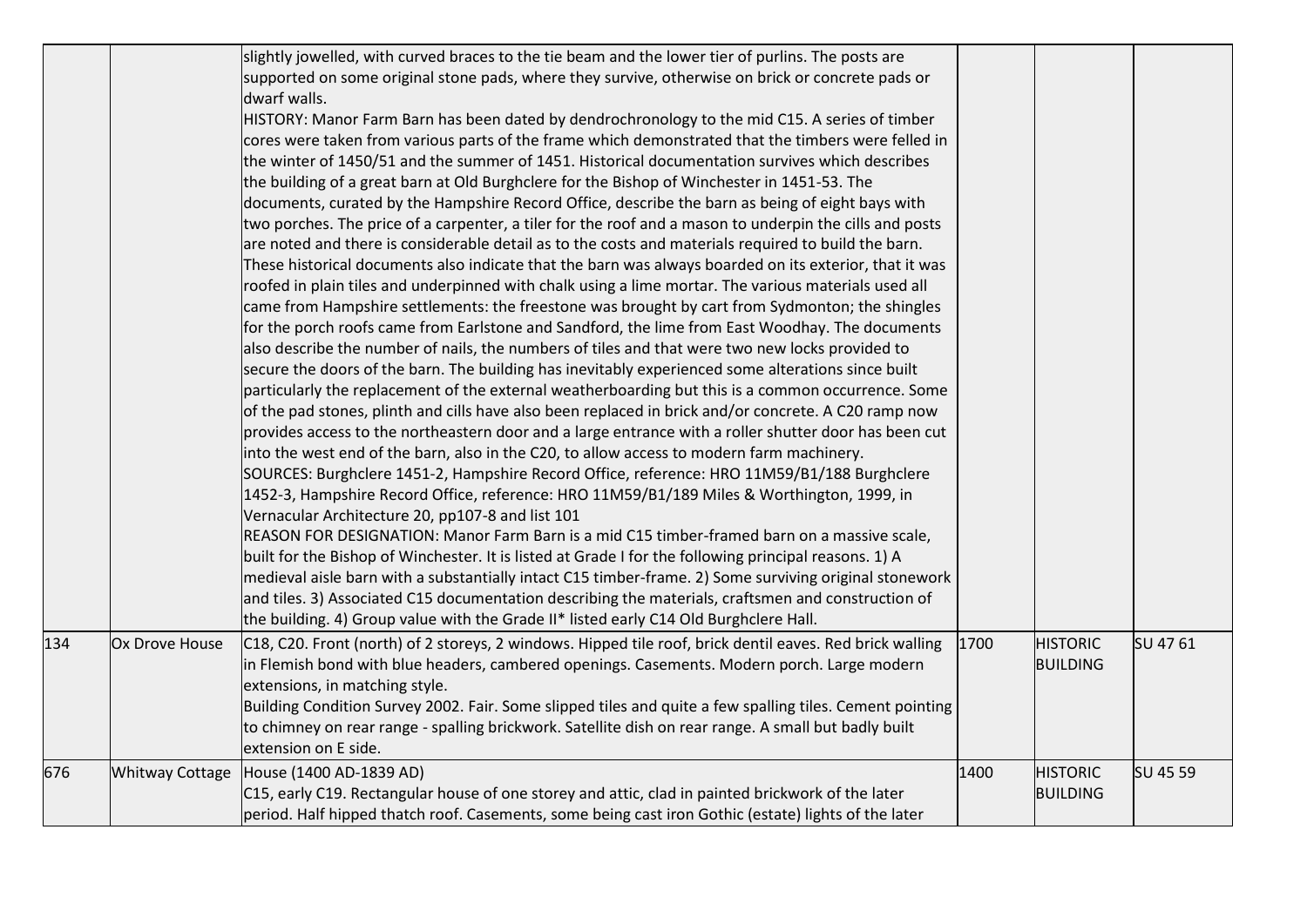| | | | | | |
|---|---|---|---|---|---|
| | | slightly jowelled, with curved braces to the tie beam and the lower tier of purlins. The posts are supported on some original stone pads, where they survive, otherwise on brick or concrete pads or dwarf walls.<br>HISTORY: Manor Farm Barn has been dated by dendrochronology to the mid C15. A series of timber cores were taken from various parts of the frame which demonstrated that the timbers were felled in the winter of 1450/51 and the summer of 1451. Historical documentation survives which describes the building of a great barn at Old Burghclere for the Bishop of Winchester in 1451-53. The documents, curated by the Hampshire Record Office, describe the barn as being of eight bays with two porches. The price of a carpenter, a tiler for the roof and a mason to underpin the cills and posts are noted and there is considerable detail as to the costs and materials required to build the barn. These historical documents also indicate that the barn was always boarded on its exterior, that it was roofed in plain tiles and underpinned with chalk using a lime mortar. The various materials used all came from Hampshire settlements: the freestone was brought by cart from Sydmonton; the shingles for the porch roofs came from Earlstone and Sandford, the lime from East Woodhay. The documents also describe the number of nails, the numbers of tiles and that were two new locks provided to secure the doors of the barn. The building has inevitably experienced some alterations since built particularly the replacement of the external weatherboarding but this is a common occurrence. Some of the pad stones, plinth and cills have also been replaced in brick and/or concrete. A C20 ramp now provides access to the northeastern door and a large entrance with a roller shutter door has been cut into the west end of the barn, also in the C20, to allow access to modern farm machinery.<br>SOURCES: Burghclere 1451-2, Hampshire Record Office, reference: HRO 11M59/B1/188 Burghclere 1452-3, Hampshire Record Office, reference: HRO 11M59/B1/189 Miles & Worthington, 1999, in Vernacular Architecture 20, pp107-8 and list 101<br>REASON FOR DESIGNATION: Manor Farm Barn is a mid C15 timber-framed barn on a massive scale, built for the Bishop of Winchester. It is listed at Grade I for the following principal reasons. 1) A medieval aisle barn with a substantially intact C15 timber-frame. 2) Some surviving original stonework and tiles. 3) Associated C15 documentation describing the materials, craftsmen and construction of the building. 4) Group value with the Grade II* listed early C14 Old Burghclere Hall. | | | |
| 134 | Ox Drove House | C18, C20. Front (north) of 2 storeys, 2 windows. Hipped tile roof, brick dentil eaves. Red brick walling in Flemish bond with blue headers, cambered openings. Casements. Modern porch. Large modern extensions, in matching style.<br>Building Condition Survey 2002. Fair. Some slipped tiles and quite a few spalling tiles. Cement pointing to chimney on rear range - spalling brickwork. Satellite dish on rear range. A small but badly built extension on E side. | 1700 | HISTORIC BUILDING | SU 47 61 |
| 676 | Whitway Cottage | House (1400 AD-1839 AD)<br>C15, early C19. Rectangular house of one storey and attic, clad in painted brickwork of the later period. Half hipped thatch roof. Casements, some being cast iron Gothic (estate) lights of the later | 1400 | HISTORIC BUILDING | SU 45 59 |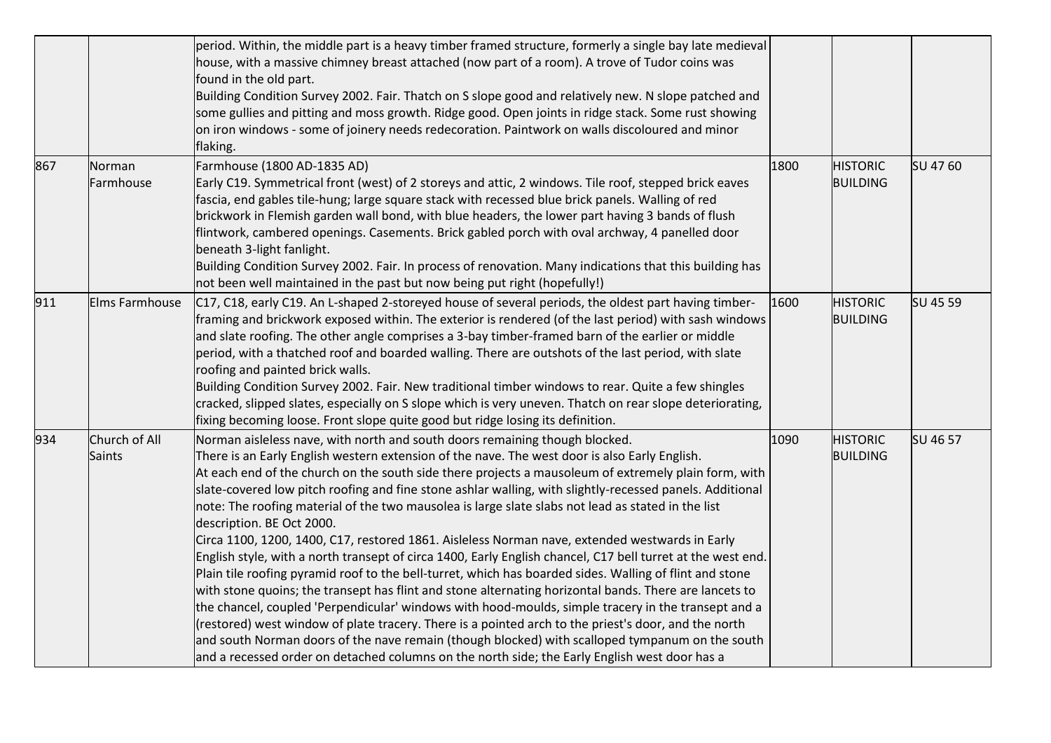|  |  |  |  |  |  |
|---|---|---|---|---|---|
|  |  | period. Within, the middle part is a heavy timber framed structure, formerly a single bay late medieval house, with a massive chimney breast attached (now part of a room). A trove of Tudor coins was found in the old part.<br>Building Condition Survey 2002. Fair. Thatch on S slope good and relatively new. N slope patched and some gullies and pitting and moss growth. Ridge good. Open joints in ridge stack. Some rust showing on iron windows - some of joinery needs redecoration. Paintwork on walls discoloured and minor flaking. |  |  |  |
| 867 | Norman Farmhouse | Farmhouse (1800 AD-1835 AD)<br>Early C19. Symmetrical front (west) of 2 storeys and attic, 2 windows. Tile roof, stepped brick eaves fascia, end gables tile-hung; large square stack with recessed blue brick panels. Walling of red brickwork in Flemish garden wall bond, with blue headers, the lower part having 3 bands of flush flintwork, cambered openings. Casements. Brick gabled porch with oval archway, 4 panelled door beneath 3-light fanlight.<br>Building Condition Survey 2002. Fair. In process of renovation. Many indications that this building has not been well maintained in the past but now being put right (hopefully!) | 1800 | HISTORIC BUILDING | SU 47 60 |
| 911 | Elms Farmhouse | C17, C18, early C19. An L-shaped 2-storeyed house of several periods, the oldest part having timber-framing and brickwork exposed within. The exterior is rendered (of the last period) with sash windows and slate roofing. The other angle comprises a 3-bay timber-framed barn of the earlier or middle period, with a thatched roof and boarded walling. There are outshots of the last period, with slate roofing and painted brick walls.<br>Building Condition Survey 2002. Fair. New traditional timber windows to rear. Quite a few shingles cracked, slipped slates, especially on S slope which is very uneven. Thatch on rear slope deteriorating, fixing becoming loose. Front slope quite good but ridge losing its definition. | 1600 | HISTORIC BUILDING | SU 45 59 |
| 934 | Church of All Saints | Norman aisleless nave, with north and south doors remaining though blocked.<br>There is an Early English western extension of the nave. The west door is also Early English.<br>At each end of the church on the south side there projects a mausoleum of extremely plain form, with slate-covered low pitch roofing and fine stone ashlar walling, with slightly-recessed panels. Additional note: The roofing material of the two mausolea is large slate slabs not lead as stated in the list description. BE Oct 2000.<br>Circa 1100, 1200, 1400, C17, restored 1861. Aisleless Norman nave, extended westwards in Early English style, with a north transept of circa 1400, Early English chancel, C17 bell turret at the west end. Plain tile roofing pyramid roof to the bell-turret, which has boarded sides. Walling of flint and stone with stone quoins; the transept has flint and stone alternating horizontal bands. There are lancets to the chancel, coupled 'Perpendicular' windows with hood-moulds, simple tracery in the transept and a (restored) west window of plate tracery. There is a pointed arch to the priest's door, and the north and south Norman doors of the nave remain (though blocked) with scalloped tympanum on the south and a recessed order on detached columns on the north side; the Early English west door has a | 1090 | HISTORIC BUILDING | SU 46 57 |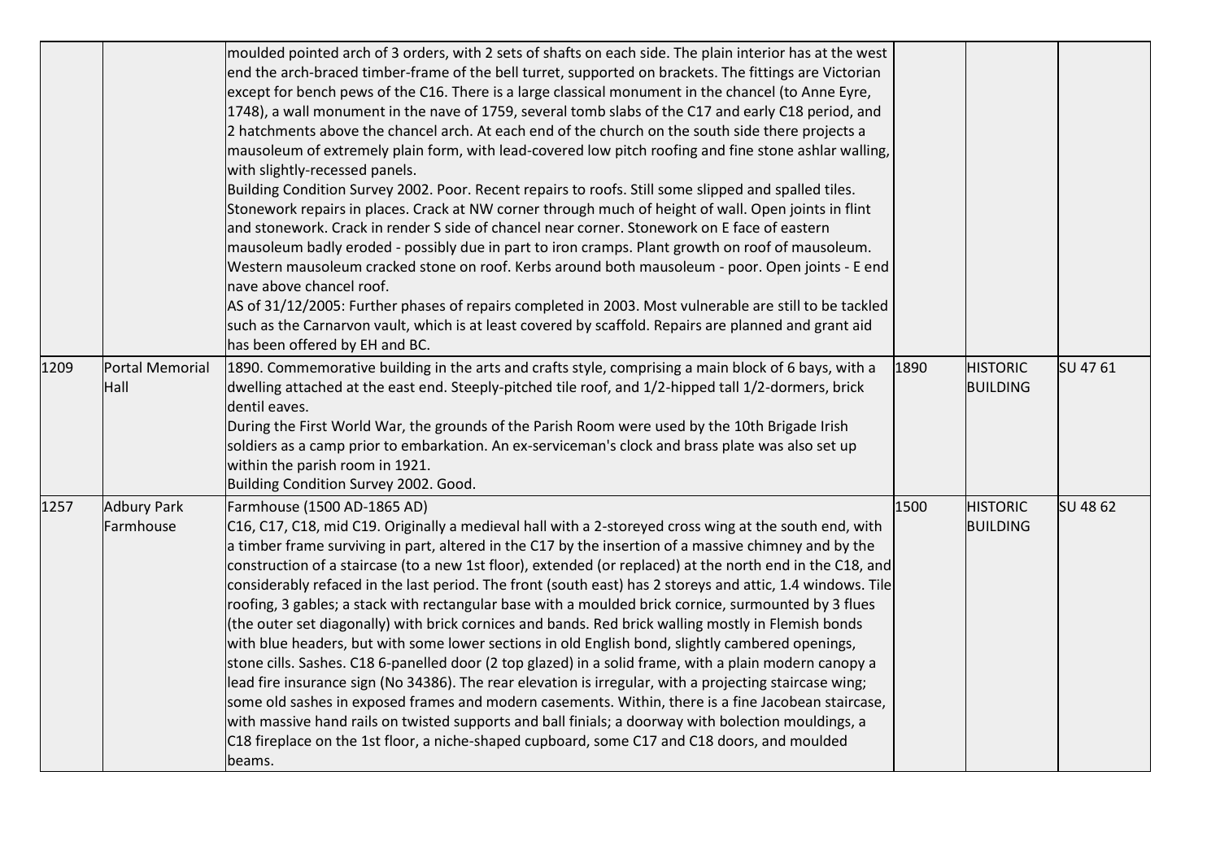| | | | | | |
|---|---|---|---|---|---|
| | | moulded pointed arch of 3 orders, with 2 sets of shafts on each side. The plain interior has at the west end the arch-braced timber-frame of the bell turret, supported on brackets. The fittings are Victorian except for bench pews of the C16. There is a large classical monument in the chancel (to Anne Eyre, 1748), a wall monument in the nave of 1759, several tomb slabs of the C17 and early C18 period, and 2 hatchments above the chancel arch. At each end of the church on the south side there projects a mausoleum of extremely plain form, with lead-covered low pitch roofing and fine stone ashlar walling, with slightly-recessed panels.<br>Building Condition Survey 2002. Poor. Recent repairs to roofs. Still some slipped and spalled tiles. Stonework repairs in places. Crack at NW corner through much of height of wall. Open joints in flint and stonework. Crack in render S side of chancel near corner. Stonework on E face of eastern mausoleum badly eroded - possibly due in part to iron cramps. Plant growth on roof of mausoleum. Western mausoleum cracked stone on roof. Kerbs around both mausoleum - poor. Open joints - E end nave above chancel roof.<br>AS of 31/12/2005: Further phases of repairs completed in 2003. Most vulnerable are still to be tackled such as the Carnarvon vault, which is at least covered by scaffold. Repairs are planned and grant aid has been offered by EH and BC. | | | |
| 1209 | Portal Memorial Hall | 1890. Commemorative building in the arts and crafts style, comprising a main block of 6 bays, with a dwelling attached at the east end. Steeply-pitched tile roof, and 1/2-hipped tall 1/2-dormers, brick dentil eaves.<br>During the First World War, the grounds of the Parish Room were used by the 10th Brigade Irish soldiers as a camp prior to embarkation. An ex-serviceman's clock and brass plate was also set up within the parish room in 1921.<br>Building Condition Survey 2002. Good. | 1890 | HISTORIC BUILDING | SU 47 61 |
| 1257 | Adbury Park Farmhouse | Farmhouse (1500 AD-1865 AD)<br>C16, C17, C18, mid C19. Originally a medieval hall with a 2-storeyed cross wing at the south end, with a timber frame surviving in part, altered in the C17 by the insertion of a massive chimney and by the construction of a staircase (to a new 1st floor), extended (or replaced) at the north end in the C18, and considerably refaced in the last period. The front (south east) has 2 storeys and attic, 1.4 windows. Tile roofing, 3 gables; a stack with rectangular base with a moulded brick cornice, surmounted by 3 flues (the outer set diagonally) with brick cornices and bands. Red brick walling mostly in Flemish bonds with blue headers, but with some lower sections in old English bond, slightly cambered openings, stone cills. Sashes. C18 6-panelled door (2 top glazed) in a solid frame, with a plain modern canopy a lead fire insurance sign (No 34386). The rear elevation is irregular, with a projecting staircase wing; some old sashes in exposed frames and modern casements. Within, there is a fine Jacobean staircase, with massive hand rails on twisted supports and ball finials; a doorway with bolection mouldings, a C18 fireplace on the 1st floor, a niche-shaped cupboard, some C17 and C18 doors, and moulded beams. | 1500 | HISTORIC BUILDING | SU 48 62 |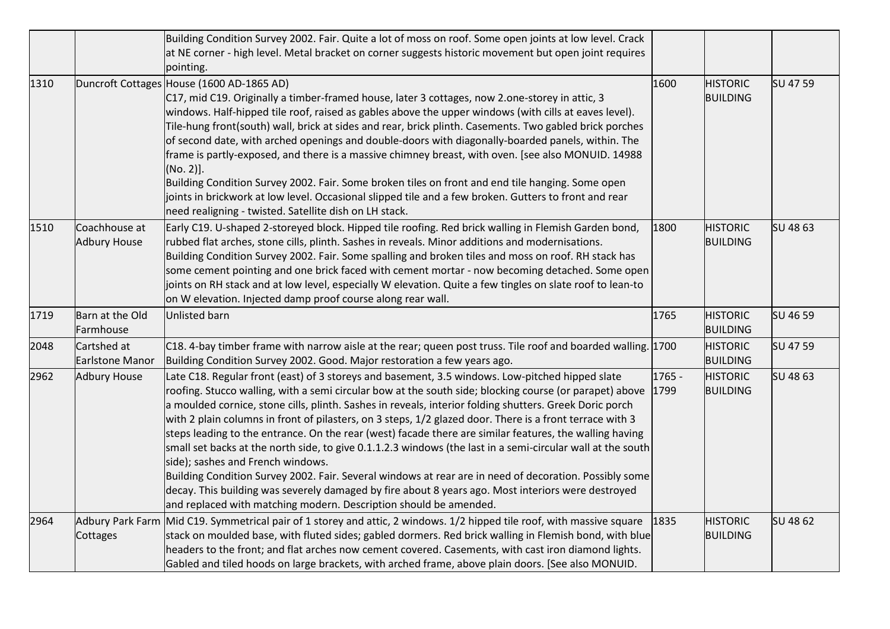| | | | | | |
|---|---|---|---|---|---|
| | | Building Condition Survey 2002. Fair. Quite a lot of moss on roof. Some open joints at low level. Crack at NE corner - high level. Metal bracket on corner suggests historic movement but open joint requires pointing. | | | |
| 1310 | Duncroft Cottages | House (1600 AD-1865 AD)<br>C17, mid C19. Originally a timber-framed house, later 3 cottages, now 2.one-storey in attic, 3 windows. Half-hipped tile roof, raised as gables above the upper windows (with cills at eaves level). Tile-hung front(south) wall, brick at sides and rear, brick plinth. Casements. Two gabled brick porches of second date, with arched openings and double-doors with diagonally-boarded panels, within. The frame is partly-exposed, and there is a massive chimney breast, with oven. [see also MONUID. 14988 (No. 2)].<br>Building Condition Survey 2002. Fair. Some broken tiles on front and end tile hanging. Some open joints in brickwork at low level. Occasional slipped tile and a few broken. Gutters to front and rear need realigning - twisted. Satellite dish on LH stack. | 1600 | HISTORIC BUILDING | SU 47 59 |
| 1510 | Coachhouse at Adbury House | Early C19. U-shaped 2-storeyed block. Hipped tile roofing. Red brick walling in Flemish Garden bond, rubbed flat arches, stone cills, plinth. Sashes in reveals. Minor additions and modernisations.<br>Building Condition Survey 2002. Fair. Some spalling and broken tiles and moss on roof. RH stack has some cement pointing and one brick faced with cement mortar - now becoming detached. Some open joints on RH stack and at low level, especially W elevation. Quite a few tingles on slate roof to lean-to on W elevation. Injected damp proof course along rear wall. | 1800 | HISTORIC BUILDING | SU 48 63 |
| 1719 | Barn at the Old Farmhouse | Unlisted barn | 1765 | HISTORIC BUILDING | SU 46 59 |
| 2048 | Cartshed at Earlstone Manor | C18. 4-bay timber frame with narrow aisle at the rear; queen post truss. Tile roof and boarded walling.<br>Building Condition Survey 2002. Good. Major restoration a few years ago. | 1700 | HISTORIC BUILDING | SU 47 59 |
| 2962 | Adbury House | Late C18. Regular front (east) of 3 storeys and basement, 3.5 windows. Low-pitched hipped slate roofing. Stucco walling, with a semi circular bow at the south side; blocking course (or parapet) above a moulded cornice, stone cills, plinth. Sashes in reveals, interior folding shutters. Greek Doric porch with 2 plain columns in front of pilasters, on 3 steps, 1/2 glazed door. There is a front terrace with 3 steps leading to the entrance. On the rear (west) facade there are similar features, the walling having small set backs at the north side, to give 0.1.1.2.3 windows (the last in a semi-circular wall at the south side); sashes and French windows.<br>Building Condition Survey 2002. Fair. Several windows at rear are in need of decoration. Possibly some decay. This building was severely damaged by fire about 8 years ago. Most interiors were destroyed and replaced with matching modern. Description should be amended. | 1765 - 1799 | HISTORIC BUILDING | SU 48 63 |
| 2964 | Adbury Park Farm Cottages | Mid C19. Symmetrical pair of 1 storey and attic, 2 windows. 1/2 hipped tile roof, with massive square stack on moulded base, with fluted sides; gabled dormers. Red brick walling in Flemish bond, with blue headers to the front; and flat arches now cement covered. Casements, with cast iron diamond lights. Gabled and tiled hoods on large brackets, with arched frame, above plain doors. [See also MONUID. | 1835 | HISTORIC BUILDING | SU 48 62 |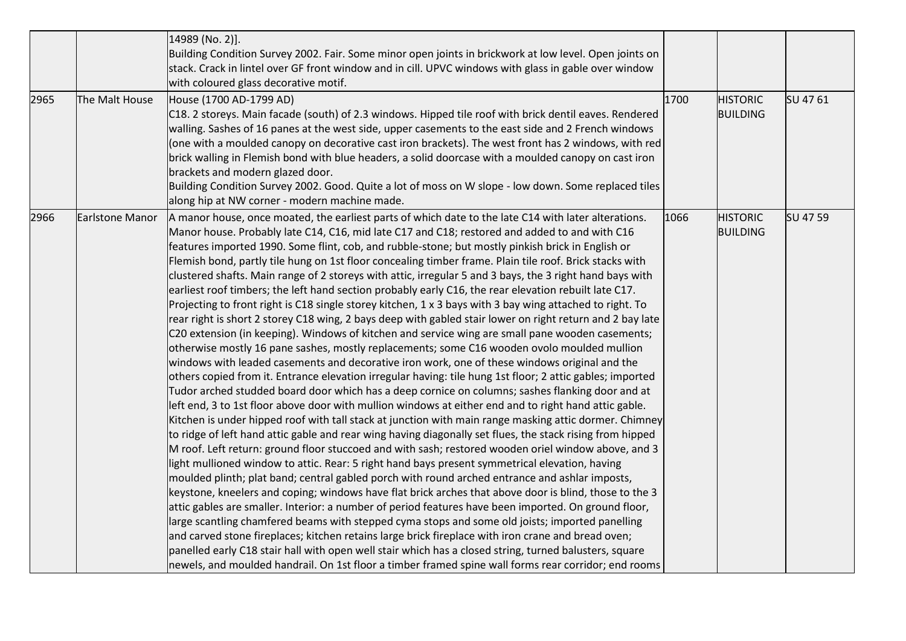|  |  |  |  |  |  |
|---|---|---|---|---|---|
|  |  | 14989 (No. 2)].<br>Building Condition Survey 2002. Fair. Some minor open joints in brickwork at low level. Open joints on stack. Crack in lintel over GF front window and in cill. UPVC windows with glass in gable over window with coloured glass decorative motif. |  |  |  |
| 2965 | The Malt House | House (1700 AD-1799 AD)<br>C18. 2 storeys. Main facade (south) of 2.3 windows. Hipped tile roof with brick dentil eaves. Rendered walling. Sashes of 16 panes at the west side, upper casements to the east side and 2 French windows (one with a moulded canopy on decorative cast iron brackets). The west front has 2 windows, with red brick walling in Flemish bond with blue headers, a solid doorcase with a moulded canopy on cast iron brackets and modern glazed door.<br>Building Condition Survey 2002. Good. Quite a lot of moss on W slope - low down. Some replaced tiles along hip at NW corner - modern machine made. | 1700 | HISTORIC BUILDING | SU 47 61 |
| 2966 | Earlstone Manor | A manor house, once moated, the earliest parts of which date to the late C14 with later alterations. Manor house. Probably late C14, C16, mid late C17 and C18; restored and added to and with C16 features imported 1990. Some flint, cob, and rubble-stone; but mostly pinkish brick in English or Flemish bond, partly tile hung on 1st floor concealing timber frame. Plain tile roof. Brick stacks with clustered shafts. Main range of 2 storeys with attic, irregular 5 and 3 bays, the 3 right hand bays with earliest roof timbers; the left hand section probably early C16, the rear elevation rebuilt late C17. Projecting to front right is C18 single storey kitchen, 1 x 3 bays with 3 bay wing attached to right. To rear right is short 2 storey C18 wing, 2 bays deep with gabled stair lower on right return and 2 bay late C20 extension (in keeping). Windows of kitchen and service wing are small pane wooden casements; otherwise mostly 16 pane sashes, mostly replacements; some C16 wooden ovolo moulded mullion windows with leaded casements and decorative iron work, one of these windows original and the others copied from it. Entrance elevation irregular having: tile hung 1st floor; 2 attic gables; imported Tudor arched studded board door which has a deep cornice on columns; sashes flanking door and at left end, 3 to 1st floor above door with mullion windows at either end and to right hand attic gable. Kitchen is under hipped roof with tall stack at junction with main range masking attic dormer. Chimney to ridge of left hand attic gable and rear wing having diagonally set flues, the stack rising from hipped M roof. Left return: ground floor stuccoed and with sash; restored wooden oriel window above, and 3 light mullioned window to attic. Rear: 5 right hand bays present symmetrical elevation, having moulded plinth; plat band; central gabled porch with round arched entrance and ashlar imposts, keystone, kneelers and coping; windows have flat brick arches that above door is blind, those to the 3 attic gables are smaller. Interior: a number of period features have been imported. On ground floor, large scantling chamfered beams with stepped cyma stops and some old joists; imported panelling and carved stone fireplaces; kitchen retains large brick fireplace with iron crane and bread oven; panelled early C18 stair hall with open well stair which has a closed string, turned balusters, square newels, and moulded handrail. On 1st floor a timber framed spine wall forms rear corridor; end rooms | 1066 | HISTORIC BUILDING | SU 47 59 |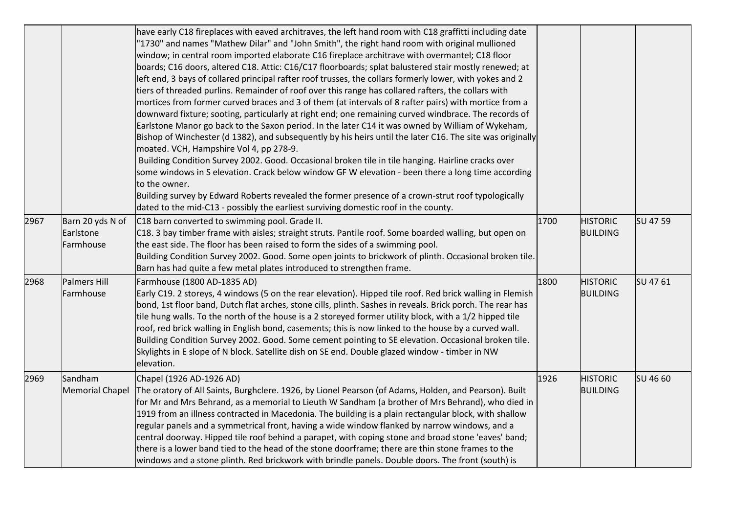|  |  |  |  |  |  |
|---|---|---|---|---|---|
|  |  | have early C18 fireplaces with eaved architraves, the left hand room with C18 graffitti including date "1730" and names "Mathew Dilar" and "John Smith", the right hand room with original mullioned window; in central room imported elaborate C16 fireplace architrave with overmantel; C18 floor boards; C16 doors, altered C18. Attic: C16/C17 floorboards; splat balustered stair mostly renewed; at left end, 3 bays of collared principal rafter roof trusses, the collars formerly lower, with yokes and 2 tiers of threaded purlins. Remainder of roof over this range has collared rafters, the collars with mortices from former curved braces and 3 of them (at intervals of 8 rafter pairs) with mortice from a downward fixture; sooting, particularly at right end; one remaining curved windbrace. The records of Earlstone Manor go back to the Saxon period. In the later C14 it was owned by William of Wykeham, Bishop of Winchester (d 1382), and subsequently by his heirs until the later C16. The site was originally moated. VCH, Hampshire Vol 4, pp 278-9.<br>Building Condition Survey 2002. Good. Occasional broken tile in tile hanging. Hairline cracks over some windows in S elevation. Crack below window GF W elevation - been there a long time according to the owner.<br>Building survey by Edward Roberts revealed the former presence of a crown-strut roof typologically dated to the mid-C13 - possibly the earliest surviving domestic roof in the county. |  |  |  |
| 2967 | Barn 20 yds N of Earlstone Farmhouse | C18 barn converted to swimming pool. Grade II.<br>C18. 3 bay timber frame with aisles; straight struts. Pantile roof. Some boarded walling, but open on the east side. The floor has been raised to form the sides of a swimming pool.<br>Building Condition Survey 2002. Good. Some open joints to brickwork of plinth. Occasional broken tile. Barn has had quite a few metal plates introduced to strengthen frame. | 1700 | HISTORIC BUILDING | SU 47 59 |
| 2968 | Palmers Hill Farmhouse | Farmhouse (1800 AD-1835 AD)<br>Early C19. 2 storeys, 4 windows (5 on the rear elevation). Hipped tile roof. Red brick walling in Flemish bond, 1st floor band, Dutch flat arches, stone cills, plinth. Sashes in reveals. Brick porch. The rear has tile hung walls. To the north of the house is a 2 storeyed former utility block, with a 1/2 hipped tile roof, red brick walling in English bond, casements; this is now linked to the house by a curved wall.<br>Building Condition Survey 2002. Good. Some cement pointing to SE elevation. Occasional broken tile. Skylights in E slope of N block. Satellite dish on SE end. Double glazed window - timber in NW elevation. | 1800 | HISTORIC BUILDING | SU 47 61 |
| 2969 | Sandham Memorial Chapel | Chapel (1926 AD-1926 AD)<br>The oratory of All Saints, Burghclere. 1926, by Lionel Pearson (of Adams, Holden, and Pearson). Built for Mr and Mrs Behrand, as a memorial to Lieuth W Sandham (a brother of Mrs Behrand), who died in 1919 from an illness contracted in Macedonia. The building is a plain rectangular block, with shallow regular panels and a symmetrical front, having a wide window flanked by narrow windows, and a central doorway. Hipped tile roof behind a parapet, with coping stone and broad stone 'eaves' band; there is a lower band tied to the head of the stone doorframe; there are thin stone frames to the windows and a stone plinth. Red brickwork with brindle panels. Double doors. The front (south) is | 1926 | HISTORIC BUILDING | SU 46 60 |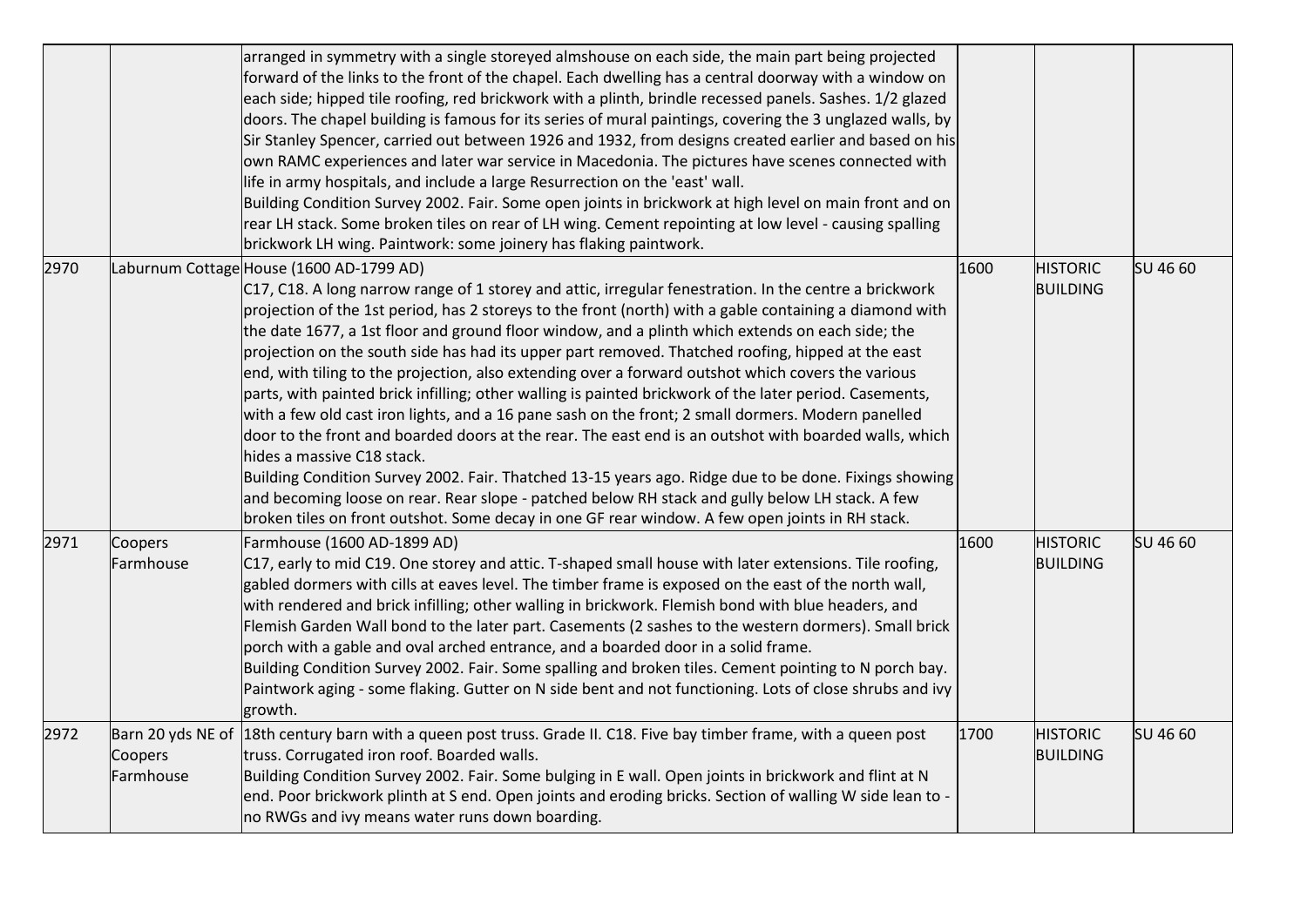| | | | | | |
|---|---|---|---|---|---|
| | | arranged in symmetry with a single storeyed almshouse on each side, the main part being projected forward of the links to the front of the chapel. Each dwelling has a central doorway with a window on each side; hipped tile roofing, red brickwork with a plinth, brindle recessed panels. Sashes. 1/2 glazed doors. The chapel building is famous for its series of mural paintings, covering the 3 unglazed walls, by Sir Stanley Spencer, carried out between 1926 and 1932, from designs created earlier and based on his own RAMC experiences and later war service in Macedonia. The pictures have scenes connected with life in army hospitals, and include a large Resurrection on the 'east' wall.<br>Building Condition Survey 2002. Fair. Some open joints in brickwork at high level on main front and on rear LH stack. Some broken tiles on rear of LH wing. Cement repointing at low level - causing spalling brickwork LH wing. Paintwork: some joinery has flaking paintwork. | | | |
| 2970 | Laburnum Cottage | House (1600 AD-1799 AD)<br>C17, C18. A long narrow range of 1 storey and attic, irregular fenestration. In the centre a brickwork projection of the 1st period, has 2 storeys to the front (north) with a gable containing a diamond with the date 1677, a 1st floor and ground floor window, and a plinth which extends on each side; the projection on the south side has had its upper part removed. Thatched roofing, hipped at the east end, with tiling to the projection, also extending over a forward outshot which covers the various parts, with painted brick infilling; other walling is painted brickwork of the later period. Casements, with a few old cast iron lights, and a 16 pane sash on the front; 2 small dormers. Modern panelled door to the front and boarded doors at the rear. The east end is an outshot with boarded walls, which hides a massive C18 stack.<br>Building Condition Survey 2002. Fair. Thatched 13-15 years ago. Ridge due to be done. Fixings showing and becoming loose on rear. Rear slope - patched below RH stack and gully below LH stack. A few broken tiles on front outshot. Some decay in one GF rear window. A few open joints in RH stack. | 1600 | HISTORIC BUILDING | SU 46 60 |
| 2971 | Coopers Farmhouse | Farmhouse (1600 AD-1899 AD)<br>C17, early to mid C19. One storey and attic. T-shaped small house with later extensions. Tile roofing, gabled dormers with cills at eaves level. The timber frame is exposed on the east of the north wall, with rendered and brick infilling; other walling in brickwork. Flemish bond with blue headers, and Flemish Garden Wall bond to the later part. Casements (2 sashes to the western dormers). Small brick porch with a gable and oval arched entrance, and a boarded door in a solid frame.<br>Building Condition Survey 2002. Fair. Some spalling and broken tiles. Cement pointing to N porch bay. Paintwork aging - some flaking. Gutter on N side bent and not functioning. Lots of close shrubs and ivy growth. | 1600 | HISTORIC BUILDING | SU 46 60 |
| 2972 | Barn 20 yds NE of Coopers Farmhouse | 18th century barn with a queen post truss. Grade II. C18. Five bay timber frame, with a queen post truss. Corrugated iron roof. Boarded walls.<br>Building Condition Survey 2002. Fair. Some bulging in E wall. Open joints in brickwork and flint at N end. Poor brickwork plinth at S end. Open joints and eroding bricks. Section of walling W side lean to - no RWGs and ivy means water runs down boarding. | 1700 | HISTORIC BUILDING | SU 46 60 |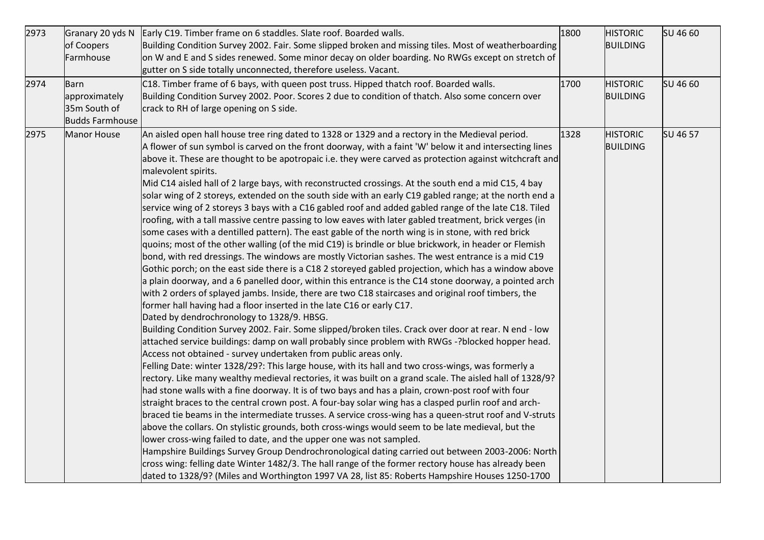| | | | | | |
|---|---|---|---|---|---|
| 2973 | Granary 20 yds N of Coopers Farmhouse | Early C19. Timber frame on 6 staddles. Slate roof. Boarded walls. Building Condition Survey 2002. Fair. Some slipped broken and missing tiles. Most of weatherboarding on W and E and S sides renewed. Some minor decay on older boarding. No RWGs except on stretch of gutter on S side totally unconnected, therefore useless. Vacant. | 1800 | HISTORIC BUILDING | SU 46 60 |
| 2974 | Barn approximately 35m South of Budds Farmhouse | C18. Timber frame of 6 bays, with queen post truss. Hipped thatch roof. Boarded walls. Building Condition Survey 2002. Poor. Scores 2 due to condition of thatch. Also some concern over crack to RH of large opening on S side. | 1700 | HISTORIC BUILDING | SU 46 60 |
| 2975 | Manor House | An aisled open hall house tree ring dated to 1328 or 1329 and a rectory in the Medieval period. A flower of sun symbol is carved on the front doorway, with a faint 'W' below it and intersecting lines above it. These are thought to be apotropaic i.e. they were carved as protection against witchcraft and malevolent spirits. Mid C14 aisled hall of 2 large bays, with reconstructed crossings. At the south end a mid C15, 4 bay solar wing of 2 storeys, extended on the south side with an early C19 gabled range; at the north end a service wing of 2 storeys 3 bays with a C16 gabled roof and added gabled range of the late C18. Tiled roofing, with a tall massive centre passing to low eaves with later gabled treatment, brick verges (in some cases with a dentilled pattern). The east gable of the north wing is in stone, with red brick quoins; most of the other walling (of the mid C19) is brindle or blue brickwork, in header or Flemish bond, with red dressings. The windows are mostly Victorian sashes. The west entrance is a mid C19 Gothic porch; on the east side there is a C18 2 storeyed gabled projection, which has a window above a plain doorway, and a 6 panelled door, within this entrance is the C14 stone doorway, a pointed arch with 2 orders of splayed jambs. Inside, there are two C18 staircases and original roof timbers, the former hall having had a floor inserted in the late C16 or early C17. Dated by dendrochronology to 1328/9. HBSG. Building Condition Survey 2002. Fair. Some slipped/broken tiles. Crack over door at rear. N end - low attached service buildings: damp on wall probably since problem with RWGs -?blocked hopper head. Access not obtained - survey undertaken from public areas only. Felling Date: winter 1328/29?: This large house, with its hall and two cross-wings, was formerly a rectory. Like many wealthy medieval rectories, it was built on a grand scale. The aisled hall of 1328/9? had stone walls with a fine doorway. It is of two bays and has a plain, crown-post roof with four straight braces to the central crown post. A four-bay solar wing has a clasped purlin roof and arch-braced tie beams in the intermediate trusses. A service cross-wing has a queen-strut roof and V-struts above the collars. On stylistic grounds, both cross-wings would seem to be late medieval, but the lower cross-wing failed to date, and the upper one was not sampled. Hampshire Buildings Survey Group Dendrochronological dating carried out between 2003-2006: North cross wing: felling date Winter 1482/3. The hall range of the former rectory house has already been dated to 1328/9? (Miles and Worthington 1997 VA 28, list 85: Roberts Hampshire Houses 1250-1700 | 1328 | HISTORIC BUILDING | SU 46 57 |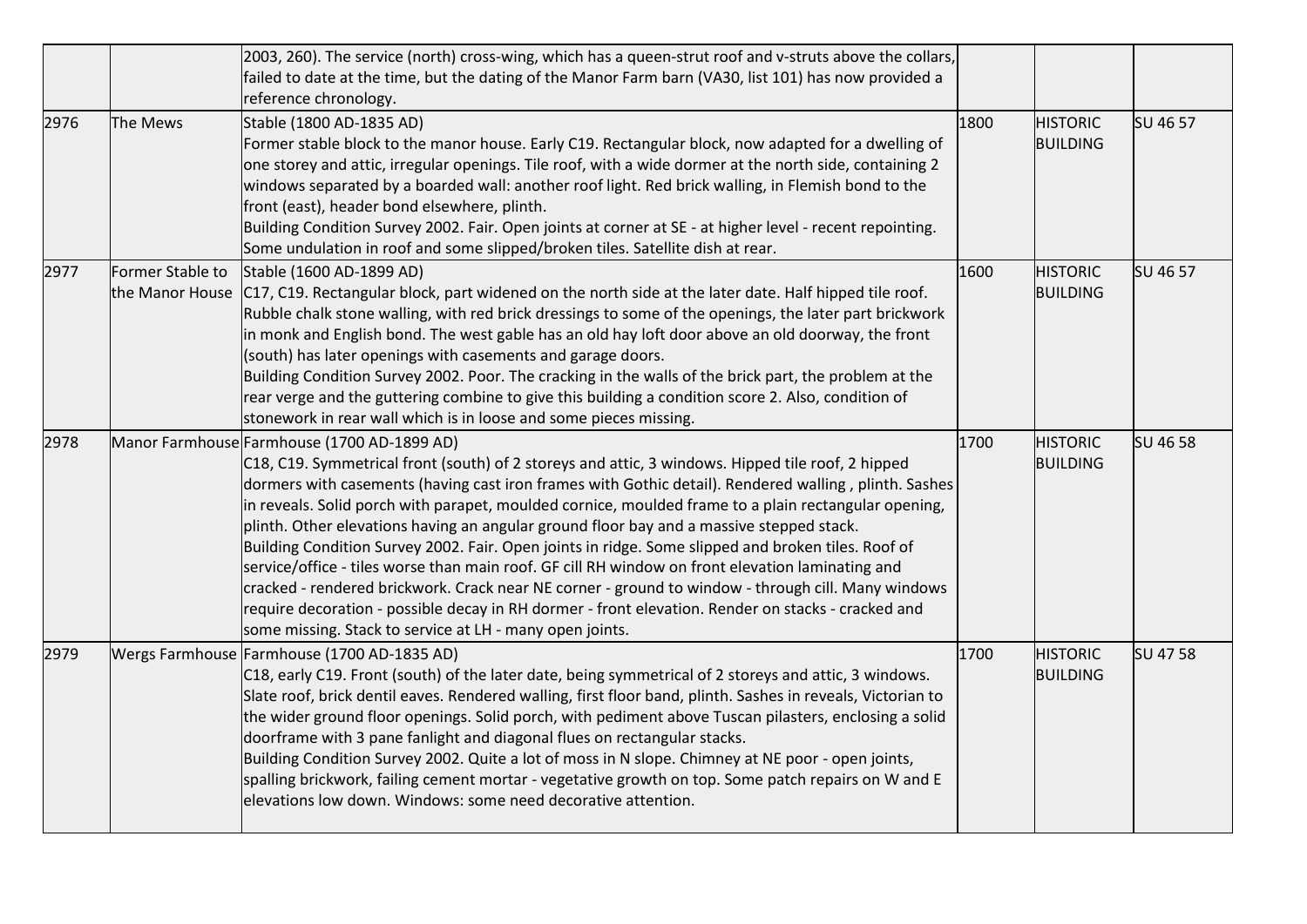|  |  |  |  |  |  |
|---|---|---|---|---|---|
|  |  | 2003, 260). The service (north) cross-wing, which has a queen-strut roof and v-struts above the collars, failed to date at the time, but the dating of the Manor Farm barn (VA30, list 101) has now provided a reference chronology. |  |  |  |
| 2976 | The Mews | Stable (1800 AD-1835 AD)<br>Former stable block to the manor house. Early C19. Rectangular block, now adapted for a dwelling of one storey and attic, irregular openings. Tile roof, with a wide dormer at the north side, containing 2 windows separated by a boarded wall: another roof light. Red brick walling, in Flemish bond to the front (east), header bond elsewhere, plinth.<br>Building Condition Survey 2002. Fair. Open joints at corner at SE - at higher level - recent repointing. Some undulation in roof and some slipped/broken tiles. Satellite dish at rear. | 1800 | HISTORIC BUILDING | SU 46 57 |
| 2977 | Former Stable to the Manor House | Stable (1600 AD-1899 AD)<br>C17, C19. Rectangular block, part widened on the north side at the later date. Half hipped tile roof. Rubble chalk stone walling, with red brick dressings to some of the openings, the later part brickwork in monk and English bond. The west gable has an old hay loft door above an old doorway, the front (south) has later openings with casements and garage doors.<br>Building Condition Survey 2002. Poor. The cracking in the walls of the brick part, the problem at the rear verge and the guttering combine to give this building a condition score 2. Also, condition of stonework in rear wall which is in loose and some pieces missing. | 1600 | HISTORIC BUILDING | SU 46 57 |
| 2978 | Manor Farmhouse | Farmhouse (1700 AD-1899 AD)<br>C18, C19. Symmetrical front (south) of 2 storeys and attic, 3 windows. Hipped tile roof, 2 hipped dormers with casements (having cast iron frames with Gothic detail). Rendered walling , plinth. Sashes in reveals. Solid porch with parapet, moulded cornice, moulded frame to a plain rectangular opening, plinth. Other elevations having an angular ground floor bay and a massive stepped stack.<br>Building Condition Survey 2002. Fair. Open joints in ridge. Some slipped and broken tiles. Roof of service/office - tiles worse than main roof. GF cill RH window on front elevation laminating and cracked - rendered brickwork. Crack near NE corner - ground to window - through cill. Many windows require decoration - possible decay in RH dormer - front elevation. Render on stacks - cracked and some missing. Stack to service at LH - many open joints. | 1700 | HISTORIC BUILDING | SU 46 58 |
| 2979 | Wergs Farmhouse | Farmhouse (1700 AD-1835 AD)<br>C18, early C19. Front (south) of the later date, being symmetrical of 2 storeys and attic, 3 windows. Slate roof, brick dentil eaves. Rendered walling, first floor band, plinth. Sashes in reveals, Victorian to the wider ground floor openings. Solid porch, with pediment above Tuscan pilasters, enclosing a solid doorframe with 3 pane fanlight and diagonal flues on rectangular stacks.<br>Building Condition Survey 2002. Quite a lot of moss in N slope. Chimney at NE poor - open joints, spalling brickwork, failing cement mortar - vegetative growth on top. Some patch repairs on W and E elevations low down. Windows: some need decorative attention. | 1700 | HISTORIC BUILDING | SU 47 58 |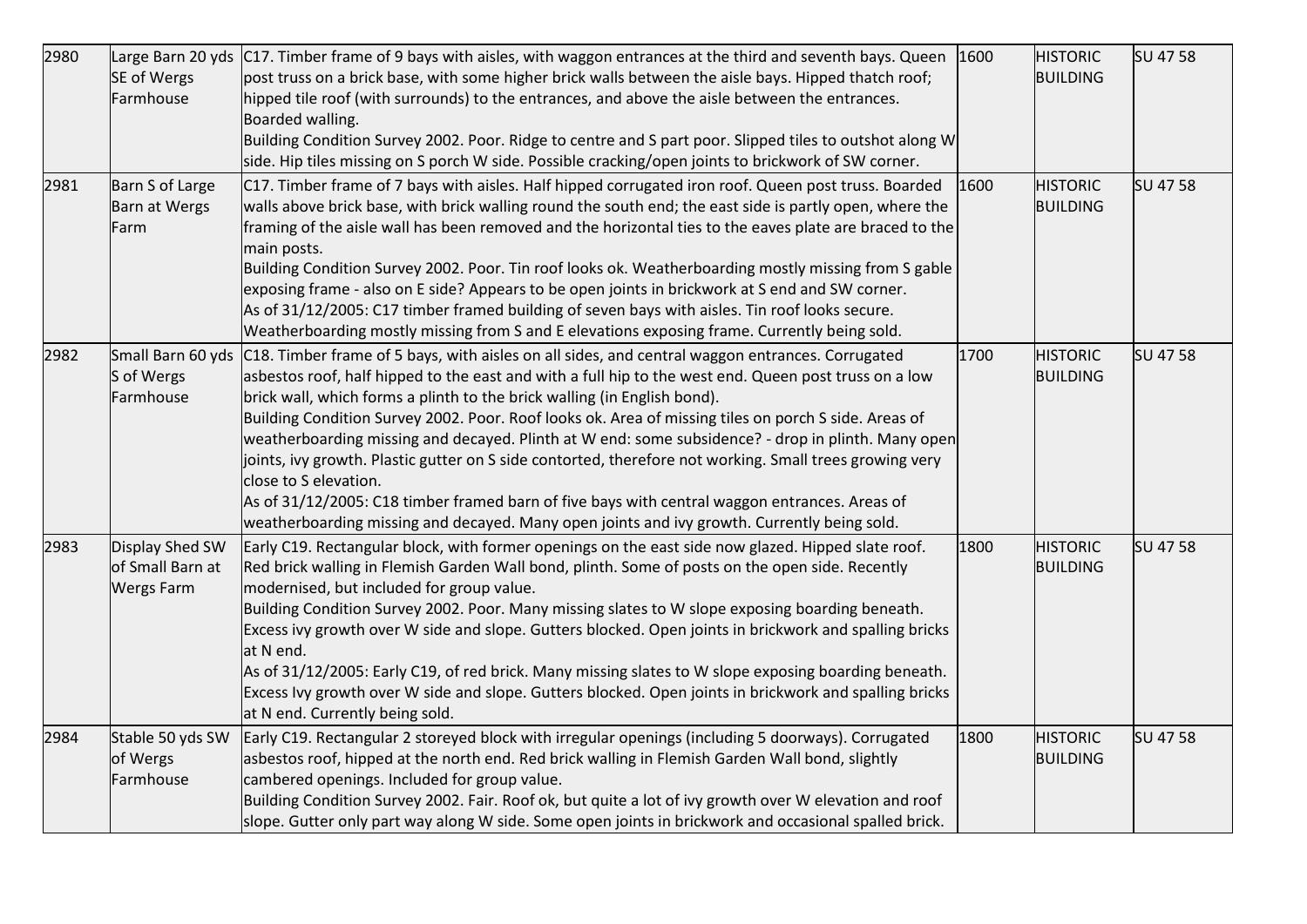| 2980 | Large Barn 20 yds SE of Wergs Farmhouse | C17. Timber frame of 9 bays with aisles, with waggon entrances at the third and seventh bays. Queen post truss on a brick base, with some higher brick walls between the aisle bays. Hipped thatch roof; hipped tile roof (with surrounds) to the entrances, and above the aisle between the entrances. Boarded walling.<br>Building Condition Survey 2002. Poor. Ridge to centre and S part poor. Slipped tiles to outshot along W side. Hip tiles missing on S porch W side. Possible cracking/open joints to brickwork of SW corner. | 1600 | HISTORIC BUILDING | SU 47 58 |
|---|---|---|---|---|---|
| 2981 | Barn S of Large Barn at Wergs Farm | C17. Timber frame of 7 bays with aisles. Half hipped corrugated iron roof. Queen post truss. Boarded walls above brick base, with brick walling round the south end; the east side is partly open, where the framing of the aisle wall has been removed and the horizontal ties to the eaves plate are braced to the main posts.<br>Building Condition Survey 2002. Poor. Tin roof looks ok. Weatherboarding mostly missing from S gable exposing frame - also on E side? Appears to be open joints in brickwork at S end and SW corner.<br>As of 31/12/2005: C17 timber framed building of seven bays with aisles. Tin roof looks secure. Weatherboarding mostly missing from S and E elevations exposing frame. Currently being sold. | 1600 | HISTORIC BUILDING | SU 47 58 |
| 2982 | Small Barn 60 yds S of Wergs Farmhouse | C18. Timber frame of 5 bays, with aisles on all sides, and central waggon entrances. Corrugated asbestos roof, half hipped to the east and with a full hip to the west end. Queen post truss on a low brick wall, which forms a plinth to the brick walling (in English bond).<br>Building Condition Survey 2002. Poor. Roof looks ok. Area of missing tiles on porch S side. Areas of weatherboarding missing and decayed. Plinth at W end: some subsidence? - drop in plinth. Many open joints, ivy growth. Plastic gutter on S side contorted, therefore not working. Small trees growing very close to S elevation.<br>As of 31/12/2005: C18 timber framed barn of five bays with central waggon entrances. Areas of weatherboarding missing and decayed. Many open joints and ivy growth. Currently being sold. | 1700 | HISTORIC BUILDING | SU 47 58 |
| 2983 | Display Shed SW of Small Barn at Wergs Farm | Early C19. Rectangular block, with former openings on the east side now glazed. Hipped slate roof. Red brick walling in Flemish Garden Wall bond, plinth. Some of posts on the open side. Recently modernised, but included for group value.<br>Building Condition Survey 2002. Poor. Many missing slates to W slope exposing boarding beneath. Excess ivy growth over W side and slope. Gutters blocked. Open joints in brickwork and spalling bricks at N end.<br>As of 31/12/2005: Early C19, of red brick. Many missing slates to W slope exposing boarding beneath. Excess Ivy growth over W side and slope. Gutters blocked. Open joints in brickwork and spalling bricks at N end. Currently being sold. | 1800 | HISTORIC BUILDING | SU 47 58 |
| 2984 | Stable 50 yds SW of Wergs Farmhouse | Early C19. Rectangular 2 storeyed block with irregular openings (including 5 doorways). Corrugated asbestos roof, hipped at the north end. Red brick walling in Flemish Garden Wall bond, slightly cambered openings. Included for group value.<br>Building Condition Survey 2002. Fair. Roof ok, but quite a lot of ivy growth over W elevation and roof slope. Gutter only part way along W side. Some open joints in brickwork and occasional spalled brick. | 1800 | HISTORIC BUILDING | SU 47 58 |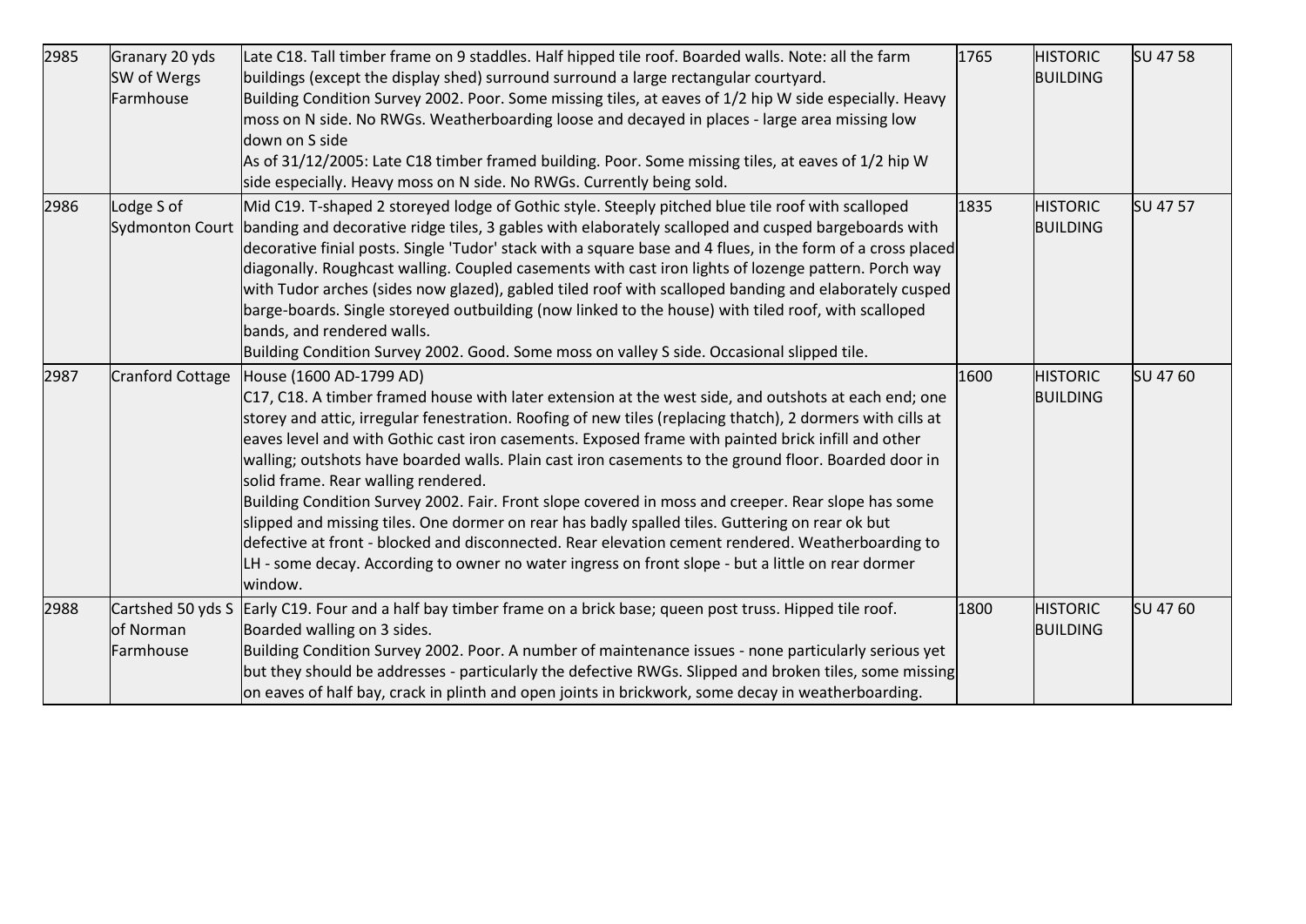| 2985 | Granary 20 yds SW of Wergs Farmhouse | Late C18. Tall timber frame on 9 staddles. Half hipped tile roof. Boarded walls. Note: all the farm buildings (except the display shed) surround surround a large rectangular courtyard.<br>Building Condition Survey 2002. Poor. Some missing tiles, at eaves of 1/2 hip W side especially. Heavy moss on N side. No RWGs. Weatherboarding loose and decayed in places - large area missing low down on S side<br>As of 31/12/2005: Late C18 timber framed building. Poor. Some missing tiles, at eaves of 1/2 hip W side especially. Heavy moss on N side. No RWGs. Currently being sold. | 1765 | HISTORIC BUILDING | SU 47 58 |
|---|---|---|---|---|---|
| 2986 | Lodge S of Sydmonton Court | Mid C19. T-shaped 2 storeyed lodge of Gothic style. Steeply pitched blue tile roof with scalloped banding and decorative ridge tiles, 3 gables with elaborately scalloped and cusped bargeboards with decorative finial posts. Single 'Tudor' stack with a square base and 4 flues, in the form of a cross placed diagonally. Roughcast walling. Coupled casements with cast iron lights of lozenge pattern. Porch way with Tudor arches (sides now glazed), gabled tiled roof with scalloped banding and elaborately cusped barge-boards. Single storeyed outbuilding (now linked to the house) with tiled roof, with scalloped bands, and rendered walls.<br>Building Condition Survey 2002. Good. Some moss on valley S side. Occasional slipped tile. | 1835 | HISTORIC BUILDING | SU 47 57 |
| 2987 | Cranford Cottage | House (1600 AD-1799 AD)<br>C17, C18. A timber framed house with later extension at the west side, and outshots at each end; one storey and attic, irregular fenestration. Roofing of new tiles (replacing thatch), 2 dormers with cills at eaves level and with Gothic cast iron casements. Exposed frame with painted brick infill and other walling; outshots have boarded walls. Plain cast iron casements to the ground floor. Boarded door in solid frame. Rear walling rendered.<br>Building Condition Survey 2002. Fair. Front slope covered in moss and creeper. Rear slope has some slipped and missing tiles. One dormer on rear has badly spalled tiles. Guttering on rear ok but defective at front - blocked and disconnected. Rear elevation cement rendered. Weatherboarding to LH - some decay. According to owner no water ingress on front slope - but a little on rear dormer window. | 1600 | HISTORIC BUILDING | SU 47 60 |
| 2988 | Cartshed 50 yds S of Norman Farmhouse | Early C19. Four and a half bay timber frame on a brick base; queen post truss. Hipped tile roof. Boarded walling on 3 sides.<br>Building Condition Survey 2002. Poor. A number of maintenance issues - none particularly serious yet but they should be addresses - particularly the defective RWGs. Slipped and broken tiles, some missing on eaves of half bay, crack in plinth and open joints in brickwork, some decay in weatherboarding. | 1800 | HISTORIC BUILDING | SU 47 60 |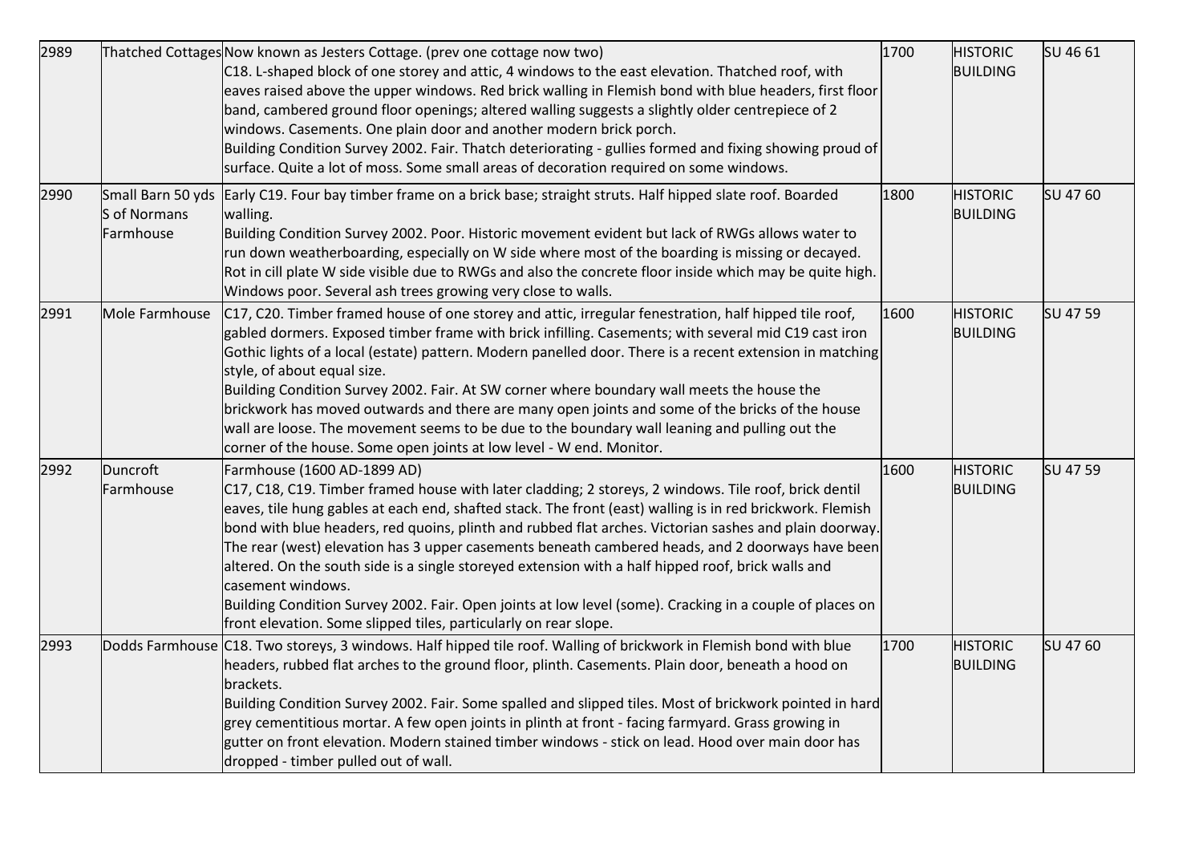| 2989 | Thatched Cottages | Now known as Jesters Cottage. (prev one cottage now two)<br>C18. L-shaped block of one storey and attic, 4 windows to the east elevation. Thatched roof, with eaves raised above the upper windows. Red brick walling in Flemish bond with blue headers, first floor band, cambered ground floor openings; altered walling suggests a slightly older centrepiece of 2 windows. Casements. One plain door and another modern brick porch.<br>Building Condition Survey 2002. Fair. Thatch deteriorating - gullies formed and fixing showing proud of surface. Quite a lot of moss. Some small areas of decoration required on some windows. | 1700 | HISTORIC BUILDING | SU 46 61 |
|---|---|---|---|---|---|
| 2990 | Small Barn 50 yds S of Normans Farmhouse | Early C19. Four bay timber frame on a brick base; straight struts. Half hipped slate roof. Boarded walling.<br>Building Condition Survey 2002. Poor. Historic movement evident but lack of RWGs allows water to run down weatherboarding, especially on W side where most of the boarding is missing or decayed. Rot in cill plate W side visible due to RWGs and also the concrete floor inside which may be quite high. Windows poor. Several ash trees growing very close to walls. | 1800 | HISTORIC BUILDING | SU 47 60 |
| 2991 | Mole Farmhouse | C17, C20. Timber framed house of one storey and attic, irregular fenestration, half hipped tile roof, gabled dormers. Exposed timber frame with brick infilling. Casements; with several mid C19 cast iron Gothic lights of a local (estate) pattern. Modern panelled door. There is a recent extension in matching style, of about equal size.<br>Building Condition Survey 2002. Fair. At SW corner where boundary wall meets the house the brickwork has moved outwards and there are many open joints and some of the bricks of the house wall are loose. The movement seems to be due to the boundary wall leaning and pulling out the corner of the house. Some open joints at low level - W end. Monitor. | 1600 | HISTORIC BUILDING | SU 47 59 |
| 2992 | Duncroft Farmhouse | Farmhouse (1600 AD-1899 AD)<br>C17, C18, C19. Timber framed house with later cladding; 2 storeys, 2 windows. Tile roof, brick dentil eaves, tile hung gables at each end, shafted stack. The front (east) walling is in red brickwork. Flemish bond with blue headers, red quoins, plinth and rubbed flat arches. Victorian sashes and plain doorway. The rear (west) elevation has 3 upper casements beneath cambered heads, and 2 doorways have been altered. On the south side is a single storeyed extension with a half hipped roof, brick walls and casement windows.<br>Building Condition Survey 2002. Fair. Open joints at low level (some). Cracking in a couple of places on front elevation. Some slipped tiles, particularly on rear slope. | 1600 | HISTORIC BUILDING | SU 47 59 |
| 2993 | Dodds Farmhouse | C18. Two storeys, 3 windows. Half hipped tile roof. Walling of brickwork in Flemish bond with blue headers, rubbed flat arches to the ground floor, plinth. Casements. Plain door, beneath a hood on brackets.<br>Building Condition Survey 2002. Fair. Some spalled and slipped tiles. Most of brickwork pointed in hard grey cementitious mortar. A few open joints in plinth at front - facing farmyard. Grass growing in gutter on front elevation. Modern stained timber windows - stick on lead. Hood over main door has dropped - timber pulled out of wall. | 1700 | HISTORIC BUILDING | SU 47 60 |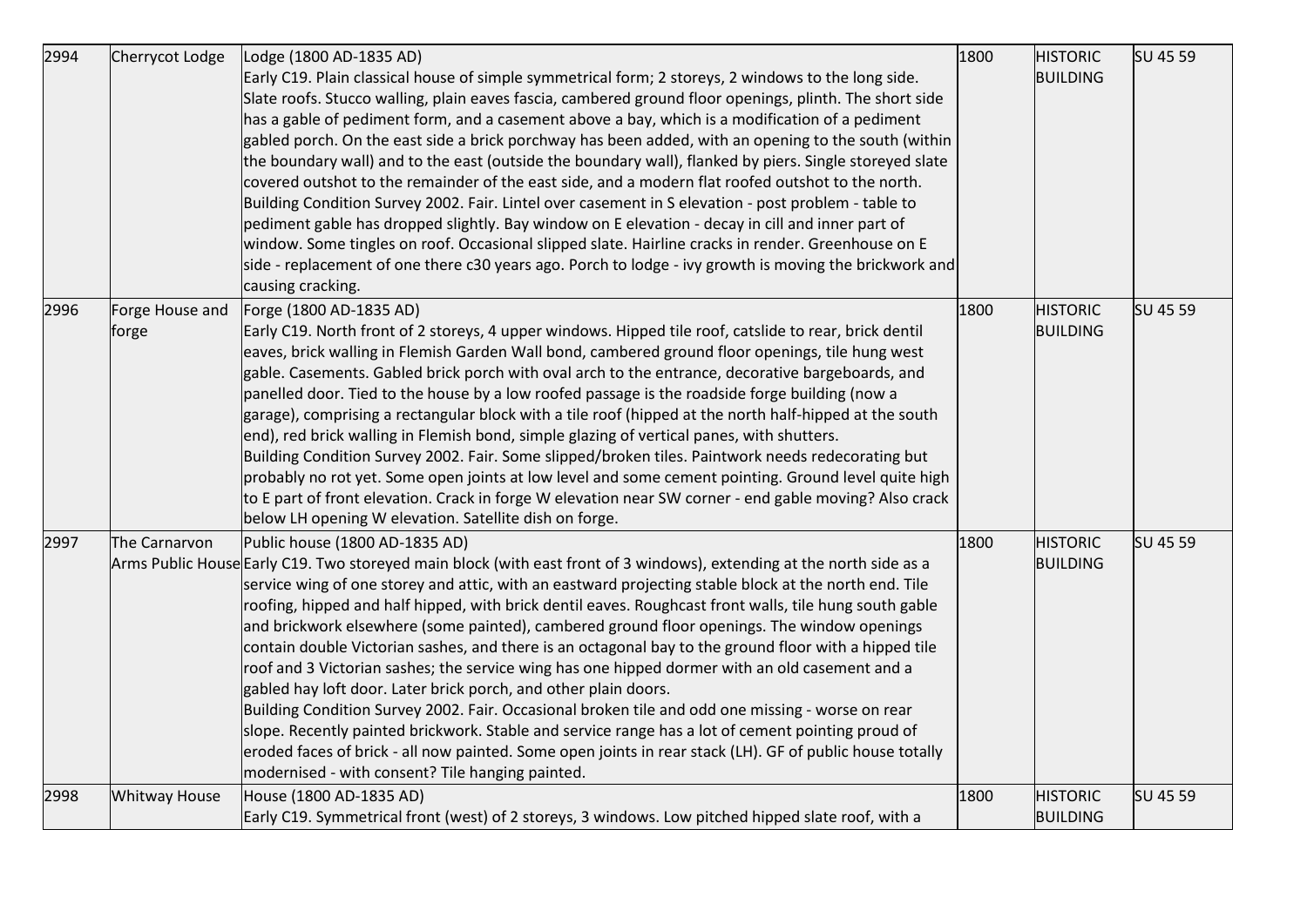| 2994 | Cherrycot Lodge | Lodge (1800 AD-1835 AD)<br>Early C19. Plain classical house of simple symmetrical form; 2 storeys, 2 windows to the long side. Slate roofs. Stucco walling, plain eaves fascia, cambered ground floor openings, plinth. The short side has a gable of pediment form, and a casement above a bay, which is a modification of a pediment gabled porch. On the east side a brick porchway has been added, with an opening to the south (within the boundary wall) and to the east (outside the boundary wall), flanked by piers. Single storeyed slate covered outshot to the remainder of the east side, and a modern flat roofed outshot to the north.<br>Building Condition Survey 2002. Fair. Lintel over casement in S elevation - post problem - table to pediment gable has dropped slightly. Bay window on E elevation - decay in cill and inner part of window. Some tingles on roof. Occasional slipped slate. Hairline cracks in render. Greenhouse on E side - replacement of one there c30 years ago. Porch to lodge - ivy growth is moving the brickwork and causing cracking. | 1800 | HISTORIC BUILDING | SU 45 59 |
|---|---|---|---|---|---|
| 2996 | Forge House and forge | Forge (1800 AD-1835 AD)<br>Early C19. North front of 2 storeys, 4 upper windows. Hipped tile roof, catslide to rear, brick dentil eaves, brick walling in Flemish Garden Wall bond, cambered ground floor openings, tile hung west gable. Casements. Gabled brick porch with oval arch to the entrance, decorative bargeboards, and panelled door. Tied to the house by a low roofed passage is the roadside forge building (now a garage), comprising a rectangular block with a tile roof (hipped at the north half-hipped at the south end), red brick walling in Flemish bond, simple glazing of vertical panes, with shutters.<br>Building Condition Survey 2002. Fair. Some slipped/broken tiles. Paintwork needs redecorating but probably no rot yet. Some open joints at low level and some cement pointing. Ground level quite high to E part of front elevation. Crack in forge W elevation near SW corner - end gable moving? Also crack below LH opening W elevation. Satellite dish on forge. | 1800 | HISTORIC BUILDING | SU 45 59 |
| 2997 | The Carnarvon Arms Public House | Public house (1800 AD-1835 AD)<br>Early C19. Two storeyed main block (with east front of 3 windows), extending at the north side as a service wing of one storey and attic, with an eastward projecting stable block at the north end. Tile roofing, hipped and half hipped, with brick dentil eaves. Roughcast front walls, tile hung south gable and brickwork elsewhere (some painted), cambered ground floor openings. The window openings contain double Victorian sashes, and there is an octagonal bay to the ground floor with a hipped tile roof and 3 Victorian sashes; the service wing has one hipped dormer with an old casement and a gabled hay loft door. Later brick porch, and other plain doors.<br>Building Condition Survey 2002. Fair. Occasional broken tile and odd one missing - worse on rear slope. Recently painted brickwork. Stable and service range has a lot of cement pointing proud of eroded faces of brick - all now painted. Some open joints in rear stack (LH). GF of public house totally modernised - with consent? Tile hanging painted. | 1800 | HISTORIC BUILDING | SU 45 59 |
| 2998 | Whitway House | House (1800 AD-1835 AD)<br>Early C19. Symmetrical front (west) of 2 storeys, 3 windows. Low pitched hipped slate roof, with a | 1800 | HISTORIC BUILDING | SU 45 59 |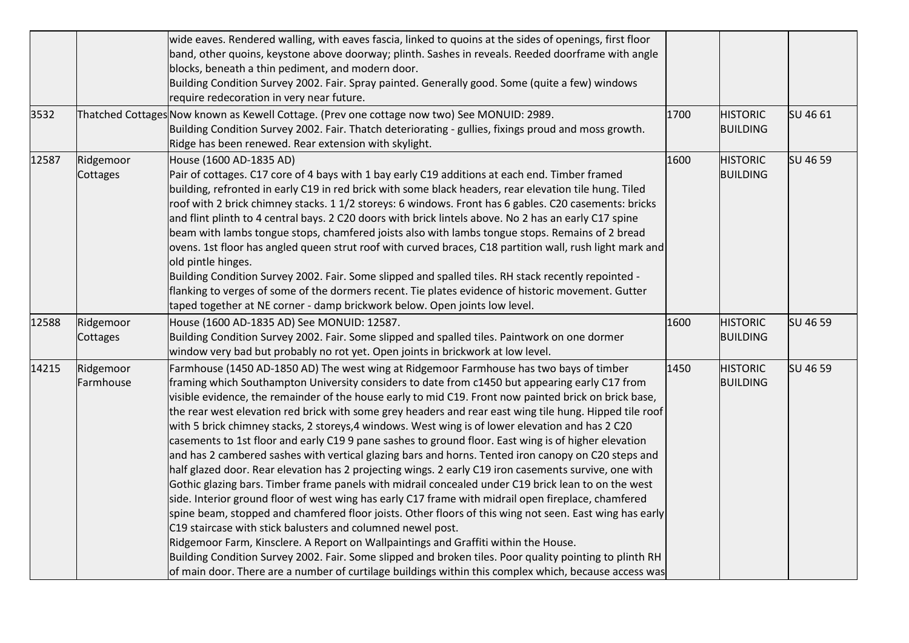| | | | | | |
|---|---|---|---|---|---|
| | | wide eaves. Rendered walling, with eaves fascia, linked to quoins at the sides of openings, first floor band, other quoins, keystone above doorway; plinth. Sashes in reveals. Reeded doorframe with angle blocks, beneath a thin pediment, and modern door.<br>Building Condition Survey 2002. Fair. Spray painted. Generally good. Some (quite a few) windows require redecoration in very near future. | | | |
| 3532 | Thatched Cottages | Now known as Kewell Cottage. (Prev one cottage now two) See MONUID: 2989.<br>Building Condition Survey 2002. Fair. Thatch deteriorating - gullies, fixings proud and moss growth. Ridge has been renewed. Rear extension with skylight. | 1700 | HISTORIC BUILDING | SU 46 61 |
| 12587 | Ridgemoor Cottages | House (1600 AD-1835 AD)<br>Pair of cottages. C17 core of 4 bays with 1 bay early C19 additions at each end. Timber framed building, refronted in early C19 in red brick with some black headers, rear elevation tile hung. Tiled roof with 2 brick chimney stacks. 1 1/2 storeys: 6 windows. Front has 6 gables. C20 casements: bricks and flint plinth to 4 central bays. 2 C20 doors with brick lintels above. No 2 has an early C17 spine beam with lambs tongue stops, chamfered joists also with lambs tongue stops. Remains of 2 bread ovens. 1st floor has angled queen strut roof with curved braces, C18 partition wall, rush light mark and old pintle hinges.<br>Building Condition Survey 2002. Fair. Some slipped and spalled tiles. RH stack recently repointed - flanking to verges of some of the dormers recent. Tie plates evidence of historic movement. Gutter taped together at NE corner - damp brickwork below. Open joints low level. | 1600 | HISTORIC BUILDING | SU 46 59 |
| 12588 | Ridgemoor Cottages | House (1600 AD-1835 AD) See MONUID: 12587.<br>Building Condition Survey 2002. Fair. Some slipped and spalled tiles. Paintwork on one dormer window very bad but probably no rot yet. Open joints in brickwork at low level. | 1600 | HISTORIC BUILDING | SU 46 59 |
| 14215 | Ridgemoor Farmhouse | Farmhouse (1450 AD-1850 AD) The west wing at Ridgemoor Farmhouse has two bays of timber framing which Southampton University considers to date from c1450 but appearing early C17 from visible evidence, the remainder of the house early to mid C19. Front now painted brick on brick base, the rear west elevation red brick with some grey headers and rear east wing tile hung. Hipped tile roof with 5 brick chimney stacks, 2 storeys,4 windows. West wing is of lower elevation and has 2 C20 casements to 1st floor and early C19 9 pane sashes to ground floor. East wing is of higher elevation and has 2 cambered sashes with vertical glazing bars and horns. Tented iron canopy on C20 steps and half glazed door. Rear elevation has 2 projecting wings. 2 early C19 iron casements survive, one with Gothic glazing bars. Timber frame panels with midrail concealed under C19 brick lean to on the west side. Interior ground floor of west wing has early C17 frame with midrail open fireplace, chamfered spine beam, stopped and chamfered floor joists. Other floors of this wing not seen. East wing has early C19 staircase with stick balusters and columned newel post.<br>Ridgemoor Farm, Kinsclere. A Report on Wallpaintings and Graffiti within the House.<br>Building Condition Survey 2002. Fair. Some slipped and broken tiles. Poor quality pointing to plinth RH of main door. There are a number of curtilage buildings within this complex which, because access was | 1450 | HISTORIC BUILDING | SU 46 59 |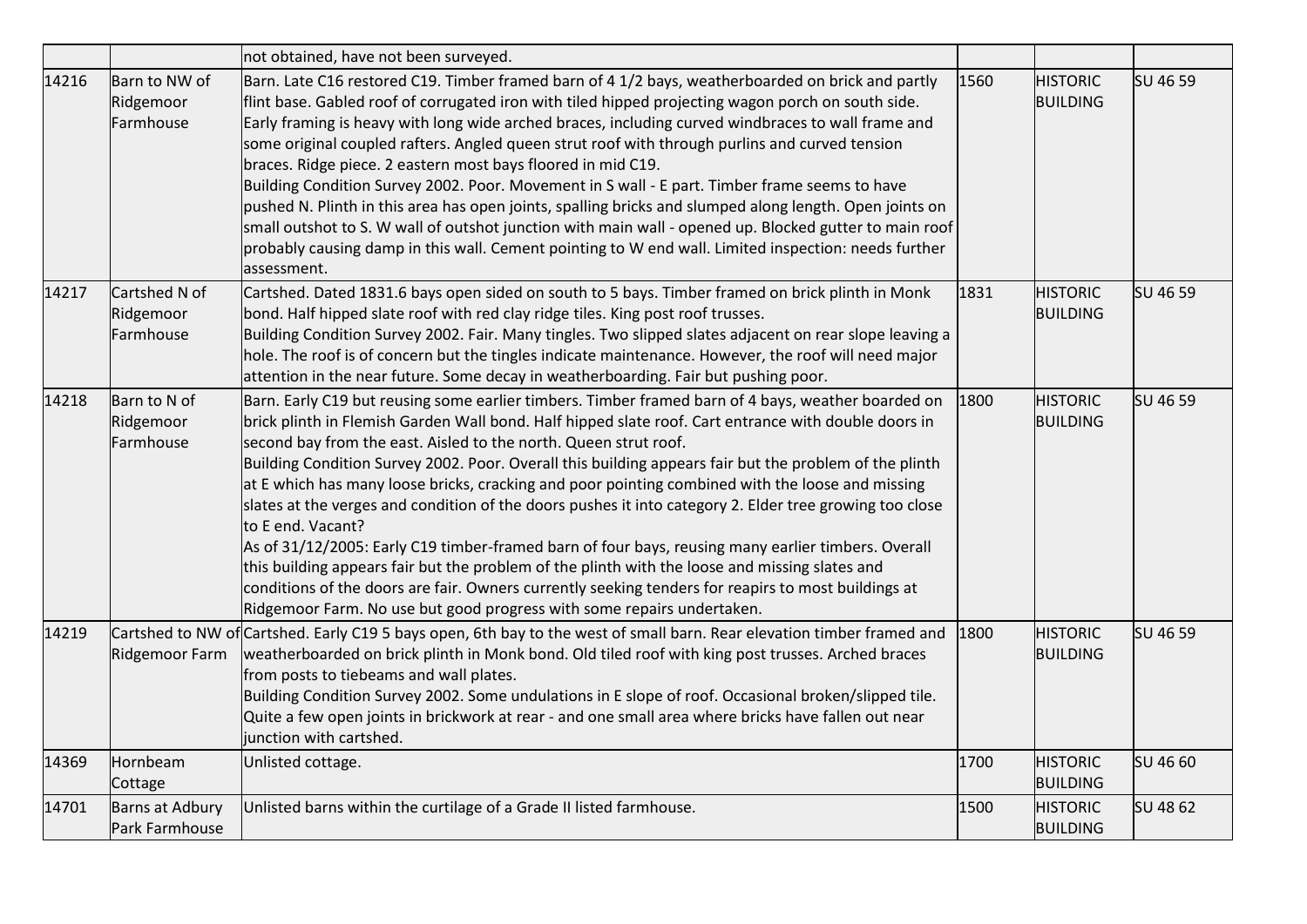| | | not obtained, have not been surveyed. | | | |
|---|---|---|---|---|---|
| 14216 | Barn to NW of Ridgemoor Farmhouse | Barn. Late C16 restored C19. Timber framed barn of 4 1/2 bays, weatherboarded on brick and partly flint base. Gabled roof of corrugated iron with tiled hipped projecting wagon porch on south side. Early framing is heavy with long wide arched braces, including curved windbraces to wall frame and some original coupled rafters. Angled queen strut roof with through purlins and curved tension braces. Ridge piece. 2 eastern most bays floored in mid C19.<br>Building Condition Survey 2002. Poor. Movement in S wall - E part. Timber frame seems to have pushed N. Plinth in this area has open joints, spalling bricks and slumped along length. Open joints on small outshot to S. W wall of outshot junction with main wall - opened up. Blocked gutter to main roof probably causing damp in this wall. Cement pointing to W end wall. Limited inspection: needs further assessment. | 1560 | HISTORIC BUILDING | SU 46 59 |
| 14217 | Cartshed N of Ridgemoor Farmhouse | Cartshed. Dated 1831.6 bays open sided on south to 5 bays. Timber framed on brick plinth in Monk bond. Half hipped slate roof with red clay ridge tiles. King post roof trusses.<br>Building Condition Survey 2002. Fair. Many tingles. Two slipped slates adjacent on rear slope leaving a hole. The roof is of concern but the tingles indicate maintenance. However, the roof will need major attention in the near future. Some decay in weatherboarding. Fair but pushing poor. | 1831 | HISTORIC BUILDING | SU 46 59 |
| 14218 | Barn to N of Ridgemoor Farmhouse | Barn. Early C19 but reusing some earlier timbers. Timber framed barn of 4 bays, weather boarded on brick plinth in Flemish Garden Wall bond. Half hipped slate roof. Cart entrance with double doors in second bay from the east. Aisled to the north. Queen strut roof.<br>Building Condition Survey 2002. Poor. Overall this building appears fair but the problem of the plinth at E which has many loose bricks, cracking and poor pointing combined with the loose and missing slates at the verges and condition of the doors pushes it into category 2. Elder tree growing too close to E end. Vacant?<br>As of 31/12/2005: Early C19 timber-framed barn of four bays, reusing many earlier timbers. Overall this building appears fair but the problem of the plinth with the loose and missing slates and conditions of the doors are fair. Owners currently seeking tenders for reapirs to most buildings at Ridgemoor Farm. No use but good progress with some repairs undertaken. | 1800 | HISTORIC BUILDING | SU 46 59 |
| 14219 | Cartshed to NW of Ridgemoor Farm | Cartshed. Early C19 5 bays open, 6th bay to the west of small barn. Rear elevation timber framed and weatherboarded on brick plinth in Monk bond. Old tiled roof with king post trusses. Arched braces from posts to tiebeams and wall plates.<br>Building Condition Survey 2002. Some undulations in E slope of roof. Occasional broken/slipped tile. Quite a few open joints in brickwork at rear - and one small area where bricks have fallen out near junction with cartshed. | 1800 | HISTORIC BUILDING | SU 46 59 |
| 14369 | Hornbeam Cottage | Unlisted cottage. | 1700 | HISTORIC BUILDING | SU 46 60 |
| 14701 | Barns at Adbury Park Farmhouse | Unlisted barns within the curtilage of a Grade II listed farmhouse. | 1500 | HISTORIC BUILDING | SU 48 62 |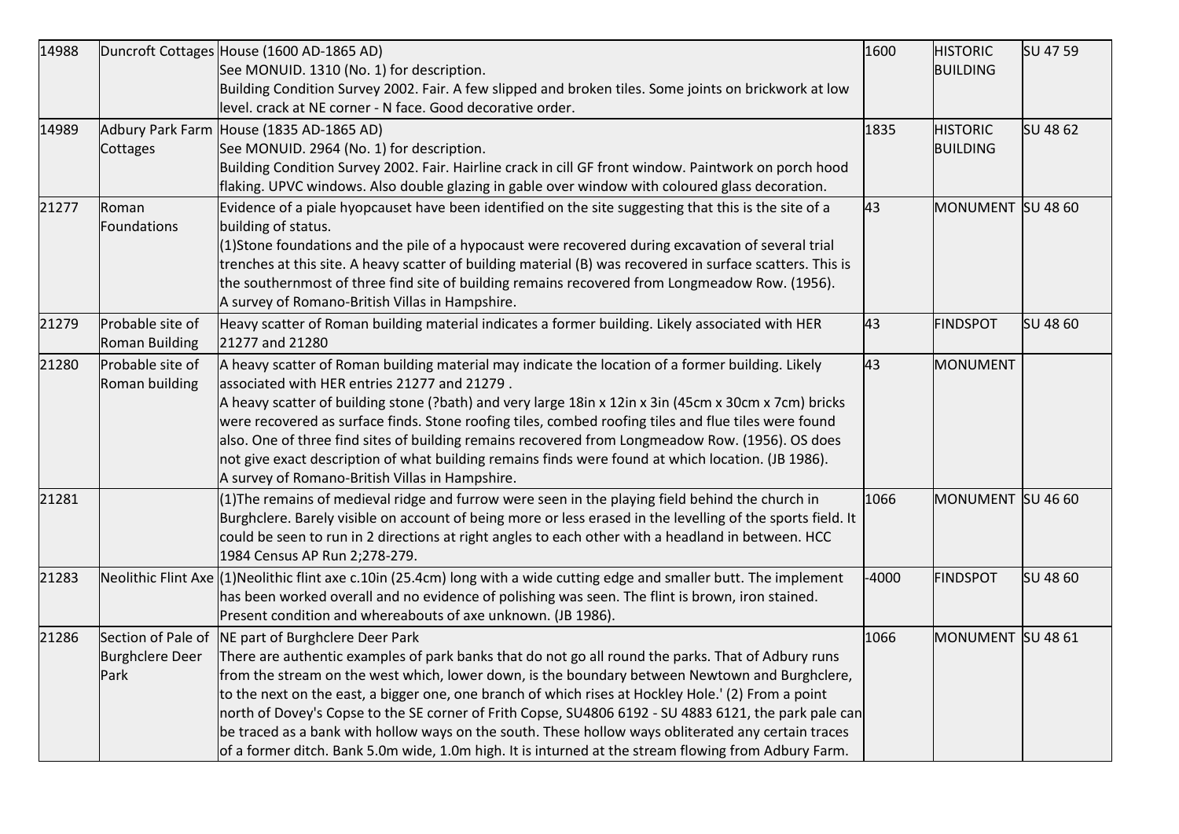| | | | | | |
|---|---|---|---|---|---|
| 14988 | Duncroft Cottages | House (1600 AD-1865 AD)<br>See MONUID. 1310 (No. 1) for description.<br>Building Condition Survey 2002. Fair. A few slipped and broken tiles. Some joints on brickwork at low level. crack at NE corner - N face. Good decorative order. | 1600 | HISTORIC BUILDING | SU 47 59 |
| 14989 | Adbury Park Farm Cottages | House (1835 AD-1865 AD)<br>See MONUID. 2964 (No. 1) for description.<br>Building Condition Survey 2002. Fair. Hairline crack in cill GF front window. Paintwork on porch hood flaking. UPVC windows. Also double glazing in gable over window with coloured glass decoration. | 1835 | HISTORIC BUILDING | SU 48 62 |
| 21277 | Roman Foundations | Evidence of a piale hyopcauset have been identified on the site suggesting that this is the site of a building of status.<br>(1)Stone foundations and the pile of a hypocaust were recovered during excavation of several trial trenches at this site. A heavy scatter of building material (B) was recovered in surface scatters. This is the southernmost of three find site of building remains recovered from Longmeadow Row. (1956).<br>A survey of Romano-British Villas in Hampshire. | 43 | MONUMENT | SU 48 60 |
| 21279 | Probable site of Roman Building | Heavy scatter of Roman building material indicates a former building. Likely associated with HER 21277 and 21280 | 43 | FINDSPOT | SU 48 60 |
| 21280 | Probable site of Roman building | A heavy scatter of Roman building material may indicate the location of a former building. Likely associated with HER entries 21277 and 21279 .<br>A heavy scatter of building stone (?bath) and very large 18in x 12in x 3in (45cm x 30cm x 7cm) bricks were recovered as surface finds. Stone roofing tiles, combed roofing tiles and flue tiles were found also. One of three find sites of building remains recovered from Longmeadow Row. (1956). OS does not give exact description of what building remains finds were found at which location. (JB 1986).<br>A survey of Romano-British Villas in Hampshire. | 43 | MONUMENT | |
| 21281 | | (1)The remains of medieval ridge and furrow were seen in the playing field behind the church in Burghclere. Barely visible on account of being more or less erased in the levelling of the sports field. It could be seen to run in 2 directions at right angles to each other with a headland in between. HCC 1984 Census AP Run 2;278-279. | 1066 | MONUMENT | SU 46 60 |
| 21283 | Neolithic Flint Axe | (1)Neolithic flint axe c.10in (25.4cm) long with a wide cutting edge and smaller butt. The implement has been worked overall and no evidence of polishing was seen. The flint is brown, iron stained. Present condition and whereabouts of axe unknown. (JB 1986). | -4000 | FINDSPOT | SU 48 60 |
| 21286 | Section of Pale of Burghclere Deer Park | NE part of Burghclere Deer Park<br>There are authentic examples of park banks that do not go all round the parks. That of Adbury runs from the stream on the west which, lower down, is the boundary between Newtown and Burghclere, to the next on the east, a bigger one, one branch of which rises at Hockley Hole.' (2) From a point north of Dovey's Copse to the SE corner of Frith Copse, SU4806 6192 - SU 4883 6121, the park pale can be traced as a bank with hollow ways on the south. These hollow ways obliterated any certain traces of a former ditch. Bank 5.0m wide, 1.0m high. It is inturned at the stream flowing from Adbury Farm. | 1066 | MONUMENT | SU 48 61 |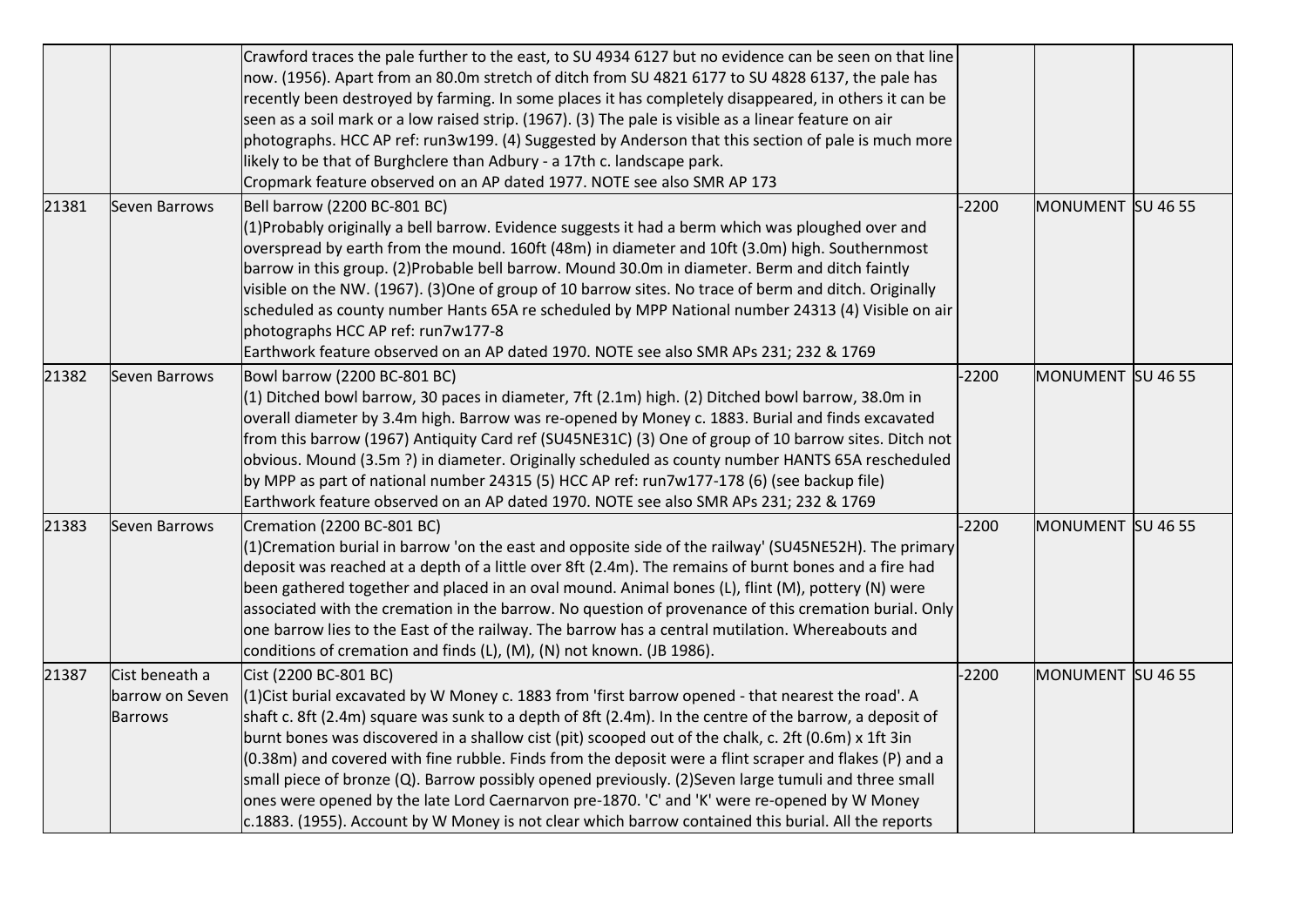| | | | | | |
|---|---|---|---|---|---|
| | | Crawford traces the pale further to the east, to SU 4934 6127 but no evidence can be seen on that line now. (1956). Apart from an 80.0m stretch of ditch from SU 4821 6177 to SU 4828 6137, the pale has recently been destroyed by farming. In some places it has completely disappeared, in others it can be seen as a soil mark or a low raised strip. (1967). (3) The pale is visible as a linear feature on air photographs. HCC AP ref: run3w199. (4) Suggested by Anderson that this section of pale is much more likely to be that of Burghclere than Adbury - a 17th c. landscape park.<br>Cropmark feature observed on an AP dated 1977. NOTE see also SMR AP 173 | | | |
| 21381 | Seven Barrows | Bell barrow (2200 BC-801 BC)<br>(1)Probably originally a bell barrow. Evidence suggests it had a berm which was ploughed over and overspread by earth from the mound. 160ft (48m) in diameter and 10ft (3.0m) high. Southernmost barrow in this group. (2)Probable bell barrow. Mound 30.0m in diameter. Berm and ditch faintly visible on the NW. (1967). (3)One of group of 10 barrow sites. No trace of berm and ditch. Originally scheduled as county number Hants 65A re scheduled by MPP National number 24313 (4) Visible on air photographs HCC AP ref: run7w177-8<br>Earthwork feature observed on an AP dated 1970. NOTE see also SMR APs 231; 232 & 1769 | -2200 | MONUMENT | SU 46 55 |
| 21382 | Seven Barrows | Bowl barrow (2200 BC-801 BC)<br>(1) Ditched bowl barrow, 30 paces in diameter, 7ft (2.1m) high. (2) Ditched bowl barrow, 38.0m in overall diameter by 3.4m high. Barrow was re-opened by Money c. 1883. Burial and finds excavated from this barrow (1967) Antiquity Card ref (SU45NE31C) (3) One of group of 10 barrow sites. Ditch not obvious. Mound (3.5m ?) in diameter. Originally scheduled as county number HANTS 65A rescheduled by MPP as part of national number 24315 (5) HCC AP ref: run7w177-178 (6) (see backup file)<br>Earthwork feature observed on an AP dated 1970. NOTE see also SMR APs 231; 232 & 1769 | -2200 | MONUMENT | SU 46 55 |
| 21383 | Seven Barrows | Cremation (2200 BC-801 BC)<br>(1)Cremation burial in barrow 'on the east and opposite side of the railway' (SU45NE52H). The primary deposit was reached at a depth of a little over 8ft (2.4m). The remains of burnt bones and a fire had been gathered together and placed in an oval mound. Animal bones (L), flint (M), pottery (N) were associated with the cremation in the barrow. No question of provenance of this cremation burial. Only one barrow lies to the East of the railway. The barrow has a central mutilation. Whereabouts and conditions of cremation and finds (L), (M), (N) not known. (JB 1986). | -2200 | MONUMENT | SU 46 55 |
| 21387 | Cist beneath a barrow on Seven Barrows | Cist (2200 BC-801 BC)<br>(1)Cist burial excavated by W Money c. 1883 from 'first barrow opened - that nearest the road'. A shaft c. 8ft (2.4m) square was sunk to a depth of 8ft (2.4m). In the centre of the barrow, a deposit of burnt bones was discovered in a shallow cist (pit) scooped out of the chalk, c. 2ft (0.6m) x 1ft 3in (0.38m) and covered with fine rubble. Finds from the deposit were a flint scraper and flakes (P) and a small piece of bronze (Q). Barrow possibly opened previously. (2)Seven large tumuli and three small ones were opened by the late Lord Caernarvon pre-1870. 'C' and 'K' were re-opened by W Money c.1883. (1955). Account by W Money is not clear which barrow contained this burial. All the reports | -2200 | MONUMENT | SU 46 55 |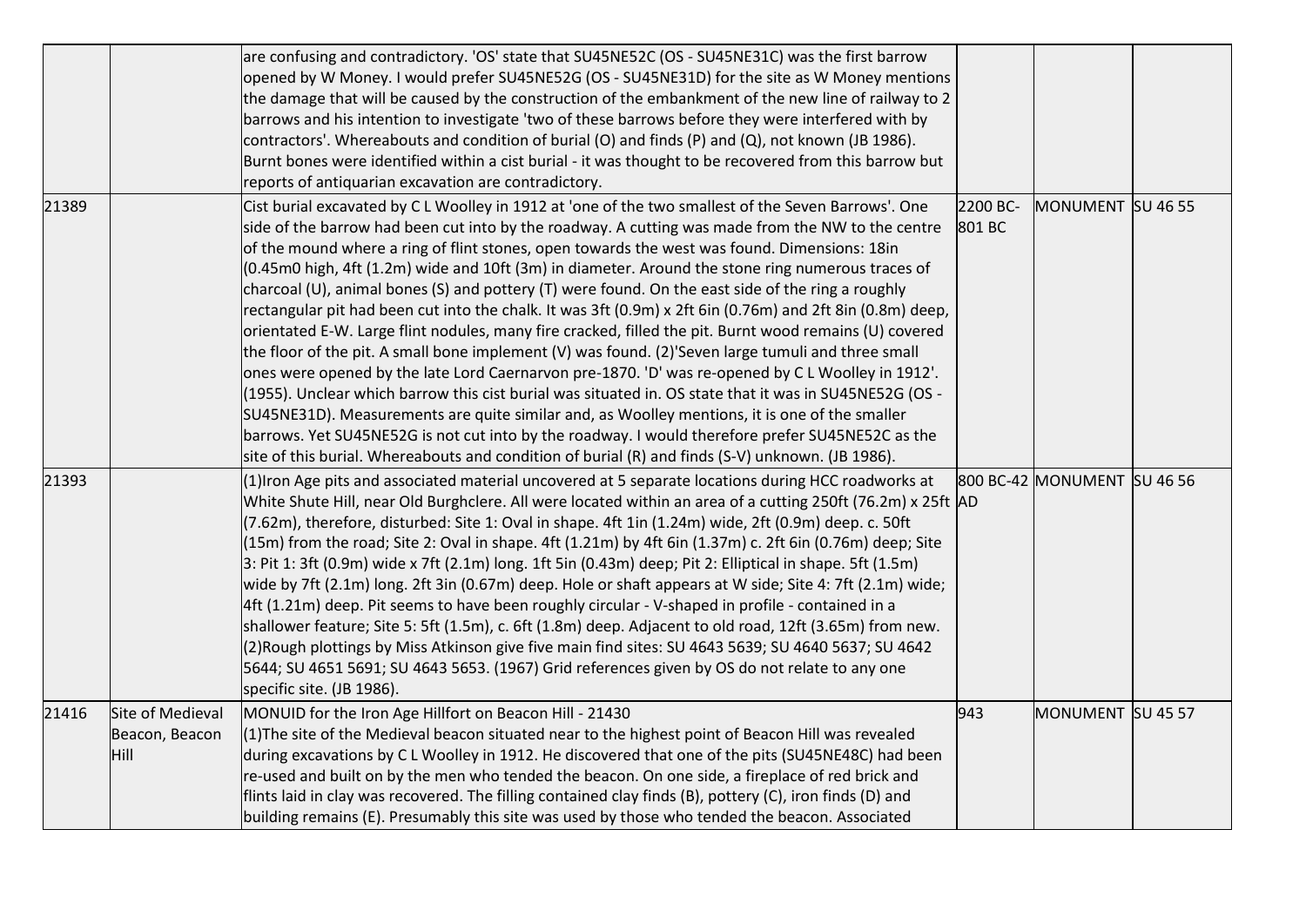| | | | | | |
|---|---|---|---|---|---|
| | | are confusing and contradictory. 'OS' state that SU45NE52C (OS - SU45NE31C) was the first barrow opened by W Money. I would prefer SU45NE52G (OS - SU45NE31D) for the site as W Money mentions the damage that will be caused by the construction of the embankment of the new line of railway to 2 barrows and his intention to investigate 'two of these barrows before they were interfered with by contractors'. Whereabouts and condition of burial (O) and finds (P) and (Q), not known (JB 1986). Burnt bones were identified within a cist burial - it was thought to be recovered from this barrow but reports of antiquarian excavation are contradictory. | | | |
| 21389 | | Cist burial excavated by C L Woolley in 1912 at 'one of the two smallest of the Seven Barrows'. One side of the barrow had been cut into by the roadway. A cutting was made from the NW to the centre of the mound where a ring of flint stones, open towards the west was found. Dimensions: 18in (0.45m0 high, 4ft (1.2m) wide and 10ft (3m) in diameter. Around the stone ring numerous traces of charcoal (U), animal bones (S) and pottery (T) were found. On the east side of the ring a roughly rectangular pit had been cut into the chalk. It was 3ft (0.9m) x 2ft 6in (0.76m) and 2ft 8in (0.8m) deep, orientated E-W. Large flint nodules, many fire cracked, filled the pit. Burnt wood remains (U) covered the floor of the pit. A small bone implement (V) was found. (2)'Seven large tumuli and three small ones were opened by the late Lord Caernarvon pre-1870. 'D' was re-opened by C L Woolley in 1912'. (1955). Unclear which barrow this cist burial was situated in. OS state that it was in SU45NE52G (OS - SU45NE31D). Measurements are quite similar and, as Woolley mentions, it is one of the smaller barrows. Yet SU45NE52G is not cut into by the roadway. I would therefore prefer SU45NE52C as the site of this burial. Whereabouts and condition of burial (R) and finds (S-V) unknown. (JB 1986). | 2200 BC-801 BC | MONUMENT | SU 46 55 |
| 21393 | | (1)Iron Age pits and associated material uncovered at 5 separate locations during HCC roadworks at White Shute Hill, near Old Burghclere. All were located within an area of a cutting 250ft (76.2m) x 25ft (7.62m), therefore, disturbed: Site 1: Oval in shape. 4ft 1in (1.24m) wide, 2ft (0.9m) deep. c. 50ft (15m) from the road; Site 2: Oval in shape. 4ft (1.21m) by 4ft 6in (1.37m) c. 2ft 6in (0.76m) deep; Site 3: Pit 1: 3ft (0.9m) wide x 7ft (2.1m) long. 1ft 5in (0.43m) deep; Pit 2: Elliptical in shape. 5ft (1.5m) wide by 7ft (2.1m) long. 2ft 3in (0.67m) deep. Hole or shaft appears at W side; Site 4: 7ft (2.1m) wide; 4ft (1.21m) deep. Pit seems to have been roughly circular - V-shaped in profile - contained in a shallower feature; Site 5: 5ft (1.5m), c. 6ft (1.8m) deep. Adjacent to old road, 12ft (3.65m) from new. (2)Rough plottings by Miss Atkinson give five main find sites: SU 4643 5639; SU 4640 5637; SU 4642 5644; SU 4651 5691; SU 4643 5653. (1967) Grid references given by OS do not relate to any one specific site. (JB 1986). | 800 BC-42 AD | MONUMENT | SU 46 56 |
| 21416 | Site of Medieval Beacon, Beacon Hill | MONUID for the Iron Age Hillfort on Beacon Hill - 21430<br>(1)The site of the Medieval beacon situated near to the highest point of Beacon Hill was revealed during excavations by C L Woolley in 1912. He discovered that one of the pits (SU45NE48C) had been re-used and built on by the men who tended the beacon. On one side, a fireplace of red brick and flints laid in clay was recovered. The filling contained clay finds (B), pottery (C), iron finds (D) and building remains (E). Presumably this site was used by those who tended the beacon. Associated | 943 | MONUMENT | SU 45 57 |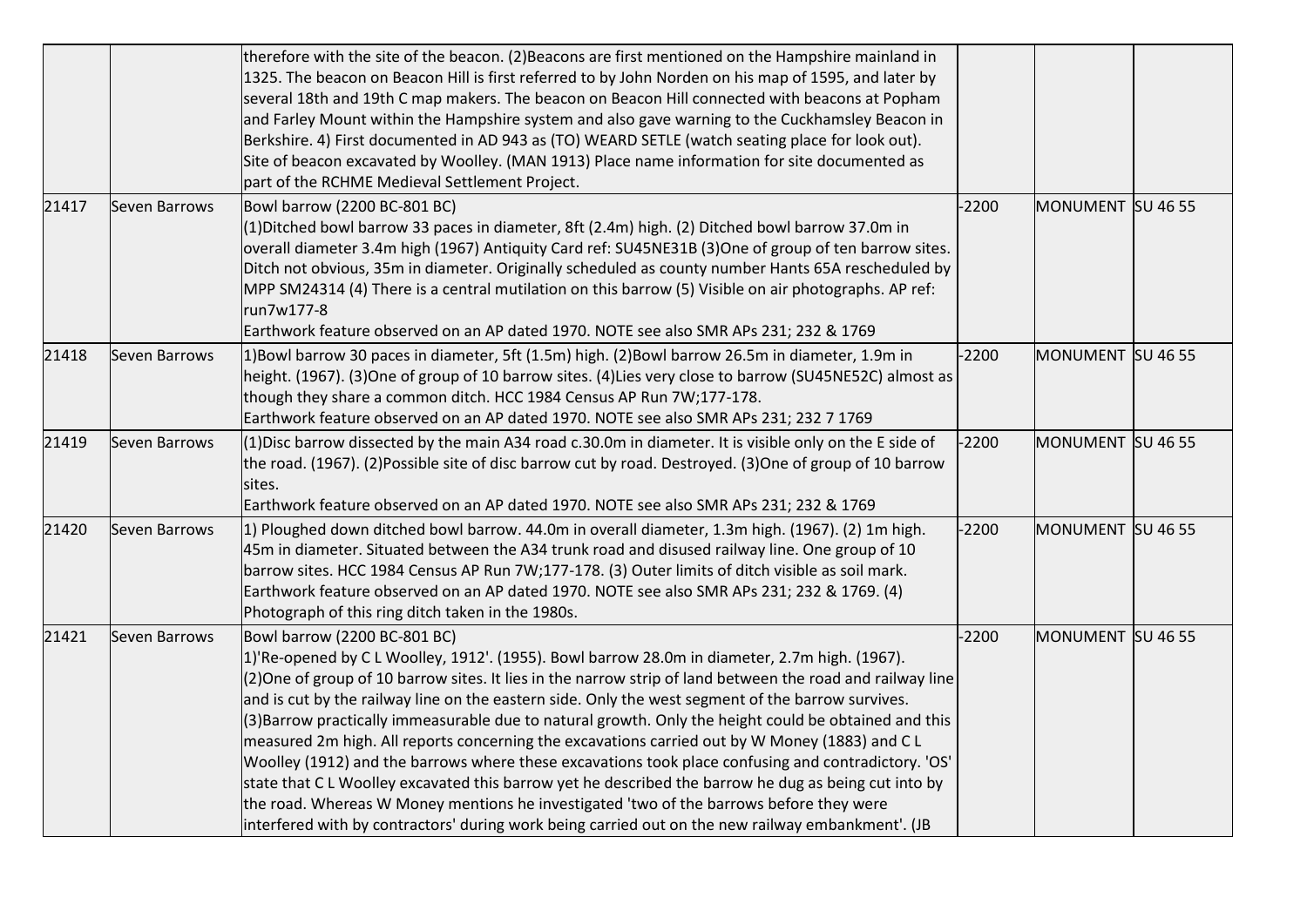| | | | | | |
|---|---|---|---|---|---|
| | | therefore with the site of the beacon. (2)Beacons are first mentioned on the Hampshire mainland in 1325. The beacon on Beacon Hill is first referred to by John Norden on his map of 1595, and later by several 18th and 19th C map makers. The beacon on Beacon Hill connected with beacons at Popham and Farley Mount within the Hampshire system and also gave warning to the Cuckhamsley Beacon in Berkshire. 4) First documented in AD 943 as (TO) WEARD SETLE (watch seating place for look out). Site of beacon excavated by Woolley. (MAN 1913) Place name information for site documented as part of the RCHME Medieval Settlement Project. | | | |
| 21417 | Seven Barrows | Bowl barrow (2200 BC-801 BC)<br>(1)Ditched bowl barrow 33 paces in diameter, 8ft (2.4m) high. (2) Ditched bowl barrow 37.0m in overall diameter 3.4m high (1967) Antiquity Card ref: SU45NE31B (3)One of group of ten barrow sites. Ditch not obvious, 35m in diameter. Originally scheduled as county number Hants 65A rescheduled by MPP SM24314 (4) There is a central mutilation on this barrow (5) Visible on air photographs. AP ref: run7w177-8<br>Earthwork feature observed on an AP dated 1970. NOTE see also SMR APs 231; 232 & 1769 | -2200 | MONUMENT | SU 46 55 |
| 21418 | Seven Barrows | 1)Bowl barrow 30 paces in diameter, 5ft (1.5m) high. (2)Bowl barrow 26.5m in diameter, 1.9m in height. (1967). (3)One of group of 10 barrow sites. (4)Lies very close to barrow (SU45NE52C) almost as though they share a common ditch. HCC 1984 Census AP Run 7W;177-178.<br>Earthwork feature observed on an AP dated 1970. NOTE see also SMR APs 231; 232 7 1769 | -2200 | MONUMENT | SU 46 55 |
| 21419 | Seven Barrows | (1)Disc barrow dissected by the main A34 road c.30.0m in diameter. It is visible only on the E side of the road. (1967). (2)Possible site of disc barrow cut by road. Destroyed. (3)One of group of 10 barrow sites.<br>Earthwork feature observed on an AP dated 1970. NOTE see also SMR APs 231; 232 & 1769 | -2200 | MONUMENT | SU 46 55 |
| 21420 | Seven Barrows | 1) Ploughed down ditched bowl barrow. 44.0m in overall diameter, 1.3m high. (1967). (2) 1m high. 45m in diameter. Situated between the A34 trunk road and disused railway line. One group of 10 barrow sites. HCC 1984 Census AP Run 7W;177-178. (3) Outer limits of ditch visible as soil mark. Earthwork feature observed on an AP dated 1970. NOTE see also SMR APs 231; 232 & 1769. (4) Photograph of this ring ditch taken in the 1980s. | -2200 | MONUMENT | SU 46 55 |
| 21421 | Seven Barrows | Bowl barrow (2200 BC-801 BC)<br>1)'Re-opened by C L Woolley, 1912'. (1955). Bowl barrow 28.0m in diameter, 2.7m high. (1967). (2)One of group of 10 barrow sites. It lies in the narrow strip of land between the road and railway line and is cut by the railway line on the eastern side. Only the west segment of the barrow survives. (3)Barrow practically immeasurable due to natural growth. Only the height could be obtained and this measured 2m high. All reports concerning the excavations carried out by W Money (1883) and C L Woolley (1912) and the barrows where these excavations took place confusing and contradictory. 'OS' state that C L Woolley excavated this barrow yet he described the barrow he dug as being cut into by the road. Whereas W Money mentions he investigated 'two of the barrows before they were interfered with by contractors' during work being carried out on the new railway embankment'. (JB | -2200 | MONUMENT | SU 46 55 |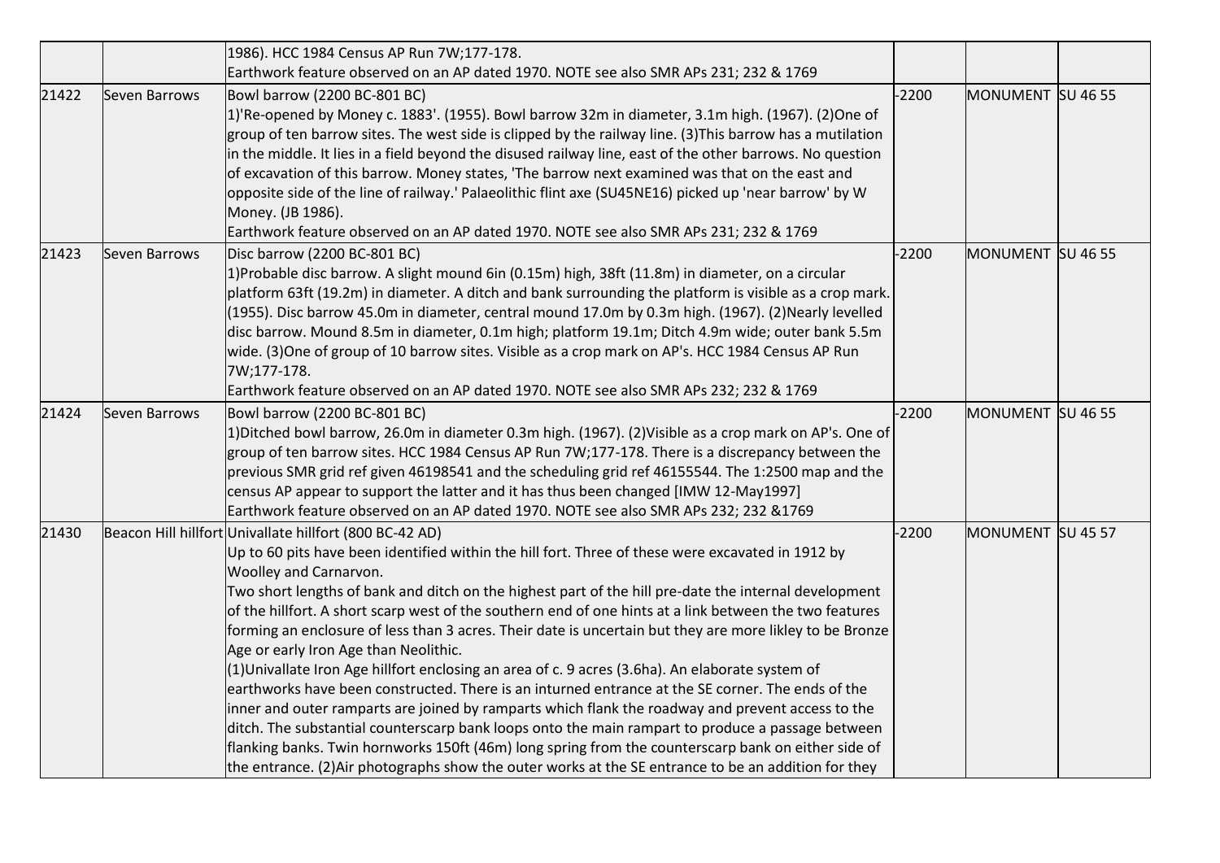| | | | | | |
|---|---|---|---|---|---|
| | | 1986). HCC 1984 Census AP Run 7W;177-178.<br>Earthwork feature observed on an AP dated 1970. NOTE see also SMR APs 231; 232 & 1769 | | | |
| 21422 | Seven Barrows | Bowl barrow (2200 BC-801 BC)<br>1)'Re-opened by Money c. 1883'. (1955). Bowl barrow 32m in diameter, 3.1m high. (1967). (2)One of group of ten barrow sites. The west side is clipped by the railway line. (3)This barrow has a mutilation in the middle. It lies in a field beyond the disused railway line, east of the other barrows. No question of excavation of this barrow. Money states, 'The barrow next examined was that on the east and opposite side of the line of railway.' Palaeolithic flint axe (SU45NE16) picked up 'near barrow' by W Money. (JB 1986).<br>Earthwork feature observed on an AP dated 1970. NOTE see also SMR APs 231; 232 & 1769 | -2200 | MONUMENT | SU 46 55 |
| 21423 | Seven Barrows | Disc barrow (2200 BC-801 BC)<br>1)Probable disc barrow. A slight mound 6in (0.15m) high, 38ft (11.8m) in diameter, on a circular platform 63ft (19.2m) in diameter. A ditch and bank surrounding the platform is visible as a crop mark. (1955). Disc barrow 45.0m in diameter, central mound 17.0m by 0.3m high. (1967). (2)Nearly levelled disc barrow. Mound 8.5m in diameter, 0.1m high; platform 19.1m; Ditch 4.9m wide; outer bank 5.5m wide. (3)One of group of 10 barrow sites. Visible as a crop mark on AP's. HCC 1984 Census AP Run 7W;177-178.<br>Earthwork feature observed on an AP dated 1970. NOTE see also SMR APs 232; 232 & 1769 | -2200 | MONUMENT | SU 46 55 |
| 21424 | Seven Barrows | Bowl barrow (2200 BC-801 BC)<br>1)Ditched bowl barrow, 26.0m in diameter 0.3m high. (1967). (2)Visible as a crop mark on AP's. One of group of ten barrow sites. HCC 1984 Census AP Run 7W;177-178. There is a discrepancy between the previous SMR grid ref given 46198541 and the scheduling grid ref 46155544. The 1:2500 map and the census AP appear to support the latter and it has thus been changed [IMW 12-May1997]<br>Earthwork feature observed on an AP dated 1970. NOTE see also SMR APs 232; 232 &1769 | -2200 | MONUMENT | SU 46 55 |
| 21430 | Beacon Hill hillfort | Univallate hillfort (800 BC-42 AD)<br>Up to 60 pits have been identified within the hill fort. Three of these were excavated in 1912 by Woolley and Carnarvon.<br>Two short lengths of bank and ditch on the highest part of the hill pre-date the internal development of the hillfort. A short scarp west of the southern end of one hints at a link between the two features forming an enclosure of less than 3 acres. Their date is uncertain but they are more likley to be Bronze Age or early Iron Age than Neolithic.<br>(1)Univallate Iron Age hillfort enclosing an area of c. 9 acres (3.6ha). An elaborate system of earthworks have been constructed. There is an inturned entrance at the SE corner. The ends of the inner and outer ramparts are joined by ramparts which flank the roadway and prevent access to the ditch. The substantial counterscarp bank loops onto the main rampart to produce a passage between flanking banks. Twin hornworks 150ft (46m) long spring from the counterscarp bank on either side of the entrance. (2)Air photographs show the outer works at the SE entrance to be an addition for they | -2200 | MONUMENT | SU 45 57 |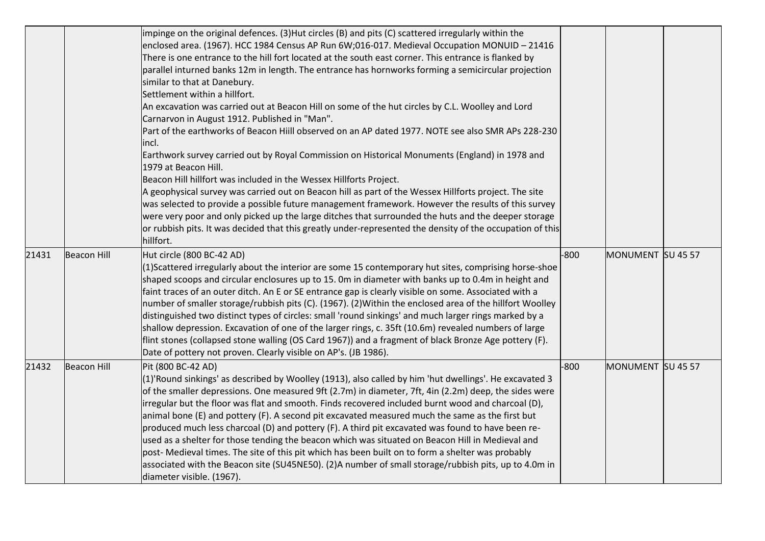| | | | | | |
|---|---|---|---|---|---|
| | | impinge on the original defences. (3)Hut circles (B) and pits (C) scattered irregularly within the enclosed area. (1967). HCC 1984 Census AP Run 6W;016-017. Medieval Occupation MONUID – 21416<br>There is one entrance to the hill fort located at the south east corner. This entrance is flanked by parallel inturned banks 12m in length. The entrance has hornworks forming a semicircular projection similar to that at Danebury.<br>Settlement within a hillfort.<br>An excavation was carried out at Beacon Hill on some of the hut circles by C.L. Woolley and Lord Carnarvon in August 1912. Published in "Man".<br>Part of the earthworks of Beacon Hiill observed on an AP dated 1977. NOTE see also SMR APs 228-230 incl.<br>Earthwork survey carried out by Royal Commission on Historical Monuments (England) in 1978 and 1979 at Beacon Hill.<br>Beacon Hill hillfort was included in the Wessex Hillforts Project.<br>A geophysical survey was carried out on Beacon hill as part of the Wessex Hillforts project. The site was selected to provide a possible future management framework. However the results of this survey were very poor and only picked up the large ditches that surrounded the huts and the deeper storage or rubbish pits. It was decided that this greatly under-represented the density of the occupation of this hillfort. | | | |
| 21431 | Beacon Hill | Hut circle (800 BC-42 AD)<br>(1)Scattered irregularly about the interior are some 15 contemporary hut sites, comprising horse-shoe shaped scoops and circular enclosures up to 15. 0m in diameter with banks up to 0.4m in height and faint traces of an outer ditch. An E or SE entrance gap is clearly visible on some. Associated with a number of smaller storage/rubbish pits (C). (1967). (2)Within the enclosed area of the hillfort Woolley distinguished two distinct types of circles: small 'round sinkings' and much larger rings marked by a shallow depression. Excavation of one of the larger rings, c. 35ft (10.6m) revealed numbers of large flint stones (collapsed stone walling (OS Card 1967)) and a fragment of black Bronze Age pottery (F). Date of pottery not proven. Clearly visible on AP's. (JB 1986). | -800 | MONUMENT | SU 45 57 |
| 21432 | Beacon Hill | Pit (800 BC-42 AD)<br>(1)'Round sinkings' as described by Woolley (1913), also called by him 'hut dwellings'. He excavated 3 of the smaller depressions. One measured 9ft (2.7m) in diameter, 7ft, 4in (2.2m) deep, the sides were irregular but the floor was flat and smooth. Finds recovered included burnt wood and charcoal (D), animal bone (E) and pottery (F). A second pit excavated measured much the same as the first but produced much less charcoal (D) and pottery (F). A third pit excavated was found to have been re-used as a shelter for those tending the beacon which was situated on Beacon Hill in Medieval and post- Medieval times. The site of this pit which has been built on to form a shelter was probably associated with the Beacon site (SU45NE50). (2)A number of small storage/rubbish pits, up to 4.0m in diameter visible. (1967). | -800 | MONUMENT | SU 45 57 |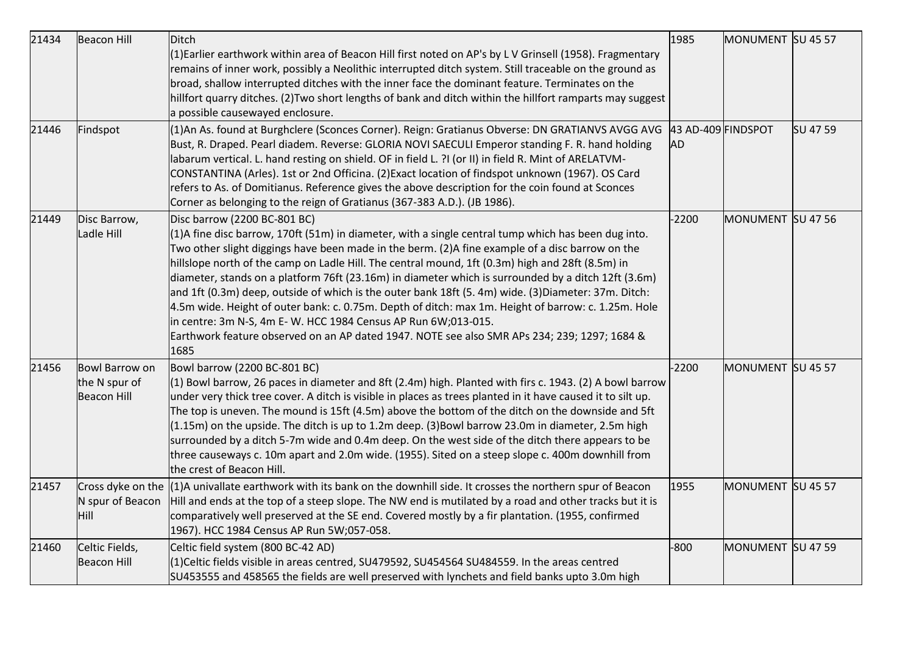| | | | | | |
|---|---|---|---|---|---|
| 21434 | Beacon Hill | Ditch<br>(1)Earlier earthwork within area of Beacon Hill first noted on AP's by L V Grinsell (1958). Fragmentary remains of inner work, possibly a Neolithic interrupted ditch system. Still traceable on the ground as broad, shallow interrupted ditches with the inner face the dominant feature. Terminates on the hillfort quarry ditches. (2)Two short lengths of bank and ditch within the hillfort ramparts may suggest a possible causewayed enclosure. | 1985 | MONUMENT | SU 45 57 |
| 21446 | Findspot | (1)An As. found at Burghclere (Sconces Corner). Reign: Gratianus Obverse: DN GRATIANVS AVGG AVG Bust, R. Draped. Pearl diadem. Reverse: GLORIA NOVI SAECULI Emperor standing F. R. hand holding labarum vertical. L. hand resting on shield. OF in field L. ?I (or II) in field R. Mint of ARELATVM-CONSTANTINA (Arles). 1st or 2nd Officina. (2)Exact location of findspot unknown (1967). OS Card refers to As. of Domitianus. Reference gives the above description for the coin found at Sconces Corner as belonging to the reign of Gratianus (367-383 A.D.). (JB 1986). | 43 AD-409 AD | FINDSPOT | SU 47 59 |
| 21449 | Disc Barrow, Ladle Hill | Disc barrow (2200 BC-801 BC)<br>(1)A fine disc barrow, 170ft (51m) in diameter, with a single central tump which has been dug into. Two other slight diggings have been made in the berm. (2)A fine example of a disc barrow on the hillslope north of the camp on Ladle Hill. The central mound, 1ft (0.3m) high and 28ft (8.5m) in diameter, stands on a platform 76ft (23.16m) in diameter which is surrounded by a ditch 12ft (3.6m) and 1ft (0.3m) deep, outside of which is the outer bank 18ft (5. 4m) wide. (3)Diameter: 37m. Ditch: 4.5m wide. Height of outer bank: c. 0.75m. Depth of ditch: max 1m. Height of barrow: c. 1.25m. Hole in centre: 3m N-S, 4m E- W. HCC 1984 Census AP Run 6W;013-015.<br>Earthwork feature observed on an AP dated 1947. NOTE see also SMR APs 234; 239; 1297; 1684 & 1685 | -2200 | MONUMENT | SU 47 56 |
| 21456 | Bowl Barrow on the N spur of Beacon Hill | Bowl barrow (2200 BC-801 BC)<br>(1) Bowl barrow, 26 paces in diameter and 8ft (2.4m) high. Planted with firs c. 1943. (2) A bowl barrow under very thick tree cover. A ditch is visible in places as trees planted in it have caused it to silt up. The top is uneven. The mound is 15ft (4.5m) above the bottom of the ditch on the downside and 5ft (1.15m) on the upside. The ditch is up to 1.2m deep. (3)Bowl barrow 23.0m in diameter, 2.5m high surrounded by a ditch 5-7m wide and 0.4m deep. On the west side of the ditch there appears to be three causeways c. 10m apart and 2.0m wide. (1955). Sited on a steep slope c. 400m downhill from the crest of Beacon Hill. | -2200 | MONUMENT | SU 45 57 |
| 21457 | Cross dyke on the N spur of Beacon Hill | (1)A univallate earthwork with its bank on the downhill side. It crosses the northern spur of Beacon Hill and ends at the top of a steep slope. The NW end is mutilated by a road and other tracks but it is comparatively well preserved at the SE end. Covered mostly by a fir plantation. (1955, confirmed 1967). HCC 1984 Census AP Run 5W;057-058. | 1955 | MONUMENT | SU 45 57 |
| 21460 | Celtic Fields, Beacon Hill | Celtic field system (800 BC-42 AD)<br>(1)Celtic fields visible in areas centred, SU479592, SU454564 SU484559. In the areas centred SU453555 and 458565 the fields are well preserved with lynchets and field banks upto 3.0m high | -800 | MONUMENT | SU 47 59 |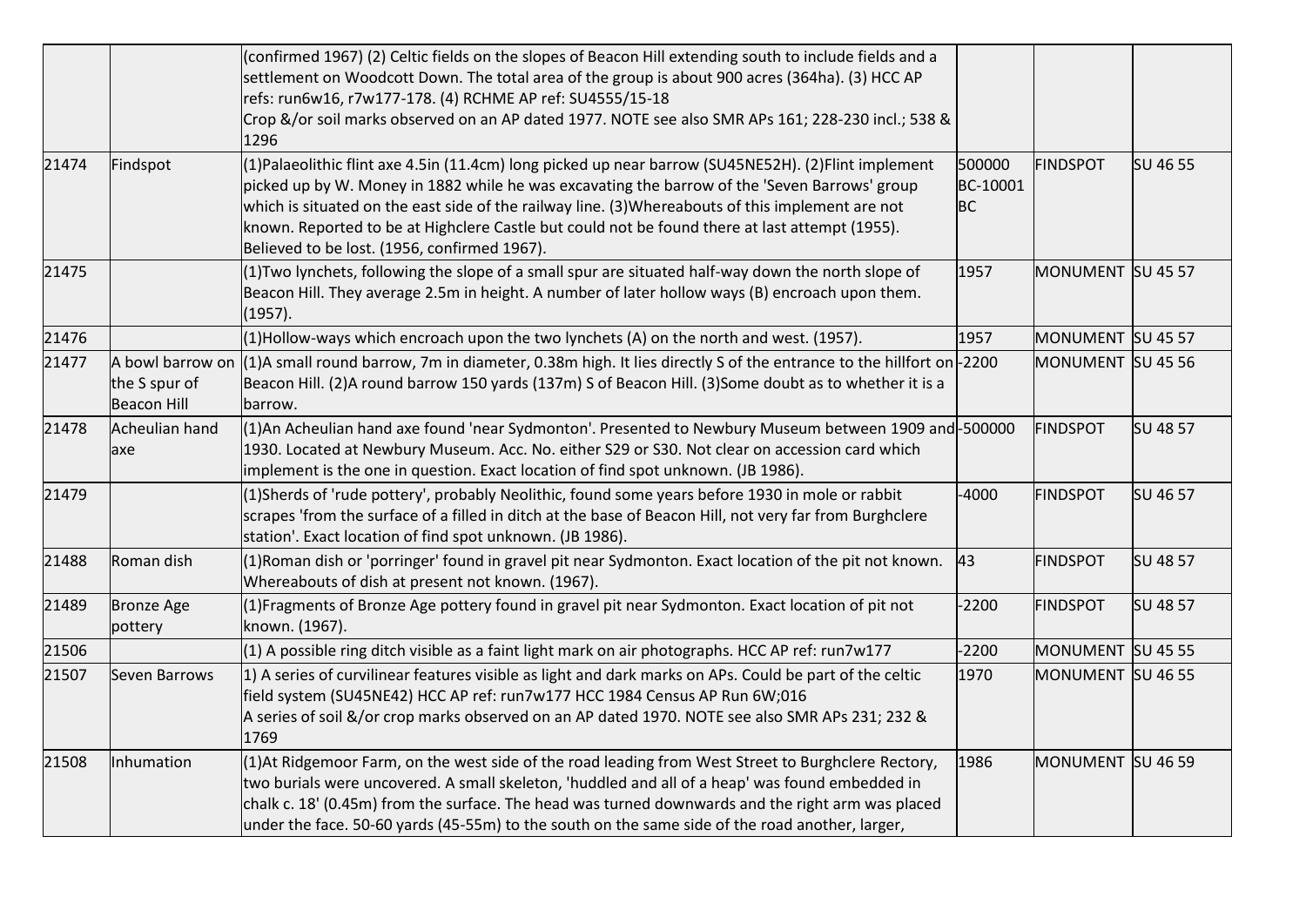|  |  |  |  |  |  |
|---|---|---|---|---|---|
|  |  | (confirmed 1967) (2) Celtic fields on the slopes of Beacon Hill extending south to include fields and a settlement on Woodcott Down. The total area of the group is about 900 acres (364ha). (3) HCC AP refs: run6w16, r7w177-178. (4) RCHME AP ref: SU4555/15-18<br>Crop &/or soil marks observed on an AP dated 1977. NOTE see also SMR APs 161; 228-230 incl.; 538 & 1296 |  |  |  |
| 21474 | Findspot | (1)Palaeolithic flint axe 4.5in (11.4cm) long picked up near barrow (SU45NE52H). (2)Flint implement picked up by W. Money in 1882 while he was excavating the barrow of the 'Seven Barrows' group which is situated on the east side of the railway line. (3)Whereabouts of this implement are not known. Reported to be at Highclere Castle but could not be found there at last attempt (1955). Believed to be lost. (1956, confirmed 1967). | 500000 BC-10001 BC | FINDSPOT | SU 46 55 |
| 21475 |  | (1)Two lynchets, following the slope of a small spur are situated half-way down the north slope of Beacon Hill. They average 2.5m in height. A number of later hollow ways (B) encroach upon them. (1957). | 1957 | MONUMENT | SU 45 57 |
| 21476 |  | (1)Hollow-ways which encroach upon the two lynchets (A) on the north and west. (1957). | 1957 | MONUMENT | SU 45 57 |
| 21477 | A bowl barrow on the S spur of Beacon Hill | (1)A small round barrow, 7m in diameter, 0.38m high. It lies directly S of the entrance to the hillfort on Beacon Hill. (2)A round barrow 150 yards (137m) S of Beacon Hill. (3)Some doubt as to whether it is a barrow. | -2200 | MONUMENT | SU 45 56 |
| 21478 | Acheulian hand axe | (1)An Acheulian hand axe found 'near Sydmonton'. Presented to Newbury Museum between 1909 and 1930. Located at Newbury Museum. Acc. No. either S29 or S30. Not clear on accession card which implement is the one in question. Exact location of find spot unknown. (JB 1986). | -500000 | FINDSPOT | SU 48 57 |
| 21479 |  | (1)Sherds of 'rude pottery', probably Neolithic, found some years before 1930 in mole or rabbit scrapes 'from the surface of a filled in ditch at the base of Beacon Hill, not very far from Burghclere station'. Exact location of find spot unknown. (JB 1986). | -4000 | FINDSPOT | SU 46 57 |
| 21488 | Roman dish | (1)Roman dish or 'porringer' found in gravel pit near Sydmonton. Exact location of the pit not known. Whereabouts of dish at present not known. (1967). | 43 | FINDSPOT | SU 48 57 |
| 21489 | Bronze Age pottery | (1)Fragments of Bronze Age pottery found in gravel pit near Sydmonton. Exact location of pit not known. (1967). | -2200 | FINDSPOT | SU 48 57 |
| 21506 |  | (1) A possible ring ditch visible as a faint light mark on air photographs. HCC AP ref: run7w177 | -2200 | MONUMENT | SU 45 55 |
| 21507 | Seven Barrows | 1) A series of curvilinear features visible as light and dark marks on APs. Could be part of the celtic field system (SU45NE42) HCC AP ref: run7w177 HCC 1984 Census AP Run 6W;016<br>A series of soil &/or crop marks observed on an AP dated 1970. NOTE see also SMR APs 231; 232 & 1769 | 1970 | MONUMENT | SU 46 55 |
| 21508 | Inhumation | (1)At Ridgemoor Farm, on the west side of the road leading from West Street to Burghclere Rectory, two burials were uncovered. A small skeleton, 'huddled and all of a heap' was found embedded in chalk c. 18' (0.45m) from the surface. The head was turned downwards and the right arm was placed under the face. 50-60 yards (45-55m) to the south on the same side of the road another, larger, | 1986 | MONUMENT | SU 46 59 |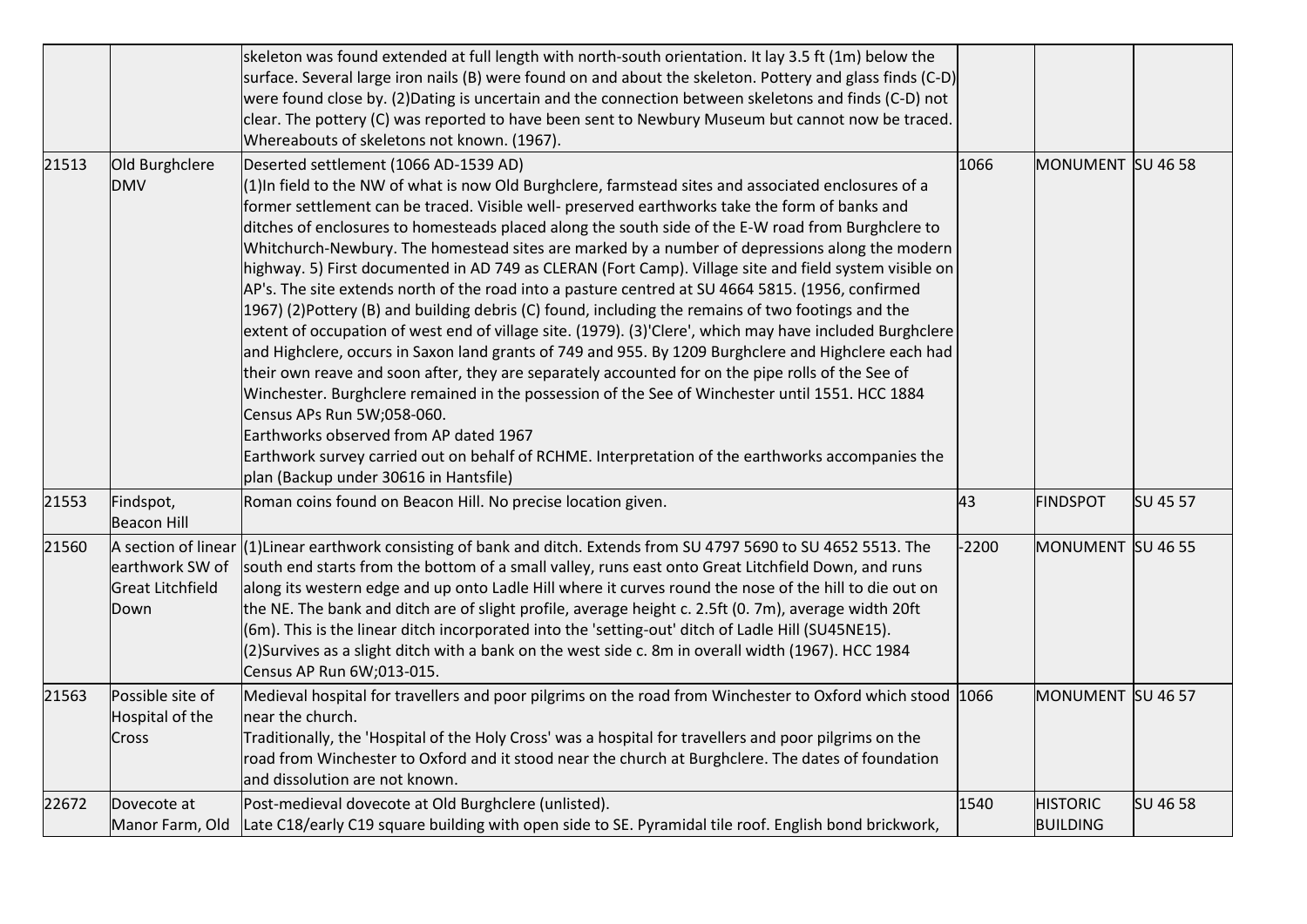| | | | | | |
|---|---|---|---|---|---|
| | | skeleton was found extended at full length with north-south orientation. It lay 3.5 ft (1m) below the surface. Several large iron nails (B) were found on and about the skeleton. Pottery and glass finds (C-D) were found close by. (2)Dating is uncertain and the connection between skeletons and finds (C-D) not clear. The pottery (C) was reported to have been sent to Newbury Museum but cannot now be traced. Whereabouts of skeletons not known. (1967). | | | |
| 21513 | Old Burghclere DMV | Deserted settlement (1066 AD-1539 AD)<br>(1)In field to the NW of what is now Old Burghclere, farmstead sites and associated enclosures of a former settlement can be traced. Visible well- preserved earthworks take the form of banks and ditches of enclosures to homesteads placed along the south side of the E-W road from Burghclere to Whitchurch-Newbury. The homestead sites are marked by a number of depressions along the modern highway. 5) First documented in AD 749 as CLERAN (Fort Camp). Village site and field system visible on AP's. The site extends north of the road into a pasture centred at SU 4664 5815. (1956, confirmed 1967) (2)Pottery (B) and building debris (C) found, including the remains of two footings and the extent of occupation of west end of village site. (1979). (3)'Clere', which may have included Burghclere and Highclere, occurs in Saxon land grants of 749 and 955. By 1209 Burghclere and Highclere each had their own reave and soon after, they are separately accounted for on the pipe rolls of the See of Winchester. Burghclere remained in the possession of the See of Winchester until 1551. HCC 1884 Census APs Run 5W;058-060.<br>Earthworks observed from AP dated 1967<br>Earthwork survey carried out on behalf of RCHME. Interpretation of the earthworks accompanies the plan (Backup under 30616 in Hantsfile) | 1066 | MONUMENT | SU 46 58 |
| 21553 | Findspot, Beacon Hill | Roman coins found on Beacon Hill. No precise location given. | 43 | FINDSPOT | SU 45 57 |
| 21560 | A section of linear earthwork SW of Great Litchfield Down | (1)Linear earthwork consisting of bank and ditch. Extends from SU 4797 5690 to SU 4652 5513. The south end starts from the bottom of a small valley, runs east onto Great Litchfield Down, and runs along its western edge and up onto Ladle Hill where it curves round the nose of the hill to die out on the NE. The bank and ditch are of slight profile, average height c. 2.5ft (0. 7m), average width 20ft (6m). This is the linear ditch incorporated into the 'setting-out' ditch of Ladle Hill (SU45NE15).<br>(2)Survives as a slight ditch with a bank on the west side c. 8m in overall width (1967). HCC 1984 Census AP Run 6W;013-015. | -2200 | MONUMENT | SU 46 55 |
| 21563 | Possible site of Hospital of the Cross | Medieval hospital for travellers and poor pilgrims on the road from Winchester to Oxford which stood near the church.<br>Traditionally, the 'Hospital of the Holy Cross' was a hospital for travellers and poor pilgrims on the road from Winchester to Oxford and it stood near the church at Burghclere. The dates of foundation and dissolution are not known. | 1066 | MONUMENT | SU 46 57 |
| 22672 | Dovecote at Manor Farm, Old | Post-medieval dovecote at Old Burghclere (unlisted).<br>Late C18/early C19 square building with open side to SE. Pyramidal tile roof. English bond brickwork, | 1540 | HISTORIC BUILDING | SU 46 58 |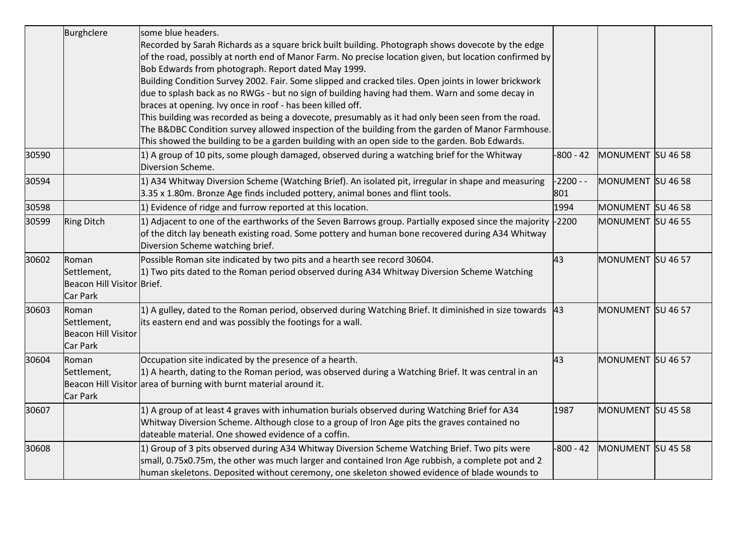| | | | | | |
|---|---|---|---|---|---|
| | Burghclere | some blue headers.<br>Recorded by Sarah Richards as a square brick built building. Photograph shows dovecote by the edge of the road, possibly at north end of Manor Farm. No precise location given, but location confirmed by Bob Edwards from photograph. Report dated May 1999.<br>Building Condition Survey 2002. Fair. Some slipped and cracked tiles. Open joints in lower brickwork due to splash back as no RWGs - but no sign of building having had them. Warn and some decay in braces at opening. Ivy once in roof - has been killed off.<br>This building was recorded as being a dovecote, presumably as it had only been seen from the road. The B&DBC Condition survey allowed inspection of the building from the garden of Manor Farmhouse. This showed the building to be a garden building with an open side to the garden. Bob Edwards. | | | |
| 30590 | | 1) A group of 10 pits, some plough damaged, observed during a watching brief for the Whitway Diversion Scheme. | -800 - 42 | MONUMENT | SU 46 58 |
| 30594 | | 1) A34 Whitway Diversion Scheme (Watching Brief). An isolated pit, irregular in shape and measuring 3.35 x 1.80m. Bronze Age finds included pottery, animal bones and flint tools. | -2200 - -801 | MONUMENT | SU 46 58 |
| 30598 | | 1) Evidence of ridge and furrow reported at this location. | 1994 | MONUMENT | SU 46 58 |
| 30599 | Ring Ditch | 1) Adjacent to one of the earthworks of the Seven Barrows group. Partially exposed since the majority of the ditch lay beneath existing road. Some pottery and human bone recovered during A34 Whitway Diversion Scheme watching brief. | -2200 | MONUMENT | SU 46 55 |
| 30602 | Roman Settlement, Beacon Hill Visitor Car Park | Possible Roman site indicated by two pits and a hearth see record 30604.<br>1) Two pits dated to the Roman period observed during A34 Whitway Diversion Scheme Watching Brief. | 43 | MONUMENT | SU 46 57 |
| 30603 | Roman Settlement, Beacon Hill Visitor Car Park | 1) A gulley, dated to the Roman period, observed during Watching Brief. It diminished in size towards its eastern end and was possibly the footings for a wall. | 43 | MONUMENT | SU 46 57 |
| 30604 | Roman Settlement, Beacon Hill Visitor Car Park | Occupation site indicated by the presence of a hearth.<br>1) A hearth, dating to the Roman period, was observed during a Watching Brief. It was central in an area of burning with burnt material around it. | 43 | MONUMENT | SU 46 57 |
| 30607 | | 1) A group of at least 4 graves with inhumation burials observed during Watching Brief for A34 Whitway Diversion Scheme. Although close to a group of Iron Age pits the graves contained no dateable material. One showed evidence of a coffin. | 1987 | MONUMENT | SU 45 58 |
| 30608 | | 1) Group of 3 pits observed during A34 Whitway Diversion Scheme Watching Brief. Two pits were small, 0.75x0.75m, the other was much larger and contained Iron Age rubbish, a complete pot and 2 human skeletons. Deposited without ceremony, one skeleton showed evidence of blade wounds to | -800 - 42 | MONUMENT | SU 45 58 |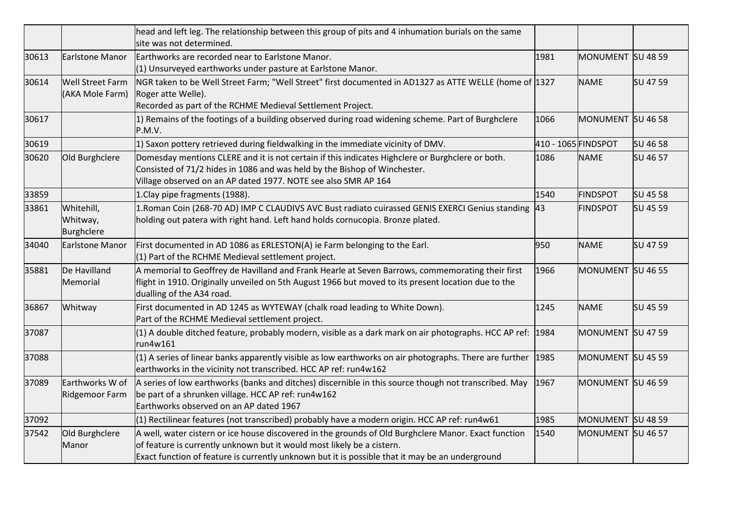| | | | | | |
|---|---|---|---|---|---|
| | | head and left leg. The relationship between this group of pits and 4 inhumation burials on the same site was not determined. | | | |
| 30613 | Earlstone Manor | Earthworks are recorded near to Earlstone Manor.<br>(1) Unsurveyed earthworks under pasture at Earlstone Manor. | 1981 | MONUMENT | SU 48 59 |
| 30614 | Well Street Farm (AKA Mole Farm) | NGR taken to be Well Street Farm; "Well Street" first documented in AD1327 as ATTE WELLE (home of Roger atte Welle).<br>Recorded as part of the RCHME Medieval Settlement Project. | 1327 | NAME | SU 47 59 |
| 30617 | | 1) Remains of the footings of a building observed during road widening scheme. Part of Burghclere P.M.V. | 1066 | MONUMENT | SU 46 58 |
| 30619 | | 1) Saxon pottery retrieved during fieldwalking in the immediate vicinity of DMV. | 410 - 1065 | FINDSPOT | SU 46 58 |
| 30620 | Old Burghclere | Domesday mentions CLERE and it is not certain if this indicates Highclere or Burghclere or both. Consisted of 71/2 hides in 1086 and was held by the Bishop of Winchester.<br>Village observed on an AP dated 1977. NOTE see also SMR AP 164 | 1086 | NAME | SU 46 57 |
| 33859 | | 1.Clay pipe fragments (1988). | 1540 | FINDSPOT | SU 45 58 |
| 33861 | Whitehill, Whitway, Burghclere | 1.Roman Coin (268-70 AD) IMP C CLAUDIVS AVC Bust radiato cuirassed GENIS EXERCI Genius standing holding out patera with right hand. Left hand holds cornucopia. Bronze plated. | 43 | FINDSPOT | SU 45 59 |
| 34040 | Earlstone Manor | First documented in AD 1086 as ERLESTON(A) ie Farm belonging to the Earl.<br>(1) Part of the RCHME Medieval settlement project. | 950 | NAME | SU 47 59 |
| 35881 | De Havilland Memorial | A memorial to Geoffrey de Havilland and Frank Hearle at Seven Barrows, commemorating their first flight in 1910. Originally unveiled on 5th August 1966 but moved to its present location due to the dualling of the A34 road. | 1966 | MONUMENT | SU 46 55 |
| 36867 | Whitway | First documented in AD 1245 as WYTEWAY (chalk road leading to White Down).<br>Part of the RCHME Medieval settlement project. | 1245 | NAME | SU 45 59 |
| 37087 | | (1) A double ditched feature, probably modern, visible as a dark mark on air photographs. HCC AP ref: run4w161 | 1984 | MONUMENT | SU 47 59 |
| 37088 | | (1) A series of linear banks apparently visible as low earthworks on air photographs. There are further earthworks in the vicinity not transcribed. HCC AP ref: run4w162 | 1985 | MONUMENT | SU 45 59 |
| 37089 | Earthworks W of Ridgemoor Farm | A series of low earthworks (banks and ditches) discernible in this source though not transcribed. May be part of a shrunken village. HCC AP ref: run4w162<br>Earthworks observed on an AP dated 1967 | 1967 | MONUMENT | SU 46 59 |
| 37092 | | (1) Rectilinear features (not transcribed) probably have a modern origin. HCC AP ref: run4w61 | 1985 | MONUMENT | SU 48 59 |
| 37542 | Old Burghclere Manor | A well, water cistern or ice house discovered in the grounds of Old Burghclere Manor. Exact function of feature is currently unknown but it would most likely be a cistern.<br>Exact function of feature is currently unknown but it is possible that it may be an underground | 1540 | MONUMENT | SU 46 57 |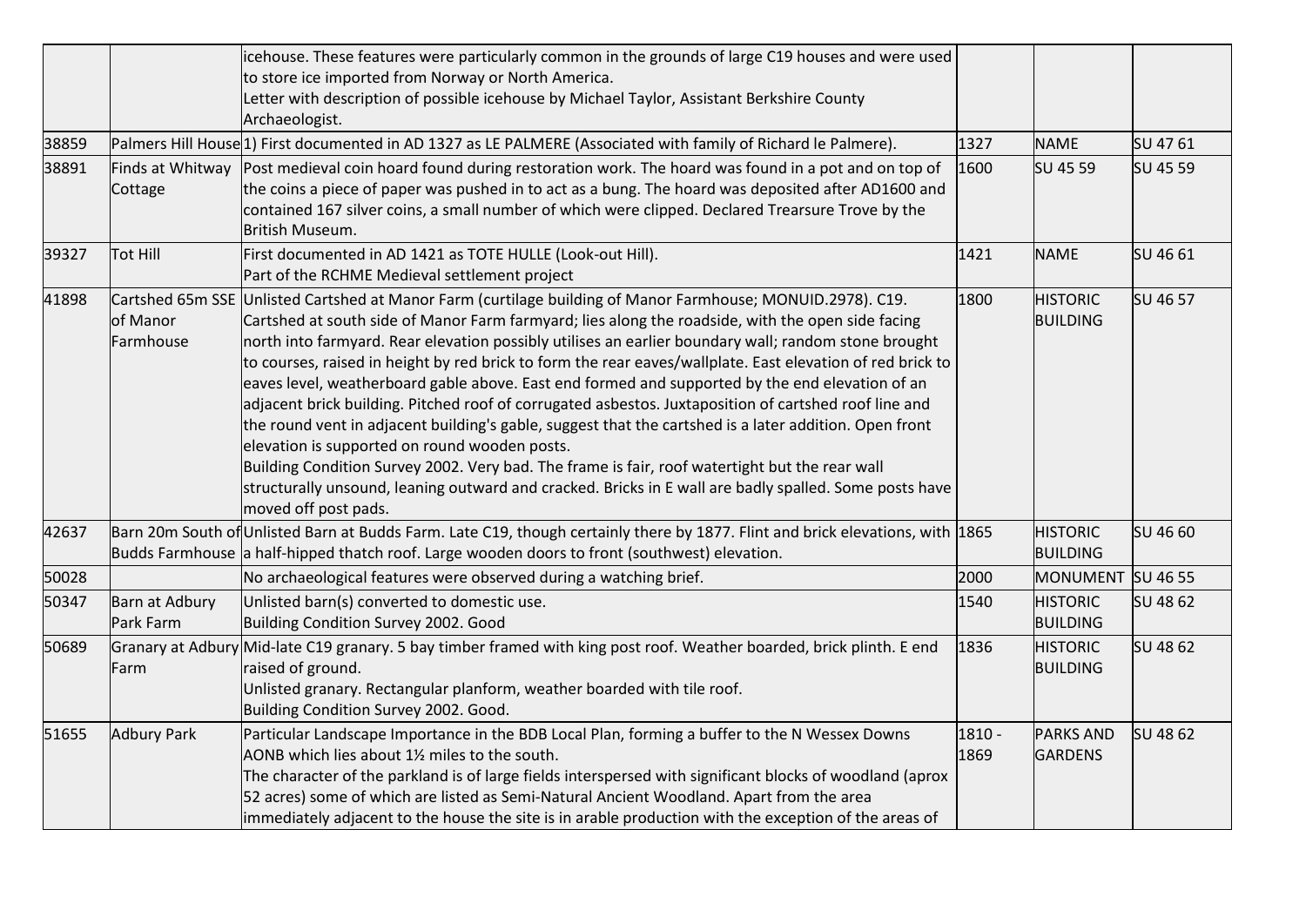|  |  |  |  |  |  |
|---|---|---|---|---|---|
|  |  | icehouse. These features were particularly common in the grounds of large C19 houses and were used to store ice imported from Norway or North America. Letter with description of possible icehouse by Michael Taylor, Assistant Berkshire County Archaeologist. |  |  |  |
| 38859 | Palmers Hill House | 1) First documented in AD 1327 as LE PALMERE (Associated with family of Richard le Palmere). | 1327 | NAME | SU 47 61 |
| 38891 | Finds at Whitway Cottage | Post medieval coin hoard found during restoration work. The hoard was found in a pot and on top of the coins a piece of paper was pushed in to act as a bung. The hoard was deposited after AD1600 and contained 167 silver coins, a small number of which were clipped. Declared Trearsure Trove by the British Museum. | 1600 | SU 45 59 | SU 45 59 |
| 39327 | Tot Hill | First documented in AD 1421 as TOTE HULLE (Look-out Hill). Part of the RCHME Medieval settlement project | 1421 | NAME | SU 46 61 |
| 41898 | Cartshed 65m SSE of Manor Farmhouse | Unlisted Cartshed at Manor Farm (curtilage building of Manor Farmhouse; MONUID.2978). C19. Cartshed at south side of Manor Farm farmyard; lies along the roadside, with the open side facing north into farmyard. Rear elevation possibly utilises an earlier boundary wall; random stone brought to courses, raised in height by red brick to form the rear eaves/wallplate. East elevation of red brick to eaves level, weatherboard gable above. East end formed and supported by the end elevation of an adjacent brick building. Pitched roof of corrugated asbestos. Juxtaposition of cartshed roof line and the round vent in adjacent building's gable, suggest that the cartshed is a later addition. Open front elevation is supported on round wooden posts. Building Condition Survey 2002. Very bad. The frame is fair, roof watertight but the rear wall structurally unsound, leaning outward and cracked. Bricks in E wall are badly spalled. Some posts have moved off post pads. | 1800 | HISTORIC BUILDING | SU 46 57 |
| 42637 | Barn 20m South of Budds Farmhouse | Unlisted Barn at Budds Farm. Late C19, though certainly there by 1877. Flint and brick elevations, with a half-hipped thatch roof. Large wooden doors to front (southwest) elevation. | 1865 | HISTORIC BUILDING | SU 46 60 |
| 50028 |  | No archaeological features were observed during a watching brief. | 2000 | MONUMENT | SU 46 55 |
| 50347 | Barn at Adbury Park Farm | Unlisted barn(s) converted to domestic use. Building Condition Survey 2002. Good | 1540 | HISTORIC BUILDING | SU 48 62 |
| 50689 | Granary at Adbury Farm | Mid-late C19 granary. 5 bay timber framed with king post roof. Weather boarded, brick plinth. E end raised of ground. Unlisted granary. Rectangular planform, weather boarded with tile roof. Building Condition Survey 2002. Good. | 1836 | HISTORIC BUILDING | SU 48 62 |
| 51655 | Adbury Park | Particular Landscape Importance in the BDB Local Plan, forming a buffer to the N Wessex Downs AONB which lies about 1½ miles to the south. The character of the parkland is of large fields interspersed with significant blocks of woodland (aprox 52 acres) some of which are listed as Semi-Natural Ancient Woodland. Apart from the area immediately adjacent to the house the site is in arable production with the exception of the areas of | 1810 - 1869 | PARKS AND GARDENS | SU 48 62 |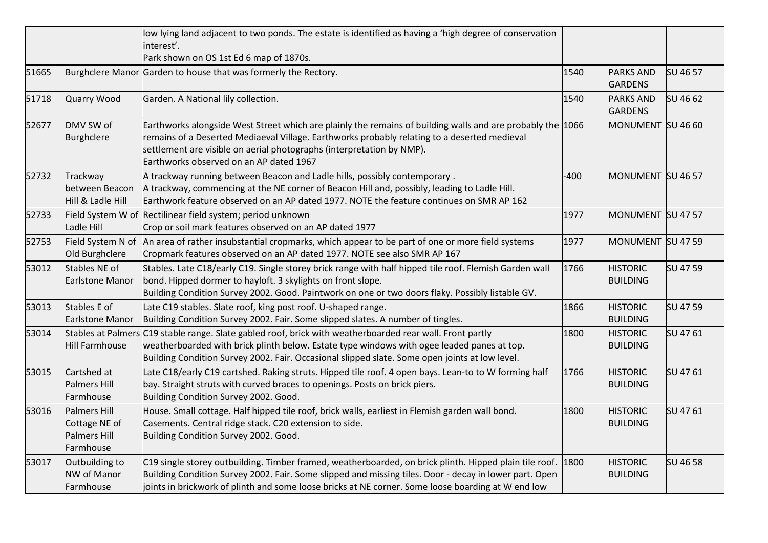| | | | | | |
|---|---|---|---|---|---|
| | | low lying land adjacent to two ponds. The estate is identified as having a 'high degree of conservation interest'.<br>Park shown on OS 1st Ed 6 map of 1870s. | | | |
| 51665 | Burghclere Manor | Garden to house that was formerly the Rectory. | 1540 | PARKS AND GARDENS | SU 46 57 |
| 51718 | Quarry Wood | Garden. A National lily collection. | 1540 | PARKS AND GARDENS | SU 46 62 |
| 52677 | DMV SW of Burghclere | Earthworks alongside West Street which are plainly the remains of building walls and are probably the remains of a Deserted Mediaeval Village. Earthworks probably relating to a deserted medieval settlement are visible on aerial photographs (interpretation by NMP).<br>Earthworks observed on an AP dated 1967 | 1066 | MONUMENT | SU 46 60 |
| 52732 | Trackway between Beacon Hill & Ladle Hill | A trackway running between Beacon and Ladle hills, possibly contemporary .<br>A trackway, commencing at the NE corner of Beacon Hill and, possibly, leading to Ladle Hill.<br>Earthwork feature observed on an AP dated 1977. NOTE the feature continues on SMR AP 162 | -400 | MONUMENT | SU 46 57 |
| 52733 | Field System W of Ladle Hill | Rectilinear field system; period unknown<br>Crop or soil mark features observed on an AP dated 1977 | 1977 | MONUMENT | SU 47 57 |
| 52753 | Field System N of Old Burghclere | An area of rather insubstantial cropmarks, which appear to be part of one or more field systems<br>Cropmark features observed on an AP dated 1977. NOTE see also SMR AP 167 | 1977 | MONUMENT | SU 47 59 |
| 53012 | Stables NE of Earlstone Manor | Stables. Late C18/early C19. Single storey brick range with half hipped tile roof. Flemish Garden wall bond. Hipped dormer to hayloft. 3 skylights on front slope.<br>Building Condition Survey 2002. Good. Paintwork on one or two doors flaky. Possibly listable GV. | 1766 | HISTORIC BUILDING | SU 47 59 |
| 53013 | Stables E of Earlstone Manor | Late C19 stables. Slate roof, king post roof. U-shaped range.<br>Building Condition Survey 2002. Fair. Some slipped slates. A number of tingles. | 1866 | HISTORIC BUILDING | SU 47 59 |
| 53014 | Stables at Palmers Hill Farmhouse | C19 stable range. Slate gabled roof, brick with weatherboarded rear wall. Front partly weatherboarded with brick plinth below. Estate type windows with ogee leaded panes at top.<br>Building Condition Survey 2002. Fair. Occasional slipped slate. Some open joints at low level. | 1800 | HISTORIC BUILDING | SU 47 61 |
| 53015 | Cartshed at Palmers Hill Farmhouse | Late C18/early C19 cartshed. Raking struts. Hipped tile roof. 4 open bays. Lean-to to W forming half bay. Straight struts with curved braces to openings. Posts on brick piers.<br>Building Condition Survey 2002. Good. | 1766 | HISTORIC BUILDING | SU 47 61 |
| 53016 | Palmers Hill Cottage NE of Palmers Hill Farmhouse | House. Small cottage. Half hipped tile roof, brick walls, earliest in Flemish garden wall bond. Casements. Central ridge stack. C20 extension to side.<br>Building Condition Survey 2002. Good. | 1800 | HISTORIC BUILDING | SU 47 61 |
| 53017 | Outbuilding to NW of Manor Farmhouse | C19 single storey outbuilding. Timber framed, weatherboarded, on brick plinth. Hipped plain tile roof.<br>Building Condition Survey 2002. Fair. Some slipped and missing tiles. Door - decay in lower part. Open joints in brickwork of plinth and some loose bricks at NE corner. Some loose boarding at W end low | 1800 | HISTORIC BUILDING | SU 46 58 |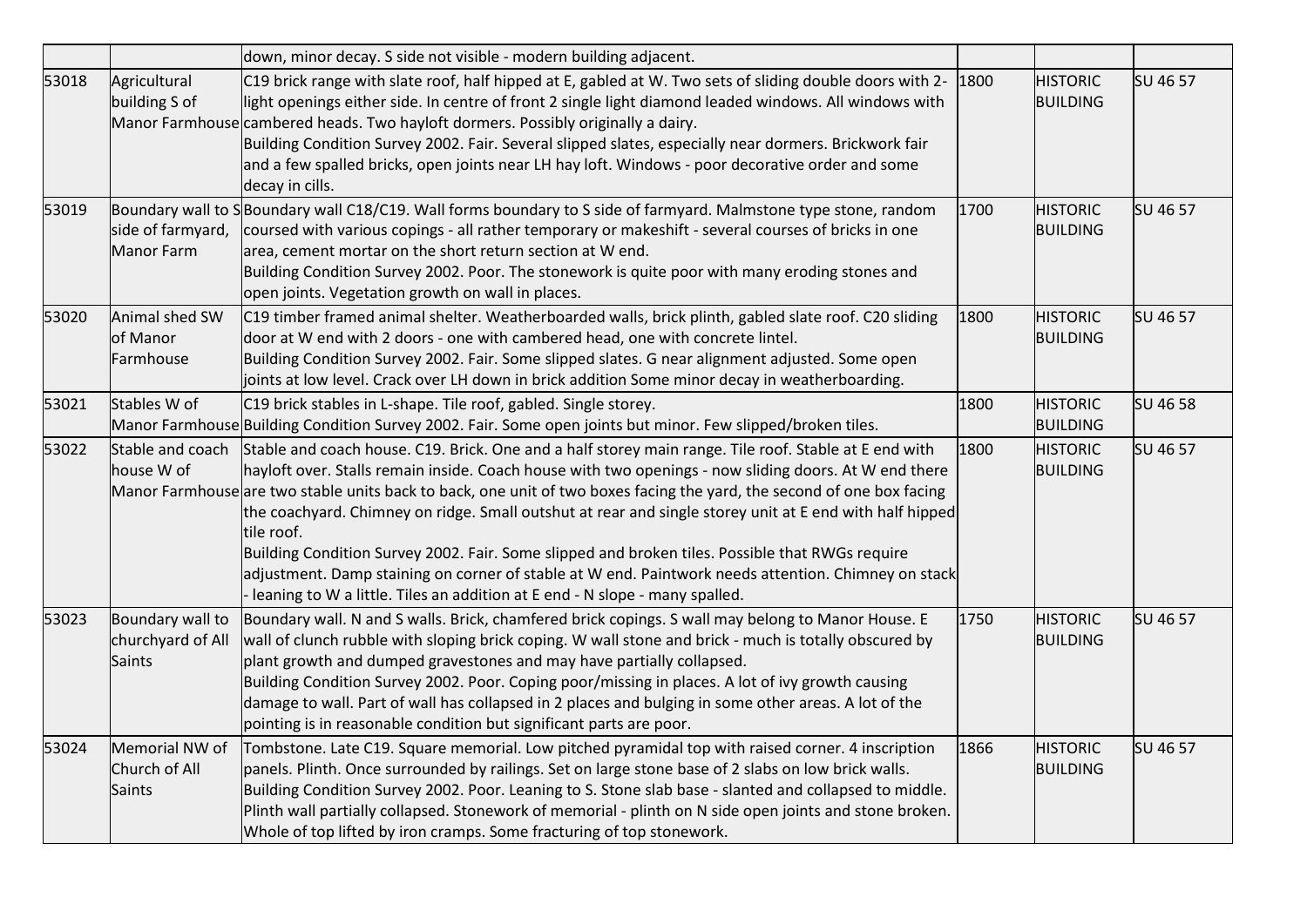| | | | | | |
|---|---|---|---|---|---|
| | | down, minor decay. S side not visible - modern building adjacent. | | | |
| 53018 | Agricultural building S of Manor Farmhouse | C19 brick range with slate roof, half hipped at E, gabled at W. Two sets of sliding double doors with 2-light openings either side. In centre of front 2 single light diamond leaded windows. All windows with cambered heads. Two hayloft dormers. Possibly originally a dairy.<br>Building Condition Survey 2002. Fair. Several slipped slates, especially near dormers. Brickwork fair and a few spalled bricks, open joints near LH hay loft. Windows - poor decorative order and some decay in cills. | 1800 | HISTORIC BUILDING | SU 46 57 |
| 53019 | Boundary wall to S side of farmyard, Manor Farm | Boundary wall C18/C19. Wall forms boundary to S side of farmyard. Malmstone type stone, random coursed with various copings - all rather temporary or makeshift - several courses of bricks in one area, cement mortar on the short return section at W end.<br>Building Condition Survey 2002. Poor. The stonework is quite poor with many eroding stones and open joints. Vegetation growth on wall in places. | 1700 | HISTORIC BUILDING | SU 46 57 |
| 53020 | Animal shed SW of Manor Farmhouse | C19 timber framed animal shelter. Weatherboarded walls, brick plinth, gabled slate roof. C20 sliding door at W end with 2 doors - one with cambered head, one with concrete lintel.<br>Building Condition Survey 2002. Fair. Some slipped slates. G near alignment adjusted. Some open joints at low level. Crack over LH down in brick addition Some minor decay in weatherboarding. | 1800 | HISTORIC BUILDING | SU 46 57 |
| 53021 | Stables W of Manor Farmhouse | C19 brick stables in L-shape. Tile roof, gabled. Single storey.<br>Building Condition Survey 2002. Fair. Some open joints but minor. Few slipped/broken tiles. | 1800 | HISTORIC BUILDING | SU 46 58 |
| 53022 | Stable and coach house W of Manor Farmhouse | Stable and coach house. C19. Brick. One and a half storey main range. Tile roof. Stable at E end with hayloft over. Stalls remain inside. Coach house with two openings - now sliding doors. At W end there are two stable units back to back, one unit of two boxes facing the yard, the second of one box facing the coachyard. Chimney on ridge. Small outshut at rear and single storey unit at E end with half hipped tile roof.<br>Building Condition Survey 2002. Fair. Some slipped and broken tiles. Possible that RWGs require adjustment. Damp staining on corner of stable at W end. Paintwork needs attention. Chimney on stack - leaning to W a little. Tiles an addition at E end - N slope - many spalled. | 1800 | HISTORIC BUILDING | SU 46 57 |
| 53023 | Boundary wall to churchyard of All Saints | Boundary wall. N and S walls. Brick, chamfered brick copings. S wall may belong to Manor House. E wall of clunch rubble with sloping brick coping. W wall stone and brick - much is totally obscured by plant growth and dumped gravestones and may have partially collapsed.<br>Building Condition Survey 2002. Poor. Coping poor/missing in places. A lot of ivy growth causing damage to wall. Part of wall has collapsed in 2 places and bulging in some other areas. A lot of the pointing is in reasonable condition but significant parts are poor. | 1750 | HISTORIC BUILDING | SU 46 57 |
| 53024 | Memorial NW of Church of All Saints | Tombstone. Late C19. Square memorial. Low pitched pyramidal top with raised corner. 4 inscription panels. Plinth. Once surrounded by railings. Set on large stone base of 2 slabs on low brick walls.<br>Building Condition Survey 2002. Poor. Leaning to S. Stone slab base - slanted and collapsed to middle. Plinth wall partially collapsed. Stonework of memorial - plinth on N side open joints and stone broken. Whole of top lifted by iron cramps. Some fracturing of top stonework. | 1866 | HISTORIC BUILDING | SU 46 57 |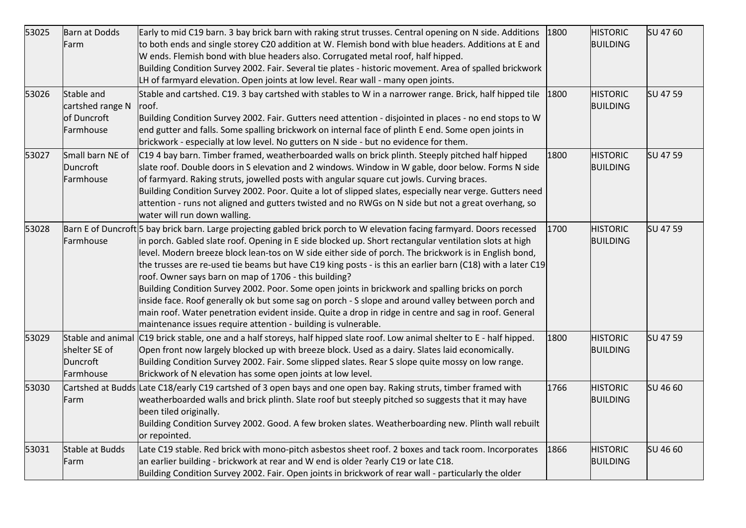| 53025 | Barn at Dodds Farm | Early to mid C19 barn. 3 bay brick barn with raking strut trusses. Central opening on N side. Additions to both ends and single storey C20 addition at W. Flemish bond with blue headers. Additions at E and W ends. Flemish bond with blue headers also. Corrugated metal roof, half hipped. Building Condition Survey 2002. Fair. Several tie plates - historic movement. Area of spalled brickwork LH of farmyard elevation. Open joints at low level. Rear wall - many open joints. | 1800 | HISTORIC BUILDING | SU 47 60 |
|---|---|---|---|---|---|
| 53026 | Stable and cartshed range N of Duncroft Farmhouse | Stable and cartshed. C19. 3 bay cartshed with stables to W in a narrower range. Brick, half hipped tile roof. Building Condition Survey 2002. Fair. Gutters need attention - disjointed in places - no end stops to W end gutter and falls. Some spalling brickwork on internal face of plinth E end. Some open joints in brickwork - especially at low level. No gutters on N side - but no evidence for them. | 1800 | HISTORIC BUILDING | SU 47 59 |
| 53027 | Small barn NE of Duncroft Farmhouse | C19 4 bay barn. Timber framed, weatherboarded walls on brick plinth. Steeply pitched half hipped slate roof. Double doors in S elevation and 2 windows. Window in W gable, door below. Forms N side of farmyard. Raking struts, jowelled posts with angular square cut jowls. Curving braces. Building Condition Survey 2002. Poor. Quite a lot of slipped slates, especially near verge. Gutters need attention - runs not aligned and gutters twisted and no RWGs on N side but not a great overhang, so water will run down walling. | 1800 | HISTORIC BUILDING | SU 47 59 |
| 53028 | Barn E of Duncroft Farmhouse | 5 bay brick barn. Large projecting gabled brick porch to W elevation facing farmyard. Doors recessed in porch. Gabled slate roof. Opening in E side blocked up. Short rectangular ventilation slots at high level. Modern breeze block lean-tos on W side either side of porch. The brickwork is in English bond, the trusses are re-used tie beams but have C19 king posts - is this an earlier barn (C18) with a later C19 roof. Owner says barn on map of 1706 - this building? Building Condition Survey 2002. Poor. Some open joints in brickwork and spalling bricks on porch inside face. Roof generally ok but some sag on porch - S slope and around valley between porch and main roof. Water penetration evident inside. Quite a drop in ridge in centre and sag in roof. General maintenance issues require attention - building is vulnerable. | 1700 | HISTORIC BUILDING | SU 47 59 |
| 53029 | Stable and animal shelter SE of Duncroft Farmhouse | C19 brick stable, one and a half storeys, half hipped slate roof. Low animal shelter to E - half hipped. Open front now largely blocked up with breeze block. Used as a dairy. Slates laid economically. Building Condition Survey 2002. Fair. Some slipped slates. Rear S slope quite mossy on low range. Brickwork of N elevation has some open joints at low level. | 1800 | HISTORIC BUILDING | SU 47 59 |
| 53030 | Cartshed at Budds Farm | Late C18/early C19 cartshed of 3 open bays and one open bay. Raking struts, timber framed with weatherboarded walls and brick plinth. Slate roof but steeply pitched so suggests that it may have been tiled originally. Building Condition Survey 2002. Good. A few broken slates. Weatherboarding new. Plinth wall rebuilt or repointed. | 1766 | HISTORIC BUILDING | SU 46 60 |
| 53031 | Stable at Budds Farm | Late C19 stable. Red brick with mono-pitch asbestos sheet roof. 2 boxes and tack room. Incorporates an earlier building - brickwork at rear and W end is older ?early C19 or late C18. Building Condition Survey 2002. Fair. Open joints in brickwork of rear wall - particularly the older | 1866 | HISTORIC BUILDING | SU 46 60 |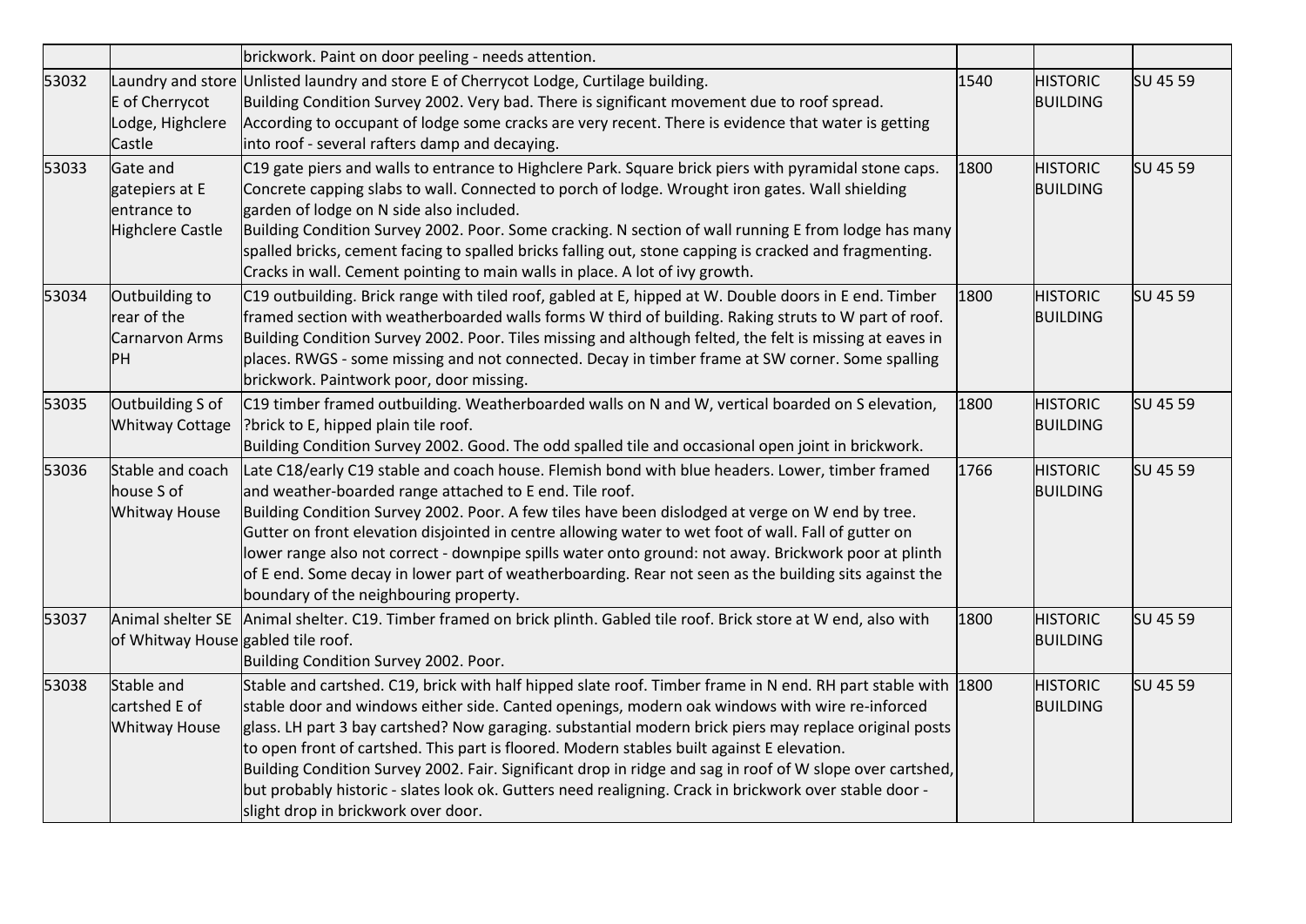|  |  | brickwork. Paint on door peeling - needs attention. |  |  |  |
|---|---|---|---|---|---|
| 53032 | Laundry and store E of Cherrycot Lodge, Highclere Castle | Unlisted laundry and store E of Cherrycot Lodge, Curtilage building. Building Condition Survey 2002. Very bad. There is significant movement due to roof spread. According to occupant of lodge some cracks are very recent. There is evidence that water is getting into roof - several rafters damp and decaying. | 1540 | HISTORIC BUILDING | SU 45 59 |
| 53033 | Gate and gatepiers at E entrance to Highclere Castle | C19 gate piers and walls to entrance to Highclere Park. Square brick piers with pyramidal stone caps. Concrete capping slabs to wall. Connected to porch of lodge. Wrought iron gates. Wall shielding garden of lodge on N side also included. Building Condition Survey 2002. Poor. Some cracking. N section of wall running E from lodge has many spalled bricks, cement facing to spalled bricks falling out, stone capping is cracked and fragmenting. Cracks in wall. Cement pointing to main walls in place. A lot of ivy growth. | 1800 | HISTORIC BUILDING | SU 45 59 |
| 53034 | Outbuilding to rear of the Carnarvon Arms PH | C19 outbuilding. Brick range with tiled roof, gabled at E, hipped at W. Double doors in E end. Timber framed section with weatherboarded walls forms W third of building. Raking struts to W part of roof. Building Condition Survey 2002. Poor. Tiles missing and although felted, the felt is missing at eaves in places. RWGS - some missing and not connected. Decay in timber frame at SW corner. Some spalling brickwork. Paintwork poor, door missing. | 1800 | HISTORIC BUILDING | SU 45 59 |
| 53035 | Outbuilding S of Whitway Cottage | C19 timber framed outbuilding. Weatherboarded walls on N and W, vertical boarded on S elevation, ?brick to E, hipped plain tile roof. Building Condition Survey 2002. Good. The odd spalled tile and occasional open joint in brickwork. | 1800 | HISTORIC BUILDING | SU 45 59 |
| 53036 | Stable and coach house S of Whitway House | Late C18/early C19 stable and coach house. Flemish bond with blue headers. Lower, timber framed and weather-boarded range attached to E end. Tile roof. Building Condition Survey 2002. Poor. A few tiles have been dislodged at verge on W end by tree. Gutter on front elevation disjointed in centre allowing water to wet foot of wall. Fall of gutter on lower range also not correct - downpipe spills water onto ground: not away. Brickwork poor at plinth of E end. Some decay in lower part of weatherboarding. Rear not seen as the building sits against the boundary of the neighbouring property. | 1766 | HISTORIC BUILDING | SU 45 59 |
| 53037 | Animal shelter SE of Whitway House | Animal shelter. C19. Timber framed on brick plinth. Gabled tile roof. Brick store at W end, also with gabled tile roof. Building Condition Survey 2002. Poor. | 1800 | HISTORIC BUILDING | SU 45 59 |
| 53038 | Stable and cartshed E of Whitway House | Stable and cartshed. C19, brick with half hipped slate roof. Timber frame in N end. RH part stable with stable door and windows either side. Canted openings, modern oak windows with wire re-inforced glass. LH part 3 bay cartshed? Now garaging. substantial modern brick piers may replace original posts to open front of cartshed. This part is floored. Modern stables built against E elevation. Building Condition Survey 2002. Fair. Significant drop in ridge and sag in roof of W slope over cartshed, but probably historic - slates look ok. Gutters need realigning. Crack in brickwork over stable door - slight drop in brickwork over door. | 1800 | HISTORIC BUILDING | SU 45 59 |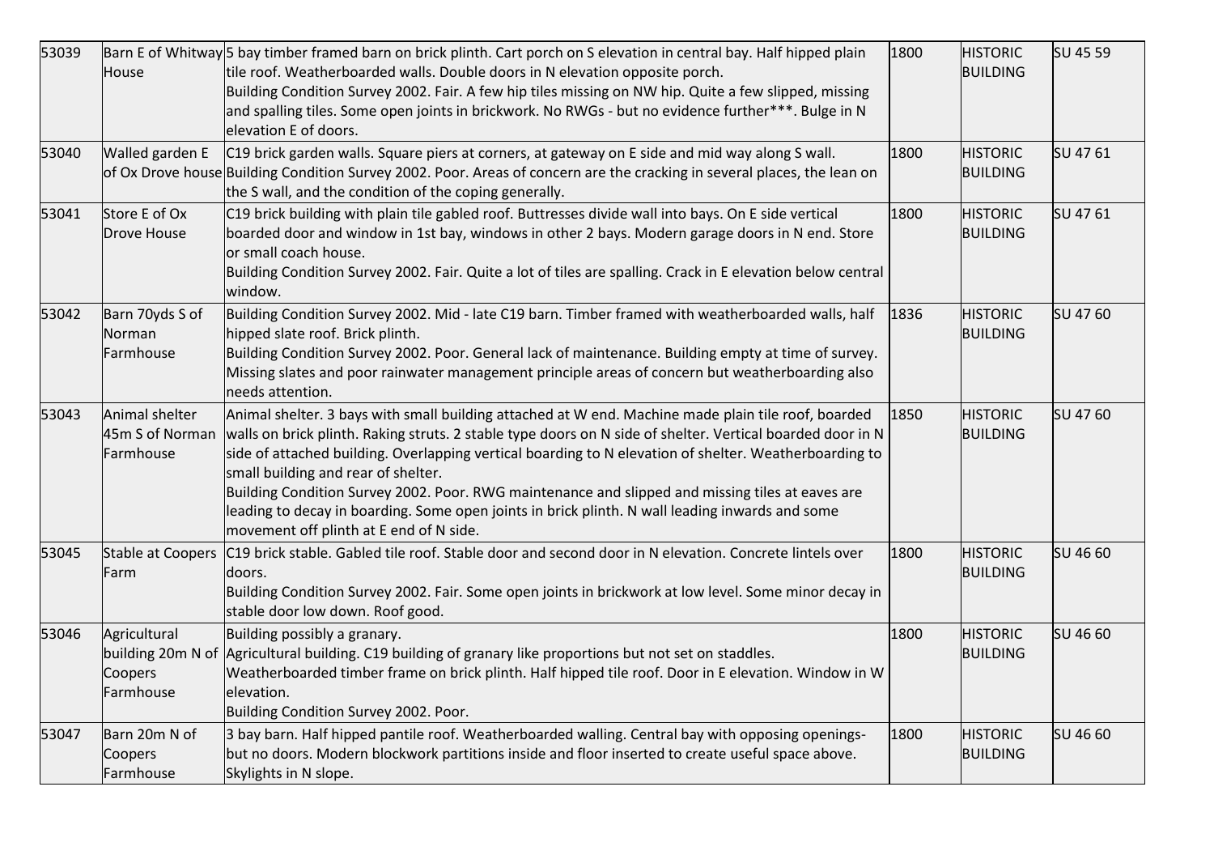| 53039 | Barn E of Whitway House | 5 bay timber framed barn on brick plinth. Cart porch on S elevation in central bay. Half hipped plain tile roof. Weatherboarded walls. Double doors in N elevation opposite porch.<br>Building Condition Survey 2002. Fair. A few hip tiles missing on NW hip. Quite a few slipped, missing and spalling tiles. Some open joints in brickwork. No RWGs - but no evidence further***. Bulge in N elevation E of doors. | 1800 | HISTORIC BUILDING | SU 45 59 |
|---|---|---|---|---|---|
| 53040 | Walled garden E of Ox Drove house | C19 brick garden walls. Square piers at corners, at gateway on E side and mid way along S wall.<br>Building Condition Survey 2002. Poor. Areas of concern are the cracking in several places, the lean on the S wall, and the condition of the coping generally. | 1800 | HISTORIC BUILDING | SU 47 61 |
| 53041 | Store E of Ox Drove House | C19 brick building with plain tile gabled roof. Buttresses divide wall into bays. On E side vertical boarded door and window in 1st bay, windows in other 2 bays. Modern garage doors in N end. Store or small coach house.<br>Building Condition Survey 2002. Fair. Quite a lot of tiles are spalling. Crack in E elevation below central window. | 1800 | HISTORIC BUILDING | SU 47 61 |
| 53042 | Barn 70yds S of Norman Farmhouse | Building Condition Survey 2002. Mid - late C19 barn. Timber framed with weatherboarded walls, half hipped slate roof. Brick plinth.<br>Building Condition Survey 2002. Poor. General lack of maintenance. Building empty at time of survey. Missing slates and poor rainwater management principle areas of concern but weatherboarding also needs attention. | 1836 | HISTORIC BUILDING | SU 47 60 |
| 53043 | Animal shelter 45m S of Norman Farmhouse | Animal shelter. 3 bays with small building attached at W end. Machine made plain tile roof, boarded walls on brick plinth. Raking struts. 2 stable type doors on N side of shelter. Vertical boarded door in N side of attached building. Overlapping vertical boarding to N elevation of shelter. Weatherboarding to small building and rear of shelter.<br>Building Condition Survey 2002. Poor. RWG maintenance and slipped and missing tiles at eaves are leading to decay in boarding. Some open joints in brick plinth. N wall leading inwards and some movement off plinth at E end of N side. | 1850 | HISTORIC BUILDING | SU 47 60 |
| 53045 | Stable at Coopers Farm | C19 brick stable. Gabled tile roof. Stable door and second door in N elevation. Concrete lintels over doors.<br>Building Condition Survey 2002. Fair. Some open joints in brickwork at low level. Some minor decay in stable door low down. Roof good. | 1800 | HISTORIC BUILDING | SU 46 60 |
| 53046 | Agricultural building 20m N of Coopers Farmhouse | Building possibly a granary.<br>Agricultural building. C19 building of granary like proportions but not set on staddles. Weatherboarded timber frame on brick plinth. Half hipped tile roof. Door in E elevation. Window in W elevation.<br>Building Condition Survey 2002. Poor. | 1800 | HISTORIC BUILDING | SU 46 60 |
| 53047 | Barn 20m N of Coopers Farmhouse | 3 bay barn. Half hipped pantile roof. Weatherboarded walling. Central bay with opposing openings- but no doors. Modern blockwork partitions inside and floor inserted to create useful space above. Skylights in N slope. | 1800 | HISTORIC BUILDING | SU 46 60 |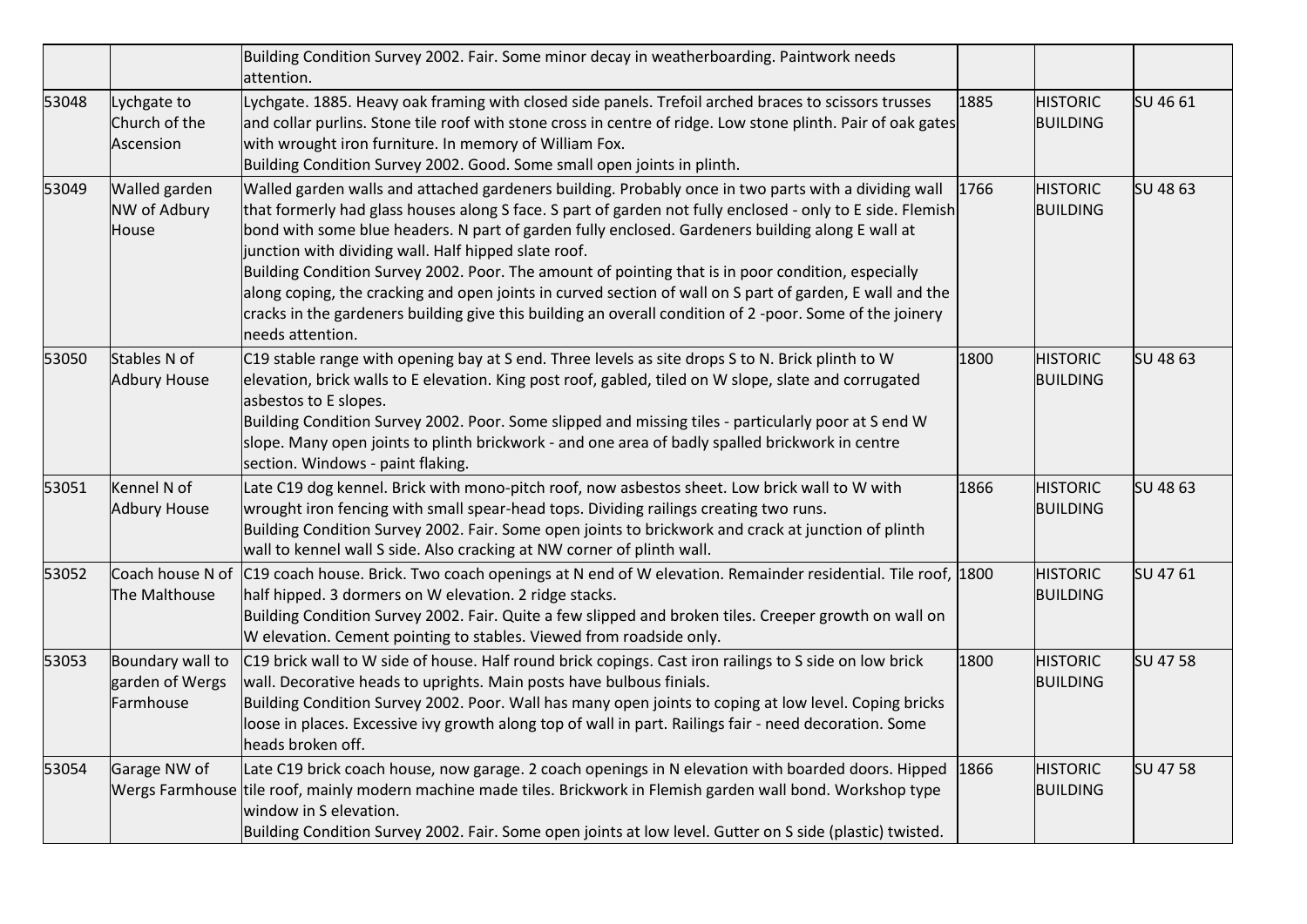| | | | | | |
|---|---|---|---|---|---|
| | | Building Condition Survey 2002. Fair. Some minor decay in weatherboarding. Paintwork needs attention. | | | |
| 53048 | Lychgate to Church of the Ascension | Lychgate. 1885. Heavy oak framing with closed side panels. Trefoil arched braces to scissors trusses and collar purlins. Stone tile roof with stone cross in centre of ridge. Low stone plinth. Pair of oak gates with wrought iron furniture. In memory of William Fox.<br>Building Condition Survey 2002. Good. Some small open joints in plinth. | 1885 | HISTORIC BUILDING | SU 46 61 |
| 53049 | Walled garden NW of Adbury House | Walled garden walls and attached gardeners building. Probably once in two parts with a dividing wall that formerly had glass houses along S face. S part of garden not fully enclosed - only to E side. Flemish bond with some blue headers. N part of garden fully enclosed. Gardeners building along E wall at junction with dividing wall. Half hipped slate roof.<br>Building Condition Survey 2002. Poor. The amount of pointing that is in poor condition, especially along coping, the cracking and open joints in curved section of wall on S part of garden, E wall and the cracks in the gardeners building give this building an overall condition of 2 -poor. Some of the joinery needs attention. | 1766 | HISTORIC BUILDING | SU 48 63 |
| 53050 | Stables N of Adbury House | C19 stable range with opening bay at S end. Three levels as site drops S to N. Brick plinth to W elevation, brick walls to E elevation. King post roof, gabled, tiled on W slope, slate and corrugated asbestos to E slopes.<br>Building Condition Survey 2002. Poor. Some slipped and missing tiles - particularly poor at S end W slope. Many open joints to plinth brickwork - and one area of badly spalled brickwork in centre section. Windows - paint flaking. | 1800 | HISTORIC BUILDING | SU 48 63 |
| 53051 | Kennel N of Adbury House | Late C19 dog kennel. Brick with mono-pitch roof, now asbestos sheet. Low brick wall to W with wrought iron fencing with small spear-head tops. Dividing railings creating two runs.<br>Building Condition Survey 2002. Fair. Some open joints to brickwork and crack at junction of plinth wall to kennel wall S side. Also cracking at NW corner of plinth wall. | 1866 | HISTORIC BUILDING | SU 48 63 |
| 53052 | Coach house N of The Malthouse | C19 coach house. Brick. Two coach openings at N end of W elevation. Remainder residential. Tile roof, half hipped. 3 dormers on W elevation. 2 ridge stacks.<br>Building Condition Survey 2002. Fair. Quite a few slipped and broken tiles. Creeper growth on wall on W elevation. Cement pointing to stables. Viewed from roadside only. | 1800 | HISTORIC BUILDING | SU 47 61 |
| 53053 | Boundary wall to garden of Wergs Farmhouse | C19 brick wall to W side of house. Half round brick copings. Cast iron railings to S side on low brick wall. Decorative heads to uprights. Main posts have bulbous finials.<br>Building Condition Survey 2002. Poor. Wall has many open joints to coping at low level. Coping bricks loose in places. Excessive ivy growth along top of wall in part. Railings fair - need decoration. Some heads broken off. | 1800 | HISTORIC BUILDING | SU 47 58 |
| 53054 | Garage NW of Wergs Farmhouse | Late C19 brick coach house, now garage. 2 coach openings in N elevation with boarded doors. Hipped tile roof, mainly modern machine made tiles. Brickwork in Flemish garden wall bond. Workshop type window in S elevation.<br>Building Condition Survey 2002. Fair. Some open joints at low level. Gutter on S side (plastic) twisted. | 1866 | HISTORIC BUILDING | SU 47 58 |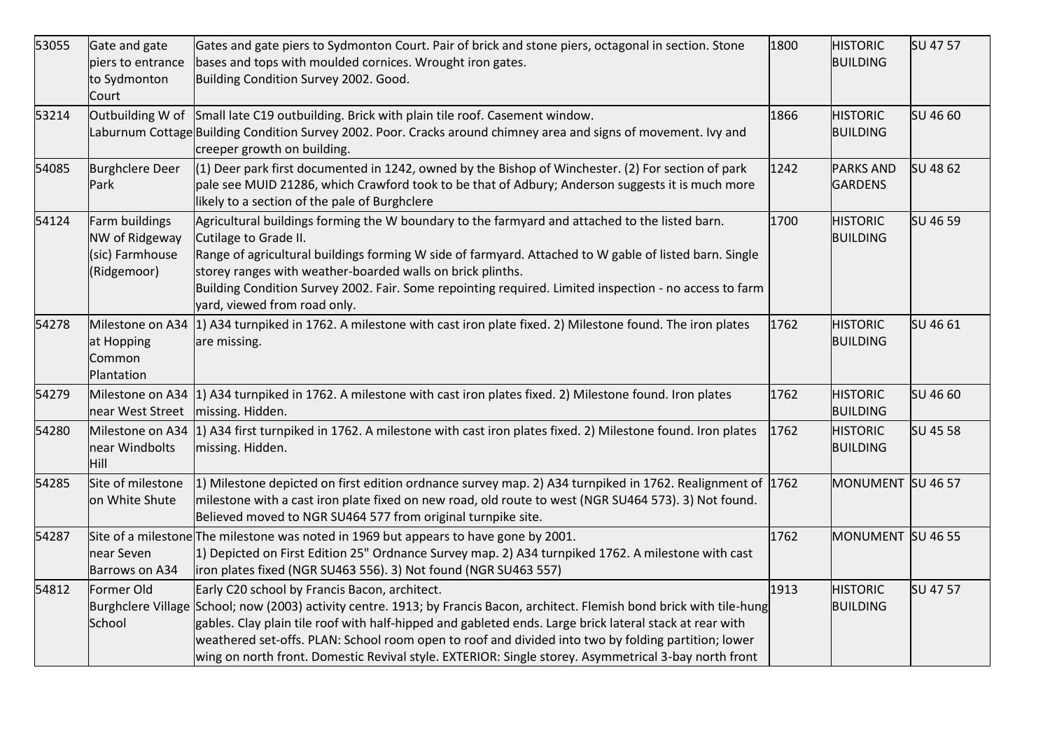| | | | | | |
|---|---|---|---|---|---|
| 53055 | Gate and gate piers to entrance to Sydmonton Court | Gates and gate piers to Sydmonton Court. Pair of brick and stone piers, octagonal in section. Stone bases and tops with moulded cornices. Wrought iron gates.<br>Building Condition Survey 2002. Good. | 1800 | HISTORIC BUILDING | SU 47 57 |
| 53214 | Outbuilding W of Laburnum Cottage | Small late C19 outbuilding. Brick with plain tile roof. Casement window.<br>Building Condition Survey 2002. Poor. Cracks around chimney area and signs of movement. Ivy and creeper growth on building. | 1866 | HISTORIC BUILDING | SU 46 60 |
| 54085 | Burghclere Deer Park | (1) Deer park first documented in 1242, owned by the Bishop of Winchester. (2) For section of park pale see MUID 21286, which Crawford took to be that of Adbury; Anderson suggests it is much more likely to a section of the pale of Burghclere | 1242 | PARKS AND GARDENS | SU 48 62 |
| 54124 | Farm buildings NW of Ridgeway (sic) Farmhouse (Ridgemoor) | Agricultural buildings forming the W boundary to the farmyard and attached to the listed barn. Cutilage to Grade II.<br>Range of agricultural buildings forming W side of farmyard. Attached to W gable of listed barn. Single storey ranges with weather-boarded walls on brick plinths.<br>Building Condition Survey 2002. Fair. Some repointing required. Limited inspection - no access to farm yard, viewed from road only. | 1700 | HISTORIC BUILDING | SU 46 59 |
| 54278 | Milestone on A34 at Hopping Common Plantation | 1) A34 turnpiked in 1762. A milestone with cast iron plate fixed. 2) Milestone found. The iron plates are missing. | 1762 | HISTORIC BUILDING | SU 46 61 |
| 54279 | Milestone on A34 near West Street | 1) A34 turnpiked in 1762. A milestone with cast iron plates fixed. 2) Milestone found. Iron plates missing. Hidden. | 1762 | HISTORIC BUILDING | SU 46 60 |
| 54280 | Milestone on A34 near Windbolts Hill | 1) A34 first turnpiked in 1762. A milestone with cast iron plates fixed. 2) Milestone found. Iron plates missing. Hidden. | 1762 | HISTORIC BUILDING | SU 45 58 |
| 54285 | Site of milestone on White Shute | 1) Milestone depicted on first edition ordnance survey map. 2) A34 turnpiked in 1762. Realignment of milestone with a cast iron plate fixed on new road, old route to west (NGR SU464 573). 3) Not found. Believed moved to NGR SU464 577 from original turnpike site. | 1762 | MONUMENT | SU 46 57 |
| 54287 | Site of a milestone near Seven Barrows on A34 | The milestone was noted in 1969 but appears to have gone by 2001.<br>1) Depicted on First Edition 25" Ordnance Survey map. 2) A34 turnpiked 1762. A milestone with cast iron plates fixed (NGR SU463 556). 3) Not found (NGR SU463 557) | 1762 | MONUMENT | SU 46 55 |
| 54812 | Former Old Burghclere Village School | Early C20 school by Francis Bacon, architect.<br>School; now (2003) activity centre. 1913; by Francis Bacon, architect. Flemish bond brick with tile-hung gables. Clay plain tile roof with half-hipped and gableted ends. Large brick lateral stack at rear with weathered set-offs. PLAN: School room open to roof and divided into two by folding partition; lower wing on north front. Domestic Revival style. EXTERIOR: Single storey. Asymmetrical 3-bay north front | 1913 | HISTORIC BUILDING | SU 47 57 |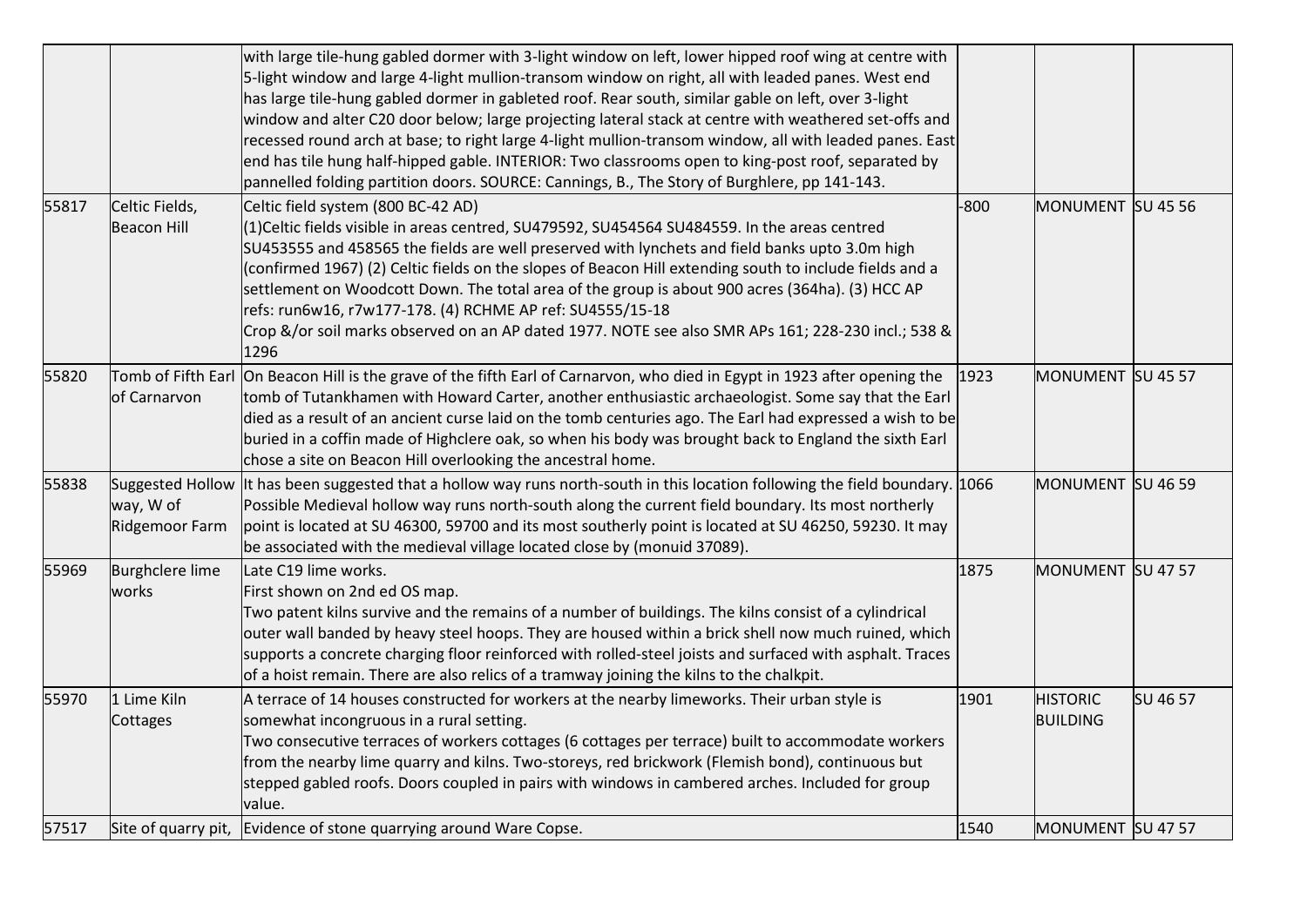| | | | | | |
|---|---|---|---|---|---|
| | | with large tile-hung gabled dormer with 3-light window on left, lower hipped roof wing at centre with 5-light window and large 4-light mullion-transom window on right, all with leaded panes. West end has large tile-hung gabled dormer in gableted roof. Rear south, similar gable on left, over 3-light window and alter C20 door below; large projecting lateral stack at centre with weathered set-offs and recessed round arch at base; to right large 4-light mullion-transom window, all with leaded panes. East end has tile hung half-hipped gable. INTERIOR: Two classrooms open to king-post roof, separated by pannelled folding partition doors. SOURCE: Cannings, B., The Story of Burghlere, pp 141-143. | | | |
| 55817 | Celtic Fields, Beacon Hill | Celtic field system (800 BC-42 AD)<br>(1)Celtic fields visible in areas centred, SU479592, SU454564 SU484559. In the areas centred SU453555 and 458565 the fields are well preserved with lynchets and field banks upto 3.0m high (confirmed 1967) (2) Celtic fields on the slopes of Beacon Hill extending south to include fields and a settlement on Woodcott Down. The total area of the group is about 900 acres (364ha). (3) HCC AP refs: run6w16, r7w177-178. (4) RCHME AP ref: SU4555/15-18<br>Crop &/or soil marks observed on an AP dated 1977. NOTE see also SMR APs 161; 228-230 incl.; 538 & 1296 | -800 | MONUMENT | SU 45 56 |
| 55820 | Tomb of Fifth Earl of Carnarvon | On Beacon Hill is the grave of the fifth Earl of Carnarvon, who died in Egypt in 1923 after opening the tomb of Tutankhamen with Howard Carter, another enthusiastic archaeologist. Some say that the Earl died as a result of an ancient curse laid on the tomb centuries ago. The Earl had expressed a wish to be buried in a coffin made of Highclere oak, so when his body was brought back to England the sixth Earl chose a site on Beacon Hill overlooking the ancestral home. | 1923 | MONUMENT | SU 45 57 |
| 55838 | Suggested Hollow way, W of Ridgemoor Farm | It has been suggested that a hollow way runs north-south in this location following the field boundary. Possible Medieval hollow way runs north-south along the current field boundary. Its most northerly point is located at SU 46300, 59700 and its most southerly point is located at SU 46250, 59230. It may be associated with the medieval village located close by (monuid 37089). | 1066 | MONUMENT | SU 46 59 |
| 55969 | Burghclere lime works | Late C19 lime works.<br>First shown on 2nd ed OS map.<br>Two patent kilns survive and the remains of a number of buildings. The kilns consist of a cylindrical outer wall banded by heavy steel hoops. They are housed within a brick shell now much ruined, which supports a concrete charging floor reinforced with rolled-steel joists and surfaced with asphalt. Traces of a hoist remain. There are also relics of a tramway joining the kilns to the chalkpit. | 1875 | MONUMENT | SU 47 57 |
| 55970 | 1 Lime Kiln Cottages | A terrace of 14 houses constructed for workers at the nearby limeworks. Their urban style is somewhat incongruous in a rural setting.<br>Two consecutive terraces of workers cottages (6 cottages per terrace) built to accommodate workers from the nearby lime quarry and kilns. Two-storeys, red brickwork (Flemish bond), continuous but stepped gabled roofs. Doors coupled in pairs with windows in cambered arches. Included for group value. | 1901 | HISTORIC BUILDING | SU 46 57 |
| 57517 | Site of quarry pit, | Evidence of stone quarrying around Ware Copse. | 1540 | MONUMENT | SU 47 57 |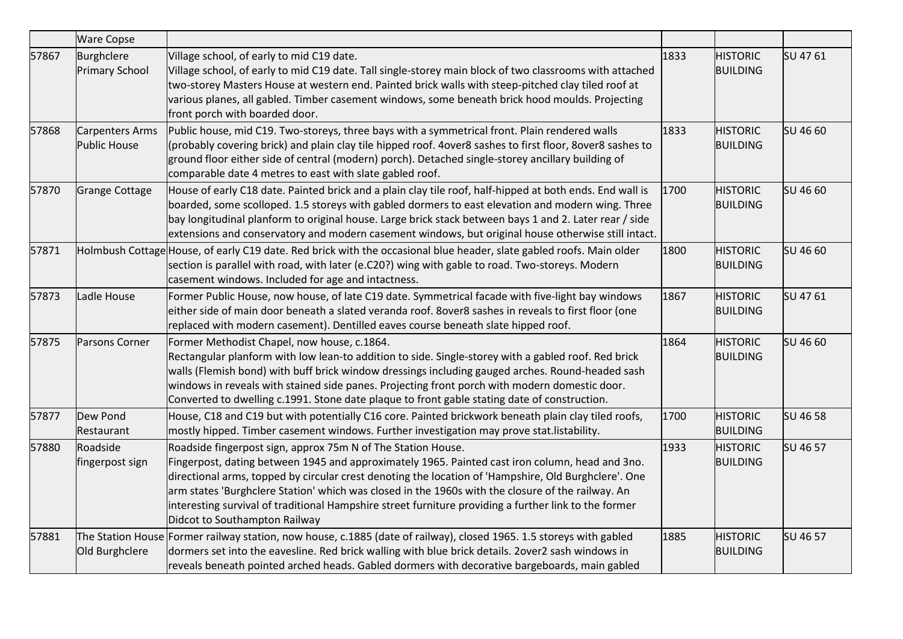|  | Ware Copse |  |  |  |  |
|---|---|---|---|---|---|
| 57867 | Burghclere Primary School | Village school, of early to mid C19 date. Village school, of early to mid C19 date. Tall single-storey main block of two classrooms with attached two-storey Masters House at western end. Painted brick walls with steep-pitched clay tiled roof at various planes, all gabled. Timber casement windows, some beneath brick hood moulds. Projecting front porch with boarded door. | 1833 | HISTORIC BUILDING | SU 47 61 |
| 57868 | Carpenters Arms Public House | Public house, mid C19. Two-storeys, three bays with a symmetrical front. Plain rendered walls (probably covering brick) and plain clay tile hipped roof. 4over8 sashes to first floor, 8over8 sashes to ground floor either side of central (modern) porch). Detached single-storey ancillary building of comparable date 4 metres to east with slate gabled roof. | 1833 | HISTORIC BUILDING | SU 46 60 |
| 57870 | Grange Cottage | House of early C18 date. Painted brick and a plain clay tile roof, half-hipped at both ends. End wall is boarded, some scolloped. 1.5 storeys with gabled dormers to east elevation and modern wing. Three bay longitudinal planform to original house. Large brick stack between bays 1 and 2. Later rear / side extensions and conservatory and modern casement windows, but original house otherwise still intact. | 1700 | HISTORIC BUILDING | SU 46 60 |
| 57871 | Holmbush Cottage | House, of early C19 date. Red brick with the occasional blue header, slate gabled roofs. Main older section is parallel with road, with later (e.C20?) wing with gable to road. Two-storeys. Modern casement windows. Included for age and intactness. | 1800 | HISTORIC BUILDING | SU 46 60 |
| 57873 | Ladle House | Former Public House, now house, of late C19 date. Symmetrical facade with five-light bay windows either side of main door beneath a slated veranda roof. 8over8 sashes in reveals to first floor (one replaced with modern casement). Dentilled eaves course beneath slate hipped roof. | 1867 | HISTORIC BUILDING | SU 47 61 |
| 57875 | Parsons Corner | Former Methodist Chapel, now house, c.1864. Rectangular planform with low lean-to addition to side. Single-storey with a gabled roof. Red brick walls (Flemish bond) with buff brick window dressings including gauged arches. Round-headed sash windows in reveals with stained side panes. Projecting front porch with modern domestic door. Converted to dwelling c.1991. Stone date plaque to front gable stating date of construction. | 1864 | HISTORIC BUILDING | SU 46 60 |
| 57877 | Dew Pond Restaurant | House, C18 and C19 but with potentially C16 core. Painted brickwork beneath plain clay tiled roofs, mostly hipped. Timber casement windows. Further investigation may prove stat.listability. | 1700 | HISTORIC BUILDING | SU 46 58 |
| 57880 | Roadside fingerpost sign | Roadside fingerpost sign, approx 75m N of The Station House. Fingerpost, dating between 1945 and approximately 1965. Painted cast iron column, head and 3no. directional arms, topped by circular crest denoting the location of 'Hampshire, Old Burghclere'. One arm states 'Burghclere Station' which was closed in the 1960s with the closure of the railway. An interesting survival of traditional Hampshire street furniture providing a further link to the former Didcot to Southampton Railway | 1933 | HISTORIC BUILDING | SU 46 57 |
| 57881 | The Station House Old Burghclere | Former railway station, now house, c.1885 (date of railway), closed 1965. 1.5 storeys with gabled dormers set into the eavesline. Red brick walling with blue brick details. 2over2 sash windows in reveals beneath pointed arched heads. Gabled dormers with decorative bargeboards, main gabled | 1885 | HISTORIC BUILDING | SU 46 57 |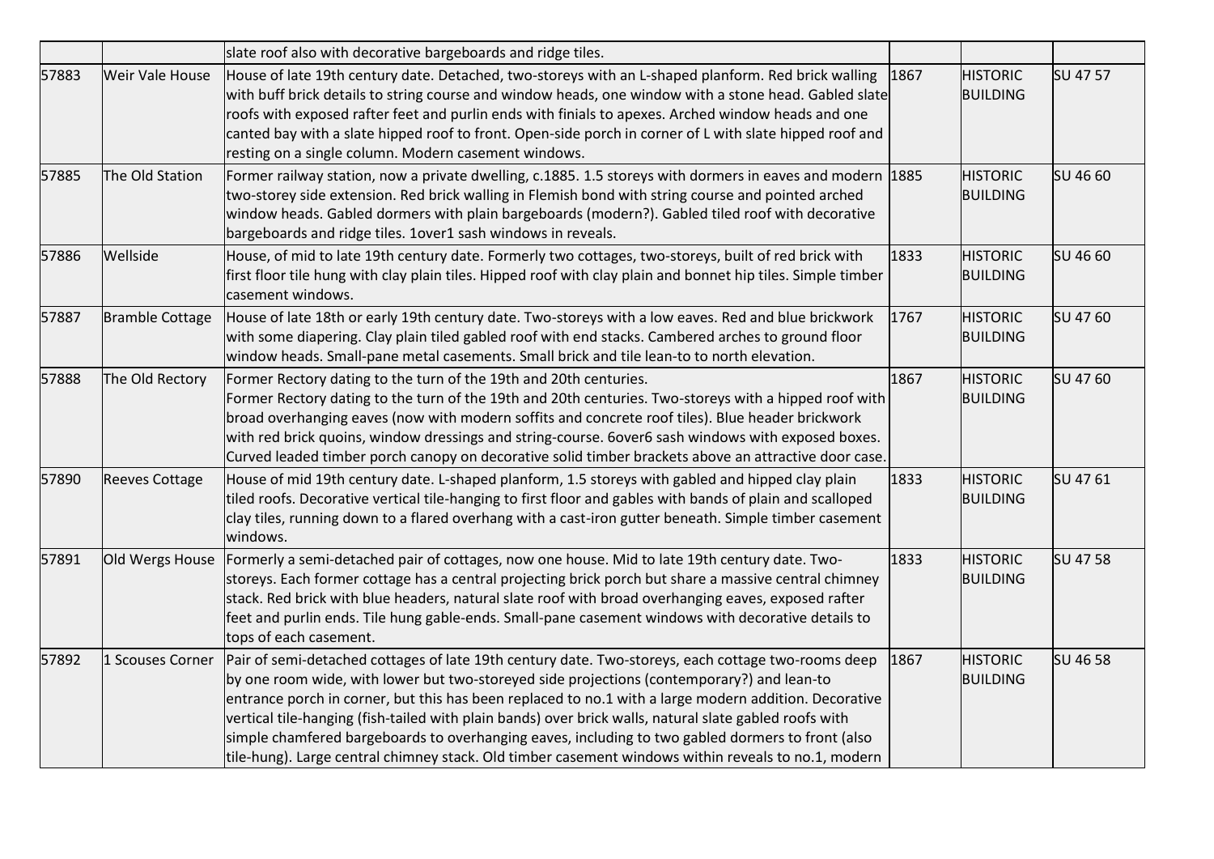|  |  | slate roof also with decorative bargeboards and ridge tiles. |  |  |  |
|---|---|---|---|---|---|
| 57883 | Weir Vale House | House of late 19th century date. Detached, two-storeys with an L-shaped planform. Red brick walling with buff brick details to string course and window heads, one window with a stone head. Gabled slate roofs with exposed rafter feet and purlin ends with finials to apexes. Arched window heads and one canted bay with a slate hipped roof to front. Open-side porch in corner of L with slate hipped roof and resting on a single column. Modern casement windows. | 1867 | HISTORIC BUILDING | SU 47 57 |
| 57885 | The Old Station | Former railway station, now a private dwelling, c.1885. 1.5 storeys with dormers in eaves and modern two-storey side extension. Red brick walling in Flemish bond with string course and pointed arched window heads. Gabled dormers with plain bargeboards (modern?). Gabled tiled roof with decorative bargeboards and ridge tiles. 1over1 sash windows in reveals. | 1885 | HISTORIC BUILDING | SU 46 60 |
| 57886 | Wellside | House, of mid to late 19th century date. Formerly two cottages, two-storeys, built of red brick with first floor tile hung with clay plain tiles. Hipped roof with clay plain and bonnet hip tiles. Simple timber casement windows. | 1833 | HISTORIC BUILDING | SU 46 60 |
| 57887 | Bramble Cottage | House of late 18th or early 19th century date. Two-storeys with a low eaves. Red and blue brickwork with some diapering. Clay plain tiled gabled roof with end stacks. Cambered arches to ground floor window heads. Small-pane metal casements. Small brick and tile lean-to to north elevation. | 1767 | HISTORIC BUILDING | SU 47 60 |
| 57888 | The Old Rectory | Former Rectory dating to the turn of the 19th and 20th centuries.<br>Former Rectory dating to the turn of the 19th and 20th centuries. Two-storeys with a hipped roof with broad overhanging eaves (now with modern soffits and concrete roof tiles). Blue header brickwork with red brick quoins, window dressings and string-course. 6over6 sash windows with exposed boxes. Curved leaded timber porch canopy on decorative solid timber brackets above an attractive door case. | 1867 | HISTORIC BUILDING | SU 47 60 |
| 57890 | Reeves Cottage | House of mid 19th century date. L-shaped planform, 1.5 storeys with gabled and hipped clay plain tiled roofs. Decorative vertical tile-hanging to first floor and gables with bands of plain and scalloped clay tiles, running down to a flared overhang with a cast-iron gutter beneath. Simple timber casement windows. | 1833 | HISTORIC BUILDING | SU 47 61 |
| 57891 | Old Wergs House | Formerly a semi-detached pair of cottages, now one house. Mid to late 19th century date. Two-storeys. Each former cottage has a central projecting brick porch but share a massive central chimney stack. Red brick with blue headers, natural slate roof with broad overhanging eaves, exposed rafter feet and purlin ends. Tile hung gable-ends. Small-pane casement windows with decorative details to tops of each casement. | 1833 | HISTORIC BUILDING | SU 47 58 |
| 57892 | 1 Scouses Corner | Pair of semi-detached cottages of late 19th century date. Two-storeys, each cottage two-rooms deep by one room wide, with lower but two-storeyed side projections (contemporary?) and lean-to entrance porch in corner, but this has been replaced to no.1 with a large modern addition. Decorative vertical tile-hanging (fish-tailed with plain bands) over brick walls, natural slate gabled roofs with simple chamfered bargeboards to overhanging eaves, including to two gabled dormers to front (also tile-hung). Large central chimney stack. Old timber casement windows within reveals to no.1, modern | 1867 | HISTORIC BUILDING | SU 46 58 |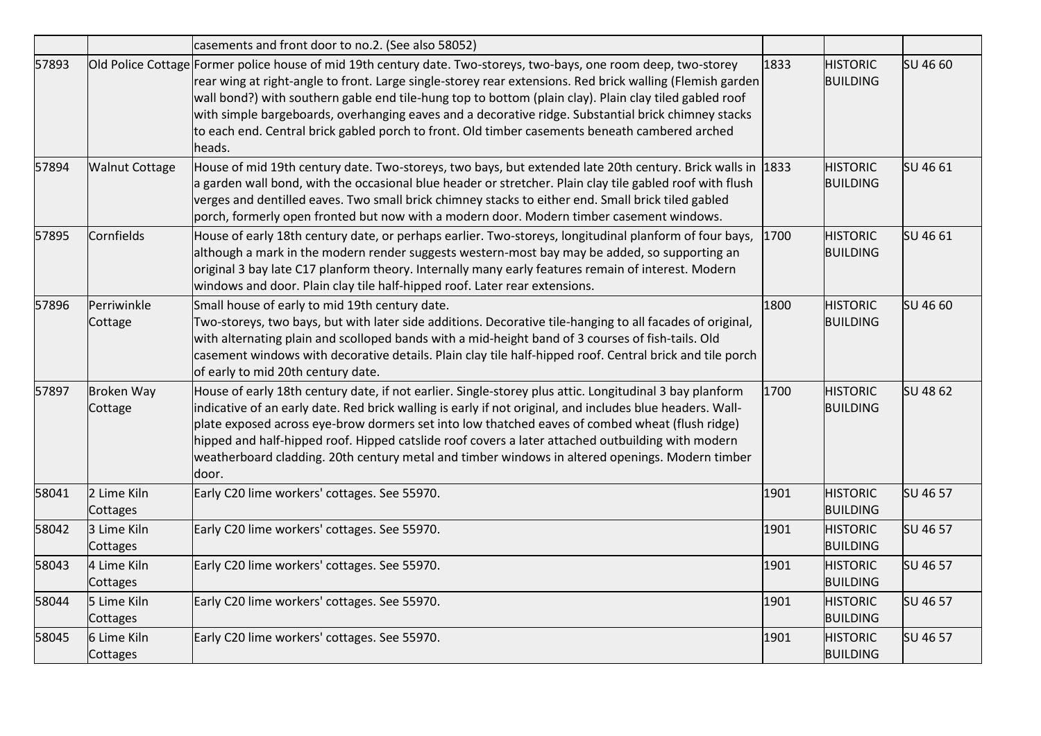| | | | | | |
|---|---|---|---|---|---|
| | | casements and front door to no.2. (See also 58052) | | | |
| 57893 | Old Police Cottage | Former police house of mid 19th century date. Two-storeys, two-bays, one room deep, two-storey rear wing at right-angle to front. Large single-storey rear extensions. Red brick walling (Flemish garden wall bond?) with southern gable end tile-hung top to bottom (plain clay). Plain clay tiled gabled roof with simple bargeboards, overhanging eaves and a decorative ridge. Substantial brick chimney stacks to each end. Central brick gabled porch to front. Old timber casements beneath cambered arched heads. | 1833 | HISTORIC BUILDING | SU 46 60 |
| 57894 | Walnut Cottage | House of mid 19th century date. Two-storeys, two bays, but extended late 20th century. Brick walls in a garden wall bond, with the occasional blue header or stretcher. Plain clay tile gabled roof with flush verges and dentilled eaves. Two small brick chimney stacks to either end. Small brick tiled gabled porch, formerly open fronted but now with a modern door. Modern timber casement windows. | 1833 | HISTORIC BUILDING | SU 46 61 |
| 57895 | Cornfields | House of early 18th century date, or perhaps earlier. Two-storeys, longitudinal planform of four bays, although a mark in the modern render suggests western-most bay may be added, so supporting an original 3 bay late C17 planform theory. Internally many early features remain of interest. Modern windows and door. Plain clay tile half-hipped roof. Later rear extensions. | 1700 | HISTORIC BUILDING | SU 46 61 |
| 57896 | Perriwinkle Cottage | Small house of early to mid 19th century date.<br>Two-storeys, two bays, but with later side additions. Decorative tile-hanging to all facades of original, with alternating plain and scolloped bands with a mid-height band of 3 courses of fish-tails. Old casement windows with decorative details. Plain clay tile half-hipped roof. Central brick and tile porch of early to mid 20th century date. | 1800 | HISTORIC BUILDING | SU 46 60 |
| 57897 | Broken Way Cottage | House of early 18th century date, if not earlier. Single-storey plus attic. Longitudinal 3 bay planform indicative of an early date. Red brick walling is early if not original, and includes blue headers. Wall-plate exposed across eye-brow dormers set into low thatched eaves of combed wheat (flush ridge) hipped and half-hipped roof. Hipped catslide roof covers a later attached outbuilding with modern weatherboard cladding. 20th century metal and timber windows in altered openings. Modern timber door. | 1700 | HISTORIC BUILDING | SU 48 62 |
| 58041 | 2 Lime Kiln Cottages | Early C20 lime workers' cottages. See 55970. | 1901 | HISTORIC BUILDING | SU 46 57 |
| 58042 | 3 Lime Kiln Cottages | Early C20 lime workers' cottages. See 55970. | 1901 | HISTORIC BUILDING | SU 46 57 |
| 58043 | 4 Lime Kiln Cottages | Early C20 lime workers' cottages. See 55970. | 1901 | HISTORIC BUILDING | SU 46 57 |
| 58044 | 5 Lime Kiln Cottages | Early C20 lime workers' cottages. See 55970. | 1901 | HISTORIC BUILDING | SU 46 57 |
| 58045 | 6 Lime Kiln Cottages | Early C20 lime workers' cottages. See 55970. | 1901 | HISTORIC BUILDING | SU 46 57 |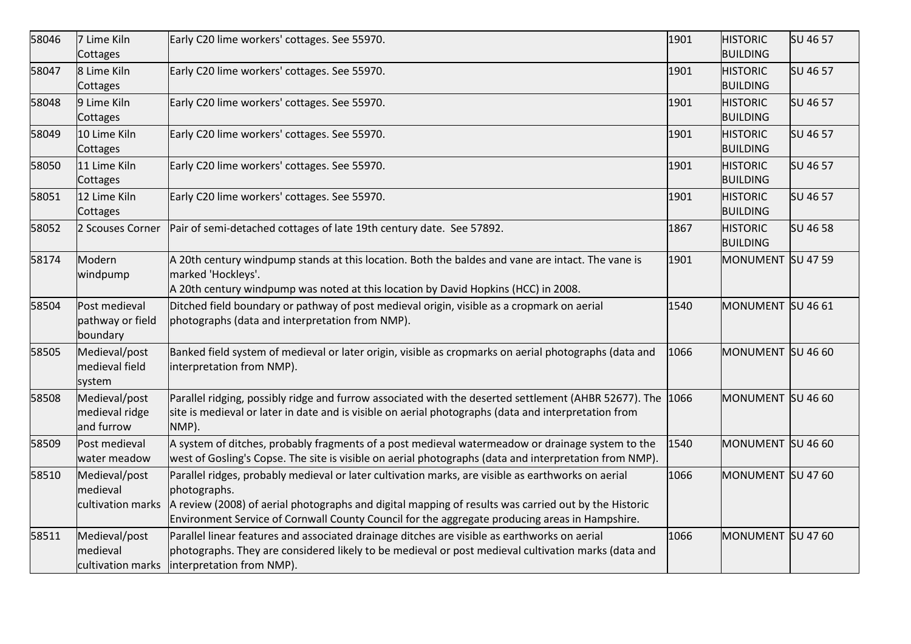| 58046 | 7 Lime Kiln Cottages | Early C20 lime workers' cottages. See 55970. | 1901 | HISTORIC BUILDING | SU 46 57 |
|---|---|---|---|---|---|
| 58047 | 8 Lime Kiln Cottages | Early C20 lime workers' cottages. See 55970. | 1901 | HISTORIC BUILDING | SU 46 57 |
| 58048 | 9 Lime Kiln Cottages | Early C20 lime workers' cottages. See 55970. | 1901 | HISTORIC BUILDING | SU 46 57 |
| 58049 | 10 Lime Kiln Cottages | Early C20 lime workers' cottages. See 55970. | 1901 | HISTORIC BUILDING | SU 46 57 |
| 58050 | 11 Lime Kiln Cottages | Early C20 lime workers' cottages. See 55970. | 1901 | HISTORIC BUILDING | SU 46 57 |
| 58051 | 12 Lime Kiln Cottages | Early C20 lime workers' cottages. See 55970. | 1901 | HISTORIC BUILDING | SU 46 57 |
| 58052 | 2 Scouses Corner | Pair of semi-detached cottages of late 19th century date. See 57892. | 1867 | HISTORIC BUILDING | SU 46 58 |
| 58174 | Modern windpump | A 20th century windpump stands at this location. Both the baldes and vane are intact. The vane is marked 'Hockleys'.<br>A 20th century windpump was noted at this location by David Hopkins (HCC) in 2008. | 1901 | MONUMENT | SU 47 59 |
| 58504 | Post medieval pathway or field boundary | Ditched field boundary or pathway of post medieval origin, visible as a cropmark on aerial photographs (data and interpretation from NMP). | 1540 | MONUMENT | SU 46 61 |
| 58505 | Medieval/post medieval field system | Banked field system of medieval or later origin, visible as cropmarks on aerial photographs (data and interpretation from NMP). | 1066 | MONUMENT | SU 46 60 |
| 58508 | Medieval/post medieval ridge and furrow | Parallel ridging, possibly ridge and furrow associated with the deserted settlement (AHBR 52677). The site is medieval or later in date and is visible on aerial photographs (data and interpretation from NMP). | 1066 | MONUMENT | SU 46 60 |
| 58509 | Post medieval water meadow | A system of ditches, probably fragments of a post medieval watermeadow or drainage system to the west of Gosling's Copse. The site is visible on aerial photographs (data and interpretation from NMP). | 1540 | MONUMENT | SU 46 60 |
| 58510 | Medieval/post medieval cultivation marks | Parallel ridges, probably medieval or later cultivation marks, are visible as earthworks on aerial photographs.<br>A review (2008) of aerial photographs and digital mapping of results was carried out by the Historic Environment Service of Cornwall County Council for the aggregate producing areas in Hampshire. | 1066 | MONUMENT | SU 47 60 |
| 58511 | Medieval/post medieval cultivation marks | Parallel linear features and associated drainage ditches are visible as earthworks on aerial photographs. They are considered likely to be medieval or post medieval cultivation marks (data and interpretation from NMP). | 1066 | MONUMENT | SU 47 60 |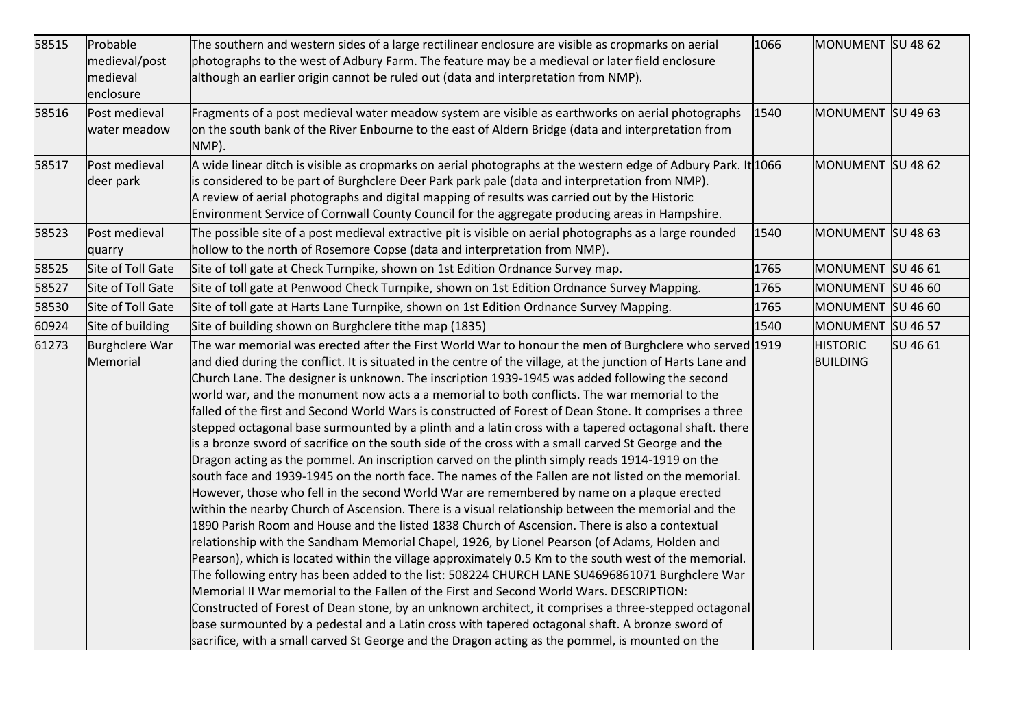| 58515 | Probable medieval/post medieval enclosure | The southern and western sides of a large rectilinear enclosure are visible as cropmarks on aerial photographs to the west of Adbury Farm. The feature may be a medieval or later field enclosure although an earlier origin cannot be ruled out (data and interpretation from NMP). | 1066 | MONUMENT | SU 48 62 |
|---|---|---|---|---|---|
| 58516 | Post medieval water meadow | Fragments of a post medieval water meadow system are visible as earthworks on aerial photographs on the south bank of the River Enbourne to the east of Aldern Bridge (data and interpretation from NMP). | 1540 | MONUMENT | SU 49 63 |
| 58517 | Post medieval deer park | A wide linear ditch is visible as cropmarks on aerial photographs at the western edge of Adbury Park. It is considered to be part of Burghclere Deer Park park pale (data and interpretation from NMP). A review of aerial photographs and digital mapping of results was carried out by the Historic Environment Service of Cornwall County Council for the aggregate producing areas in Hampshire. | 1066 | MONUMENT | SU 48 62 |
| 58523 | Post medieval quarry | The possible site of a post medieval extractive pit is visible on aerial photographs as a large rounded hollow to the north of Rosemore Copse (data and interpretation from NMP). | 1540 | MONUMENT | SU 48 63 |
| 58525 | Site of Toll Gate | Site of toll gate at Check Turnpike, shown on 1st Edition Ordnance Survey map. | 1765 | MONUMENT | SU 46 61 |
| 58527 | Site of Toll Gate | Site of toll gate at Penwood Check Turnpike, shown on 1st Edition Ordnance Survey Mapping. | 1765 | MONUMENT | SU 46 60 |
| 58530 | Site of Toll Gate | Site of toll gate at Harts Lane Turnpike, shown on 1st Edition Ordnance Survey Mapping. | 1765 | MONUMENT | SU 46 60 |
| 60924 | Site of building | Site of building shown on Burghclere tithe map (1835) | 1540 | MONUMENT | SU 46 57 |
| 61273 | Burghclere War Memorial | The war memorial was erected after the First World War to honour the men of Burghclere who served and died during the conflict. It is situated in the centre of the village, at the junction of Harts Lane and Church Lane. The designer is unknown. The inscription 1939-1945 was added following the second world war, and the monument now acts a a memorial to both conflicts. The war memorial to the falled of the first and Second World Wars is constructed of Forest of Dean Stone. It comprises a three stepped octagonal base surmounted by a plinth and a latin cross with a tapered octagonal shaft. there is a bronze sword of sacrifice on the south side of the cross with a small carved St George and the Dragon acting as the pommel. An inscription carved on the plinth simply reads 1914-1919 on the south face and 1939-1945 on the north face. The names of the Fallen are not listed on the memorial. However, those who fell in the second World War are remembered by name on a plaque erected within the nearby Church of Ascension. There is a visual relationship between the memorial and the 1890 Parish Room and House and the listed 1838 Church of Ascension. There is also a contextual relationship with the Sandham Memorial Chapel, 1926, by Lionel Pearson (of Adams, Holden and Pearson), which is located within the village approximately 0.5 Km to the south west of the memorial. The following entry has been added to the list: 508224 CHURCH LANE SU4696861071 Burghclere War Memorial II War memorial to the Fallen of the First and Second World Wars. DESCRIPTION: Constructed of Forest of Dean stone, by an unknown architect, it comprises a three-stepped octagonal base surmounted by a pedestal and a Latin cross with tapered octagonal shaft. A bronze sword of sacrifice, with a small carved St George and the Dragon acting as the pommel, is mounted on the | 1919 | HISTORIC BUILDING | SU 46 61 |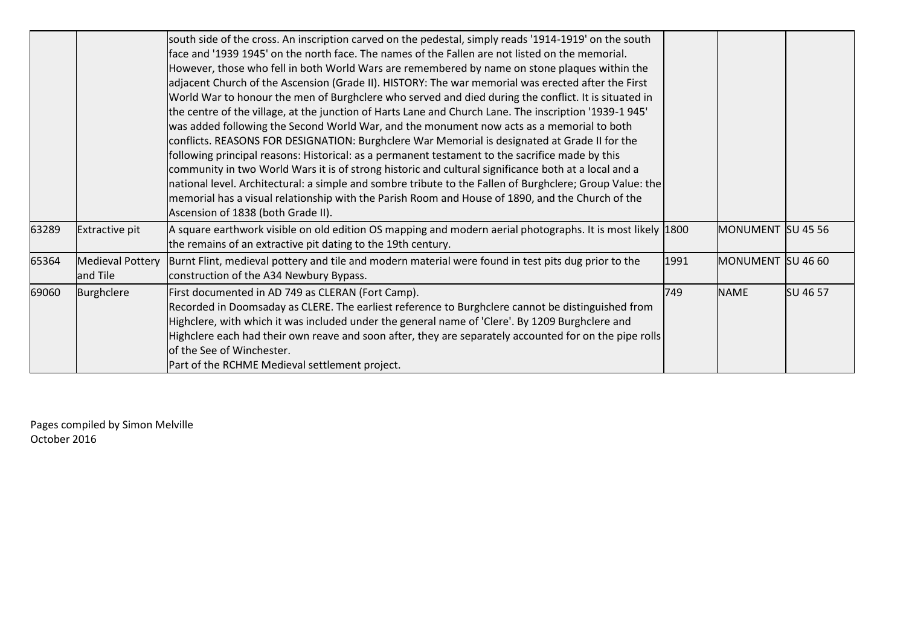| | | | | | |
|---|---|---|---|---|---|
| | | south side of the cross. An inscription carved on the pedestal, simply reads '1914-1919' on the south face and '1939 1945' on the north face. The names of the Fallen are not listed on the memorial. However, those who fell in both World Wars are remembered by name on stone plaques within the adjacent Church of the Ascension (Grade II). HISTORY: The war memorial was erected after the First World War to honour the men of Burghclere who served and died during the conflict. It is situated in the centre of the village, at the junction of Harts Lane and Church Lane. The inscription '1939-1 945' was added following the Second World War, and the monument now acts as a memorial to both conflicts. REASONS FOR DESIGNATION: Burghclere War Memorial is designated at Grade II for the following principal reasons: Historical: as a permanent testament to the sacrifice made by this community in two World Wars it is of strong historic and cultural significance both at a local and a national level. Architectural: a simple and sombre tribute to the Fallen of Burghclere; Group Value: the memorial has a visual relationship with the Parish Room and House of 1890, and the Church of the Ascension of 1838 (both Grade II). | | | |
| 63289 | Extractive pit | A square earthwork visible on old edition OS mapping and modern aerial photographs. It is most likely the remains of an extractive pit dating to the 19th century. | 1800 | MONUMENT | SU 45 56 |
| 65364 | Medieval Pottery and Tile | Burnt Flint, medieval pottery and tile and modern material were found in test pits dug prior to the construction of the A34 Newbury Bypass. | 1991 | MONUMENT | SU 46 60 |
| 69060 | Burghclere | First documented in AD 749 as CLERAN (Fort Camp).<br>Recorded in Doomsaday as CLERE. The earliest reference to Burghclere cannot be distinguished from Highclere, with which it was included under the general name of 'Clere'. By 1209 Burghclere and Highclere each had their own reave and soon after, they are separately accounted for on the pipe rolls of the See of Winchester.<br>Part of the RCHME Medieval settlement project. | 749 | NAME | SU 46 57 |

Pages compiled by Simon Melville
October 2016